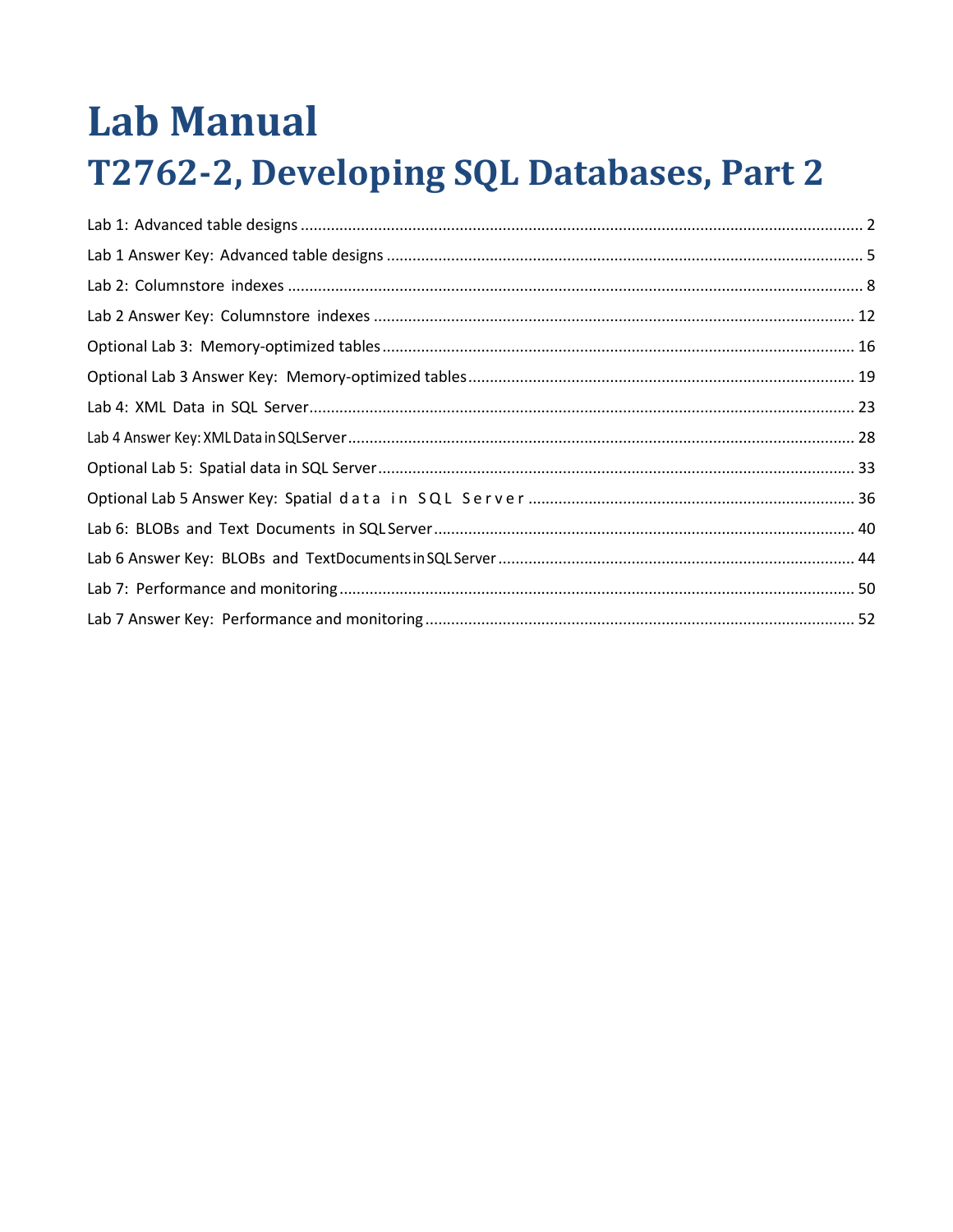# Lab Manual

## T2762-2, Developing SQL Databases, Part 2

Lab 1: Advanced table designs .......... 2

Lab 1 Answer Key: Advanced table designs .......... 5

Lab 2: Columnstore indexes .......... 8

Lab 2 Answer Key: Columnstore indexes .......... 12

Optional Lab 3: Memory-optimized tables .......... 16

Optional Lab 3 Answer Key: Memory-optimized tables .......... 19

Lab 4: XML Data in SQL Server .......... 23

Lab 4 Answer Key: XML Data in SQLServer .......... 28

Optional Lab 5: Spatial data in SQL Server .......... 33

Optional Lab 5 Answer Key: Spatial data in SQL Server .......... 36

Lab 6: BLOBs and Text Documents in SQL Server .......... 40

Lab 6 Answer Key: BLOBs and TextDocuments in SQL Server .......... 44

Lab 7: Performance and monitoring .......... 50

Lab 7 Answer Key: Performance and monitoring .......... 52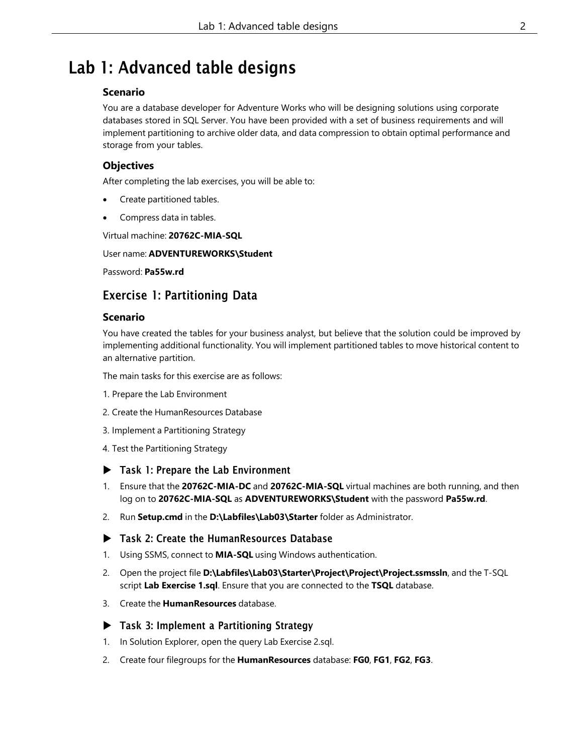# Lab 1: Advanced table designs

### Scenario

You are a database developer for Adventure Works who will be designing solutions using corporate databases stored in SQL Server. You have been provided with a set of business requirements and will implement partitioning to archive older data, and data compression to obtain optimal performance and storage from your tables.

### Objectives

After completing the lab exercises, you will be able to:

- Create partitioned tables.
- Compress data in tables.

Virtual machine: **20762C-MIA-SQL**

User name: **ADVENTUREWORKS\Student**

Password: **Pa55w.rd**

## Exercise 1: Partitioning Data

### Scenario

You have created the tables for your business analyst, but believe that the solution could be improved by implementing additional functionality. You will implement partitioned tables to move historical content to an alternative partition.

The main tasks for this exercise are as follows:

1. Prepare the Lab Environment
2. Create the HumanResources Database
3. Implement a Partitioning Strategy
4. Test the Partitioning Strategy

### ▶ Task 1: Prepare the Lab Environment

1. Ensure that the **20762C-MIA-DC** and **20762C-MIA-SQL** virtual machines are both running, and then log on to **20762C-MIA-SQL** as **ADVENTUREWORKS\Student** with the password **Pa55w.rd**.
2. Run **Setup.cmd** in the **D:\Labfiles\Lab03\Starter** folder as Administrator.

### ▶ Task 2: Create the HumanResources Database

1. Using SSMS, connect to **MIA-SQL** using Windows authentication.
2. Open the project file **D:\Labfiles\Lab03\Starter\Project\Project\Project.ssmssln**, and the T-SQL script **Lab Exercise 1.sql**. Ensure that you are connected to the **TSQL** database.
3. Create the **HumanResources** database.

### ▶ Task 3: Implement a Partitioning Strategy

1. In Solution Explorer, open the query Lab Exercise 2.sql.
2. Create four filegroups for the **HumanResources** database: **FG0**, **FG1**, **FG2**, **FG3**.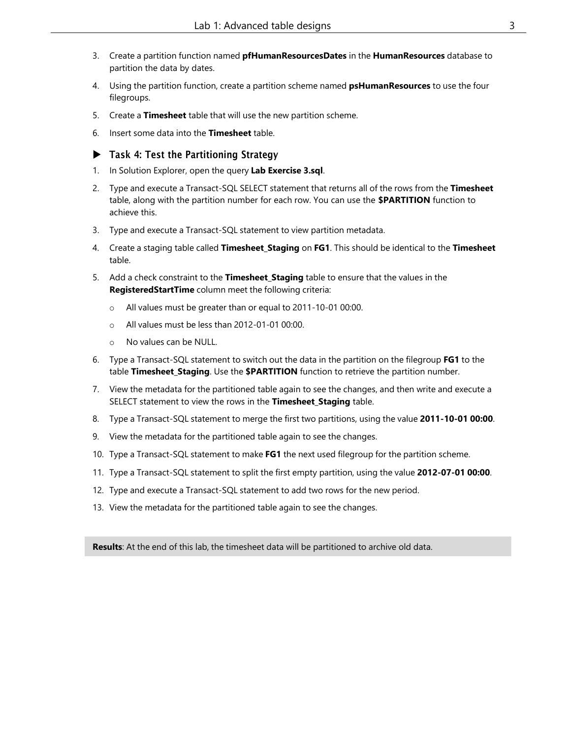3. Create a partition function named **pfHumanResourcesDates** in the **HumanResources** database to partition the data by dates.
4. Using the partition function, create a partition scheme named **psHumanResources** to use the four filegroups.
5. Create a **Timesheet** table that will use the new partition scheme.
6. Insert some data into the **Timesheet** table.

### ▶ Task 4: Test the Partitioning Strategy

1. In Solution Explorer, open the query **Lab Exercise 3.sql**.
2. Type and execute a Transact-SQL SELECT statement that returns all of the rows from the **Timesheet** table, along with the partition number for each row. You can use the **$PARTITION** function to achieve this.
3. Type and execute a Transact-SQL statement to view partition metadata.
4. Create a staging table called **Timesheet_Staging** on **FG1**. This should be identical to the **Timesheet** table.
5. Add a check constraint to the **Timesheet_Staging** table to ensure that the values in the **RegisteredStartTime** column meet the following criteria:
   - All values must be greater than or equal to 2011-10-01 00:00.
   - All values must be less than 2012-01-01 00:00.
   - No values can be NULL.
6. Type a Transact-SQL statement to switch out the data in the partition on the filegroup **FG1** to the table **Timesheet_Staging**. Use the **$PARTITION** function to retrieve the partition number.
7. View the metadata for the partitioned table again to see the changes, and then write and execute a SELECT statement to view the rows in the **Timesheet_Staging** table.
8. Type a Transact-SQL statement to merge the first two partitions, using the value **2011-10-01 00:00**.
9. View the metadata for the partitioned table again to see the changes.
10. Type a Transact-SQL statement to make **FG1** the next used filegroup for the partition scheme.
11. Type a Transact-SQL statement to split the first empty partition, using the value **2012-07-01 00:00**.
12. Type and execute a Transact-SQL statement to add two rows for the new period.
13. View the metadata for the partitioned table again to see the changes.

**Results**: At the end of this lab, the timesheet data will be partitioned to archive old data.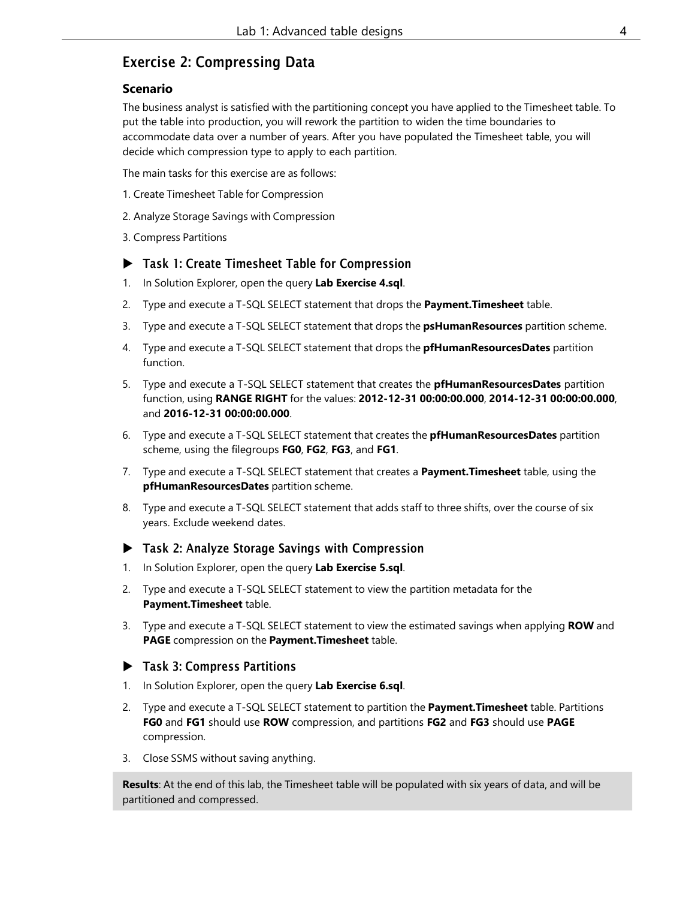## Exercise 2: Compressing Data

### Scenario

The business analyst is satisfied with the partitioning concept you have applied to the Timesheet table. To put the table into production, you will rework the partition to widen the time boundaries to accommodate data over a number of years. After you have populated the Timesheet table, you will decide which compression type to apply to each partition.

The main tasks for this exercise are as follows:

1. Create Timesheet Table for Compression

2. Analyze Storage Savings with Compression

3. Compress Partitions

### ▶ Task 1: Create Timesheet Table for Compression

1. In Solution Explorer, open the query **Lab Exercise 4.sql**.
2. Type and execute a T-SQL SELECT statement that drops the **Payment.Timesheet** table.
3. Type and execute a T-SQL SELECT statement that drops the **psHumanResources** partition scheme.
4. Type and execute a T-SQL SELECT statement that drops the **pfHumanResourcesDates** partition function.
5. Type and execute a T-SQL SELECT statement that creates the **pfHumanResourcesDates** partition function, using **RANGE RIGHT** for the values: **2012-12-31 00:00:00.000**, **2014-12-31 00:00:00.000**, and **2016-12-31 00:00:00.000**.
6. Type and execute a T-SQL SELECT statement that creates the **pfHumanResourcesDates** partition scheme, using the filegroups **FG0**, **FG2**, **FG3**, and **FG1**.
7. Type and execute a T-SQL SELECT statement that creates a **Payment.Timesheet** table, using the **pfHumanResourcesDates** partition scheme.
8. Type and execute a T-SQL SELECT statement that adds staff to three shifts, over the course of six years. Exclude weekend dates.

### ▶ Task 2: Analyze Storage Savings with Compression

1. In Solution Explorer, open the query **Lab Exercise 5.sql**.
2. Type and execute a T-SQL SELECT statement to view the partition metadata for the **Payment.Timesheet** table.
3. Type and execute a T-SQL SELECT statement to view the estimated savings when applying **ROW** and **PAGE** compression on the **Payment.Timesheet** table.

### ▶ Task 3: Compress Partitions

1. In Solution Explorer, open the query **Lab Exercise 6.sql**.
2. Type and execute a T-SQL SELECT statement to partition the **Payment.Timesheet** table. Partitions **FG0** and **FG1** should use **ROW** compression, and partitions **FG2** and **FG3** should use **PAGE** compression.
3. Close SSMS without saving anything.

**Results**: At the end of this lab, the Timesheet table will be populated with six years of data, and will be partitioned and compressed.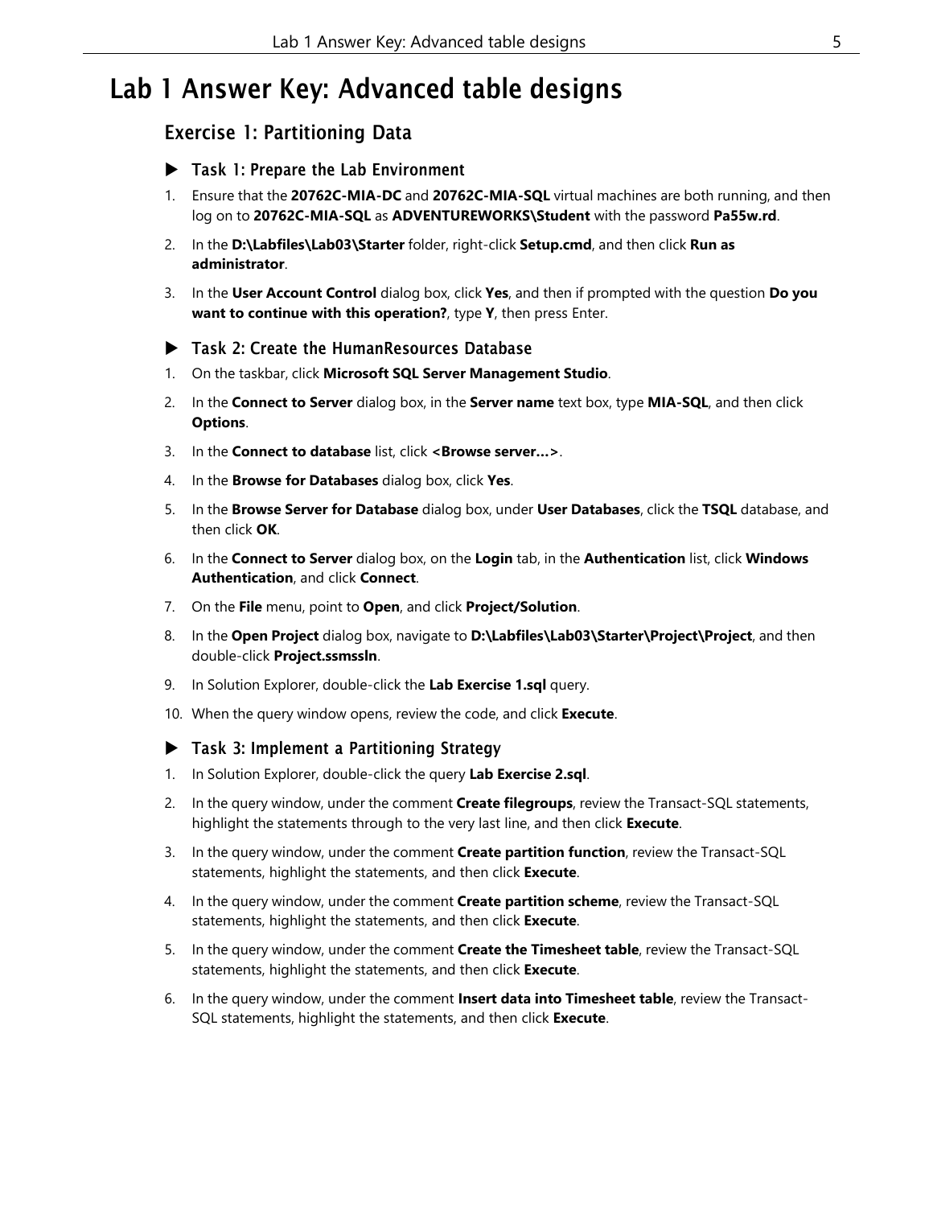# Lab 1 Answer Key: Advanced table designs

## Exercise 1: Partitioning Data

### ▶ Task 1: Prepare the Lab Environment

1. Ensure that the **20762C-MIA-DC** and **20762C-MIA-SQL** virtual machines are both running, and then log on to **20762C-MIA-SQL** as **ADVENTUREWORKS\Student** with the password **Pa55w.rd**.
2. In the **D:\Labfiles\Lab03\Starter** folder, right-click **Setup.cmd**, and then click **Run as administrator**.
3. In the **User Account Control** dialog box, click **Yes**, and then if prompted with the question **Do you want to continue with this operation?**, type **Y**, then press Enter.

### ▶ Task 2: Create the HumanResources Database

1. On the taskbar, click **Microsoft SQL Server Management Studio**.
2. In the **Connect to Server** dialog box, in the **Server name** text box, type **MIA-SQL**, and then click **Options**.
3. In the **Connect to database** list, click **<Browse server…>**.
4. In the **Browse for Databases** dialog box, click **Yes**.
5. In the **Browse Server for Database** dialog box, under **User Databases**, click the **TSQL** database, and then click **OK**.
6. In the **Connect to Server** dialog box, on the **Login** tab, in the **Authentication** list, click **Windows Authentication**, and click **Connect**.
7. On the **File** menu, point to **Open**, and click **Project/Solution**.
8. In the **Open Project** dialog box, navigate to **D:\Labfiles\Lab03\Starter\Project\Project**, and then double-click **Project.ssmssln**.
9. In Solution Explorer, double-click the **Lab Exercise 1.sql** query.
10. When the query window opens, review the code, and click **Execute**.

### ▶ Task 3: Implement a Partitioning Strategy

1. In Solution Explorer, double-click the query **Lab Exercise 2.sql**.
2. In the query window, under the comment **Create filegroups**, review the Transact-SQL statements, highlight the statements through to the very last line, and then click **Execute**.
3. In the query window, under the comment **Create partition function**, review the Transact-SQL statements, highlight the statements, and then click **Execute**.
4. In the query window, under the comment **Create partition scheme**, review the Transact-SQL statements, highlight the statements, and then click **Execute**.
5. In the query window, under the comment **Create the Timesheet table**, review the Transact-SQL statements, highlight the statements, and then click **Execute**.
6. In the query window, under the comment **Insert data into Timesheet table**, review the Transact-SQL statements, highlight the statements, and then click **Execute**.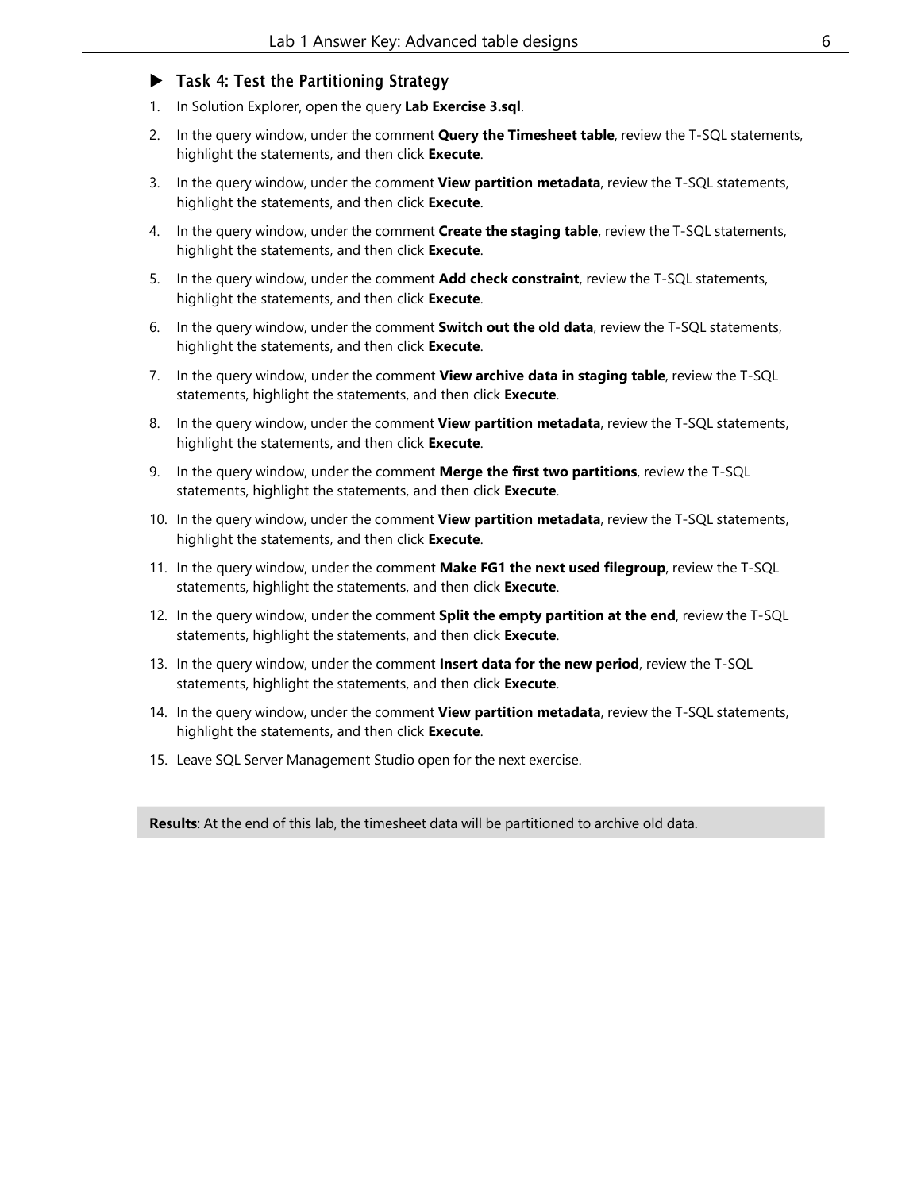### ▶ Task 4: Test the Partitioning Strategy

1. In Solution Explorer, open the query **Lab Exercise 3.sql**.
2. In the query window, under the comment **Query the Timesheet table**, review the T-SQL statements, highlight the statements, and then click **Execute**.
3. In the query window, under the comment **View partition metadata**, review the T-SQL statements, highlight the statements, and then click **Execute**.
4. In the query window, under the comment **Create the staging table**, review the T-SQL statements, highlight the statements, and then click **Execute**.
5. In the query window, under the comment **Add check constraint**, review the T-SQL statements, highlight the statements, and then click **Execute**.
6. In the query window, under the comment **Switch out the old data**, review the T-SQL statements, highlight the statements, and then click **Execute**.
7. In the query window, under the comment **View archive data in staging table**, review the T-SQL statements, highlight the statements, and then click **Execute**.
8. In the query window, under the comment **View partition metadata**, review the T-SQL statements, highlight the statements, and then click **Execute**.
9. In the query window, under the comment **Merge the first two partitions**, review the T-SQL statements, highlight the statements, and then click **Execute**.
10. In the query window, under the comment **View partition metadata**, review the T-SQL statements, highlight the statements, and then click **Execute**.
11. In the query window, under the comment **Make FG1 the next used filegroup**, review the T-SQL statements, highlight the statements, and then click **Execute**.
12. In the query window, under the comment **Split the empty partition at the end**, review the T-SQL statements, highlight the statements, and then click **Execute**.
13. In the query window, under the comment **Insert data for the new period**, review the T-SQL statements, highlight the statements, and then click **Execute**.
14. In the query window, under the comment **View partition metadata**, review the T-SQL statements, highlight the statements, and then click **Execute**.
15. Leave SQL Server Management Studio open for the next exercise.

**Results**: At the end of this lab, the timesheet data will be partitioned to archive old data.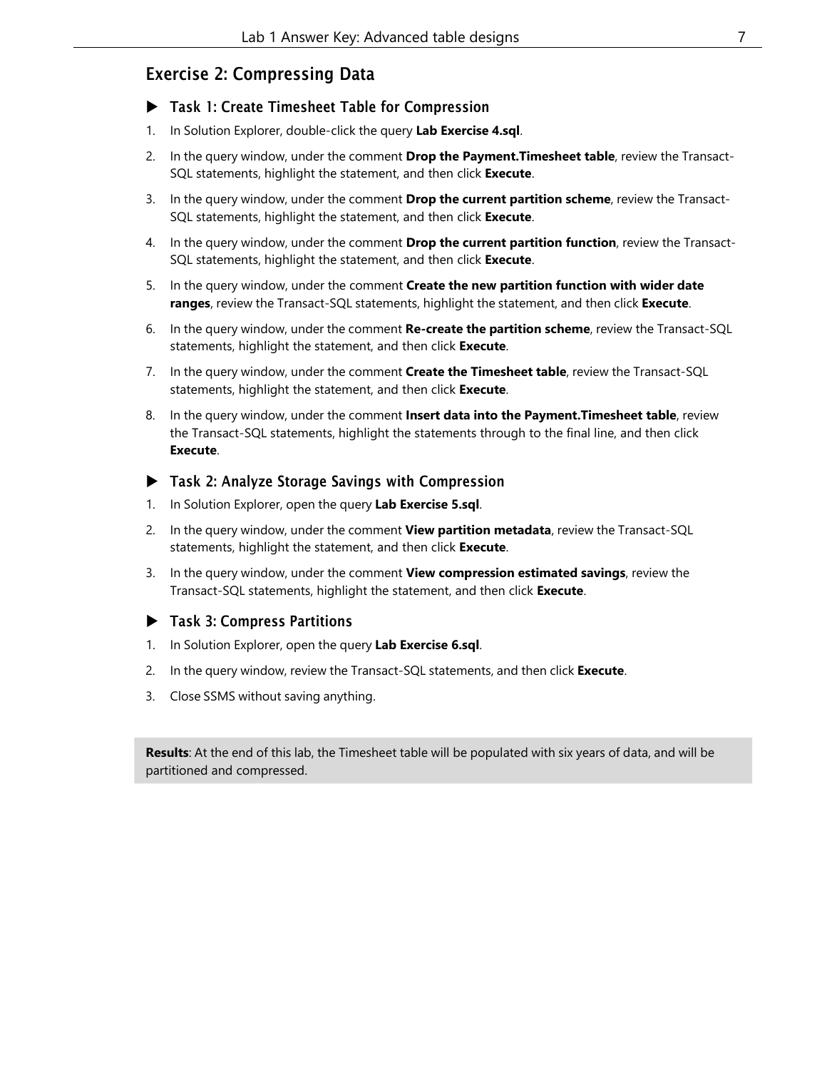## Exercise 2: Compressing Data

### ▶ Task 1: Create Timesheet Table for Compression

1. In Solution Explorer, double-click the query **Lab Exercise 4.sql**.
2. In the query window, under the comment **Drop the Payment.Timesheet table**, review the Transact-SQL statements, highlight the statement, and then click **Execute**.
3. In the query window, under the comment **Drop the current partition scheme**, review the Transact-SQL statements, highlight the statement, and then click **Execute**.
4. In the query window, under the comment **Drop the current partition function**, review the Transact-SQL statements, highlight the statement, and then click **Execute**.
5. In the query window, under the comment **Create the new partition function with wider date ranges**, review the Transact-SQL statements, highlight the statement, and then click **Execute**.
6. In the query window, under the comment **Re-create the partition scheme**, review the Transact-SQL statements, highlight the statement, and then click **Execute**.
7. In the query window, under the comment **Create the Timesheet table**, review the Transact-SQL statements, highlight the statement, and then click **Execute**.
8. In the query window, under the comment **Insert data into the Payment.Timesheet table**, review the Transact-SQL statements, highlight the statements through to the final line, and then click **Execute**.

### ▶ Task 2: Analyze Storage Savings with Compression

1. In Solution Explorer, open the query **Lab Exercise 5.sql**.
2. In the query window, under the comment **View partition metadata**, review the Transact-SQL statements, highlight the statement, and then click **Execute**.
3. In the query window, under the comment **View compression estimated savings**, review the Transact-SQL statements, highlight the statement, and then click **Execute**.

### ▶ Task 3: Compress Partitions

1. In Solution Explorer, open the query **Lab Exercise 6.sql**.
2. In the query window, review the Transact-SQL statements, and then click **Execute**.
3. Close SSMS without saving anything.

**Results**: At the end of this lab, the Timesheet table will be populated with six years of data, and will be partitioned and compressed.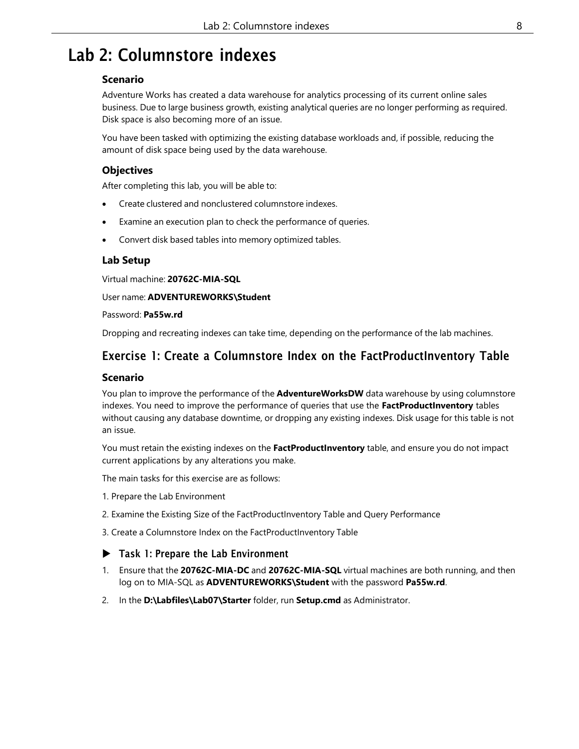# Lab 2: Columnstore indexes

### Scenario

Adventure Works has created a data warehouse for analytics processing of its current online sales business. Due to large business growth, existing analytical queries are no longer performing as required. Disk space is also becoming more of an issue.

You have been tasked with optimizing the existing database workloads and, if possible, reducing the amount of disk space being used by the data warehouse.

### Objectives

After completing this lab, you will be able to:

- Create clustered and nonclustered columnstore indexes.
- Examine an execution plan to check the performance of queries.
- Convert disk based tables into memory optimized tables.

### Lab Setup

Virtual machine: **20762C-MIA-SQL**

User name: **ADVENTUREWORKS\Student**

Password: **Pa55w.rd**

Dropping and recreating indexes can take time, depending on the performance of the lab machines.

## Exercise 1: Create a Columnstore Index on the FactProductInventory Table

### Scenario

You plan to improve the performance of the **AdventureWorksDW** data warehouse by using columnstore indexes. You need to improve the performance of queries that use the **FactProductInventory** tables without causing any database downtime, or dropping any existing indexes. Disk usage for this table is not an issue.

You must retain the existing indexes on the **FactProductInventory** table, and ensure you do not impact current applications by any alterations you make.

The main tasks for this exercise are as follows:

1. Prepare the Lab Environment

2. Examine the Existing Size of the FactProductInventory Table and Query Performance

3. Create a Columnstore Index on the FactProductInventory Table

### ▶ Task 1: Prepare the Lab Environment

1. Ensure that the **20762C-MIA-DC** and **20762C-MIA-SQL** virtual machines are both running, and then log on to MIA-SQL as **ADVENTUREWORKS\Student** with the password **Pa55w.rd**.
2. In the **D:\Labfiles\Lab07\Starter** folder, run **Setup.cmd** as Administrator.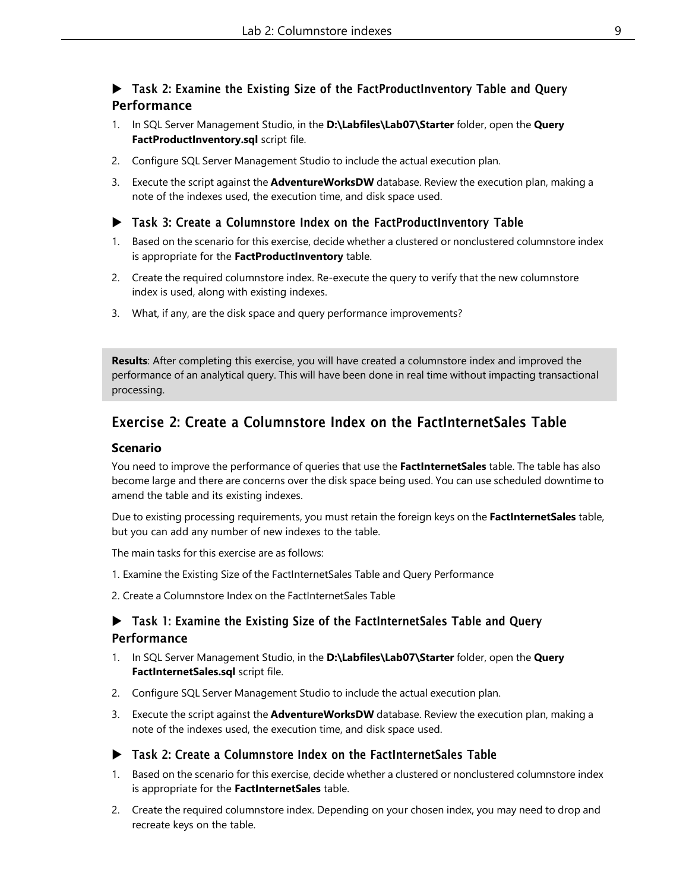### ▶ Task 2: Examine the Existing Size of the FactProductInventory Table and Query Performance

1. In SQL Server Management Studio, in the **D:\Labfiles\Lab07\Starter** folder, open the **Query FactProductInventory.sql** script file.
2. Configure SQL Server Management Studio to include the actual execution plan.
3. Execute the script against the **AdventureWorksDW** database. Review the execution plan, making a note of the indexes used, the execution time, and disk space used.

### ▶ Task 3: Create a Columnstore Index on the FactProductInventory Table

1. Based on the scenario for this exercise, decide whether a clustered or nonclustered columnstore index is appropriate for the **FactProductInventory** table.
2. Create the required columnstore index. Re-execute the query to verify that the new columnstore index is used, along with existing indexes.
3. What, if any, are the disk space and query performance improvements?

**Results**: After completing this exercise, you will have created a columnstore index and improved the performance of an analytical query. This will have been done in real time without impacting transactional processing.

## Exercise 2: Create a Columnstore Index on the FactInternetSales Table

#### Scenario

You need to improve the performance of queries that use the **FactInternetSales** table. The table has also become large and there are concerns over the disk space being used. You can use scheduled downtime to amend the table and its existing indexes.

Due to existing processing requirements, you must retain the foreign keys on the **FactInternetSales** table, but you can add any number of new indexes to the table.

The main tasks for this exercise are as follows:

1. Examine the Existing Size of the FactInternetSales Table and Query Performance

2. Create a Columnstore Index on the FactInternetSales Table

### ▶ Task 1: Examine the Existing Size of the FactInternetSales Table and Query Performance

1. In SQL Server Management Studio, in the **D:\Labfiles\Lab07\Starter** folder, open the **Query FactInternetSales.sql** script file.
2. Configure SQL Server Management Studio to include the actual execution plan.
3. Execute the script against the **AdventureWorksDW** database. Review the execution plan, making a note of the indexes used, the execution time, and disk space used.

### ▶ Task 2: Create a Columnstore Index on the FactInternetSales Table

1. Based on the scenario for this exercise, decide whether a clustered or nonclustered columnstore index is appropriate for the **FactInternetSales** table.
2. Create the required columnstore index. Depending on your chosen index, you may need to drop and recreate keys on the table.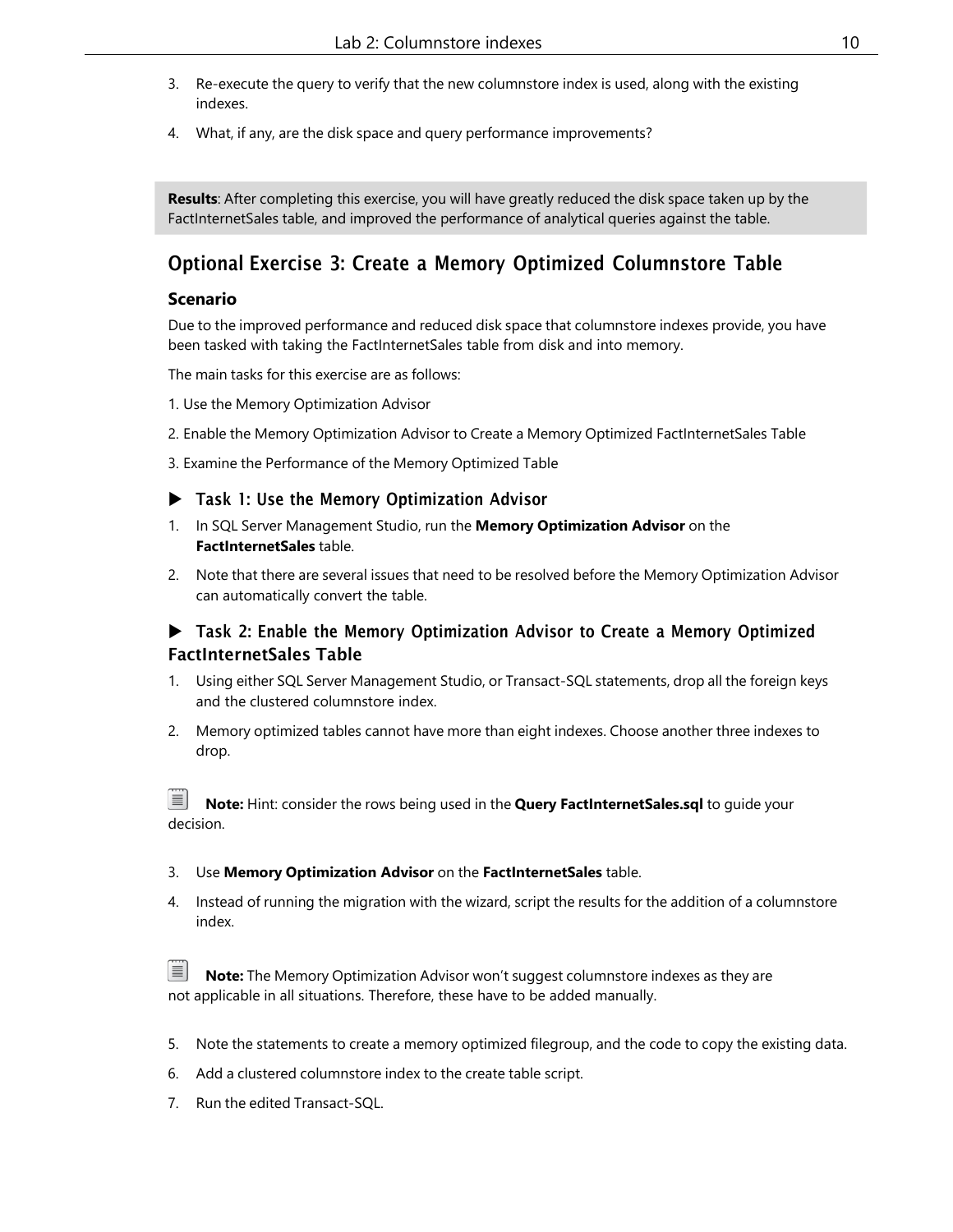3. Re-execute the query to verify that the new columnstore index is used, along with the existing indexes.

4. What, if any, are the disk space and query performance improvements?

**Results**: After completing this exercise, you will have greatly reduced the disk space taken up by the FactInternetSales table, and improved the performance of analytical queries against the table.

## Optional Exercise 3: Create a Memory Optimized Columnstore Table

### Scenario

Due to the improved performance and reduced disk space that columnstore indexes provide, you have been tasked with taking the FactInternetSales table from disk and into memory.

The main tasks for this exercise are as follows:

1. Use the Memory Optimization Advisor

2. Enable the Memory Optimization Advisor to Create a Memory Optimized FactInternetSales Table

3. Examine the Performance of the Memory Optimized Table

### ▶ Task 1: Use the Memory Optimization Advisor

1. In SQL Server Management Studio, run the **Memory Optimization Advisor** on the **FactInternetSales** table.
2. Note that there are several issues that need to be resolved before the Memory Optimization Advisor can automatically convert the table.

### ▶ Task 2: Enable the Memory Optimization Advisor to Create a Memory Optimized FactInternetSales Table

1. Using either SQL Server Management Studio, or Transact-SQL statements, drop all the foreign keys and the clustered columnstore index.
2. Memory optimized tables cannot have more than eight indexes. Choose another three indexes to drop.

**Note:** Hint: consider the rows being used in the **Query FactInternetSales.sql** to guide your decision.

3. Use **Memory Optimization Advisor** on the **FactInternetSales** table.
4. Instead of running the migration with the wizard, script the results for the addition of a columnstore index.

**Note:** The Memory Optimization Advisor won't suggest columnstore indexes as they are not applicable in all situations. Therefore, these have to be added manually.

5. Note the statements to create a memory optimized filegroup, and the code to copy the existing data.
6. Add a clustered columnstore index to the create table script.
7. Run the edited Transact-SQL.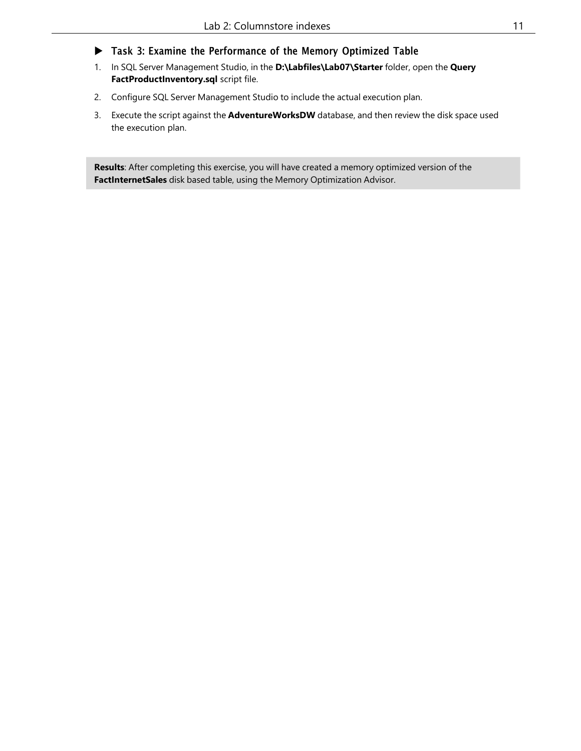### ▶ Task 3: Examine the Performance of the Memory Optimized Table

1. In SQL Server Management Studio, in the **D:\Labfiles\Lab07\Starter** folder, open the **Query FactProductInventory.sql** script file.
2. Configure SQL Server Management Studio to include the actual execution plan.
3. Execute the script against the **AdventureWorksDW** database, and then review the disk space used the execution plan.

**Results**: After completing this exercise, you will have created a memory optimized version of the **FactInternetSales** disk based table, using the Memory Optimization Advisor.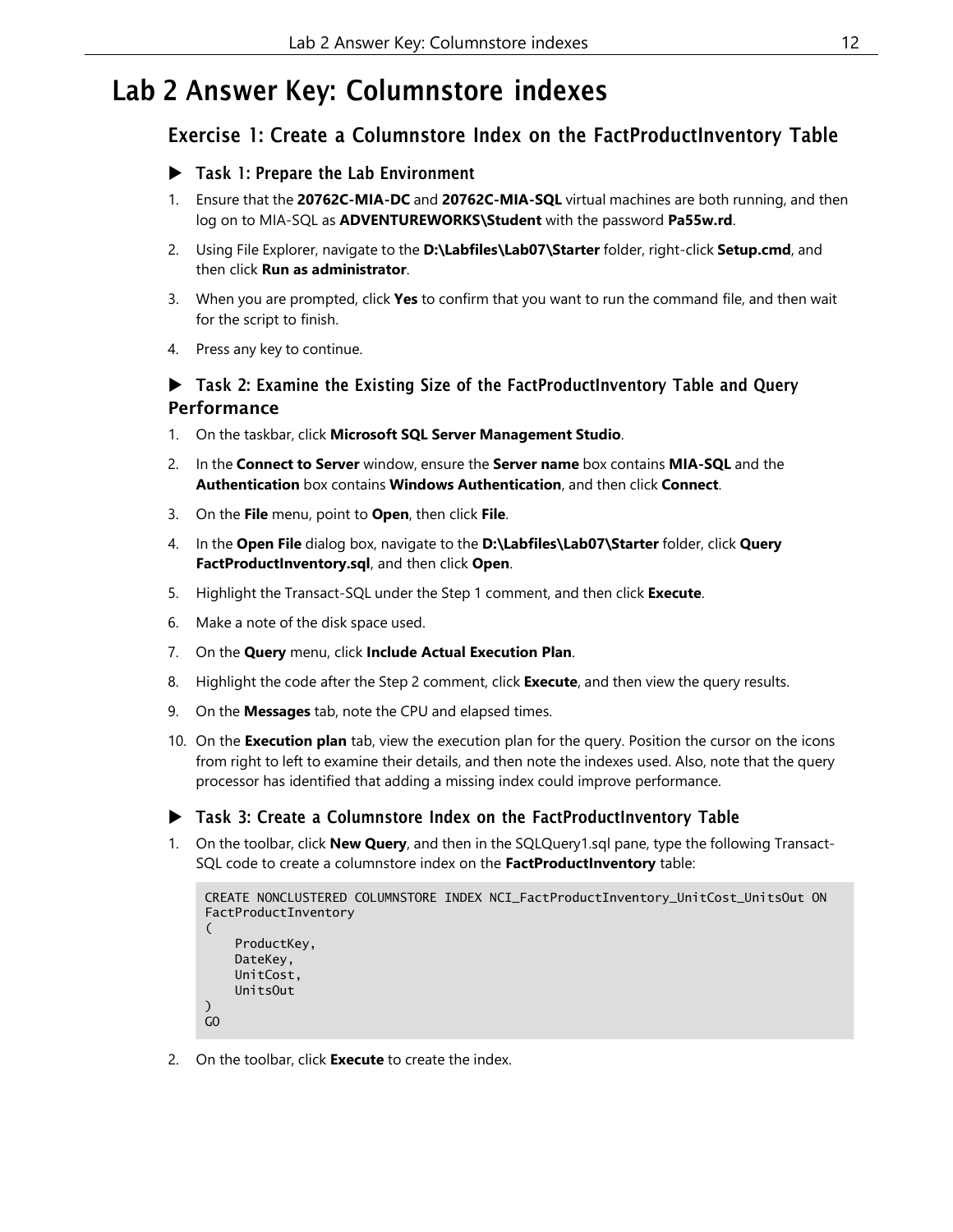# Lab 2 Answer Key: Columnstore indexes

## Exercise 1: Create a Columnstore Index on the FactProductInventory Table

### ▶ Task 1: Prepare the Lab Environment

1. Ensure that the **20762C-MIA-DC** and **20762C-MIA-SQL** virtual machines are both running, and then log on to MIA-SQL as **ADVENTUREWORKS\Student** with the password **Pa55w.rd**.
2. Using File Explorer, navigate to the **D:\Labfiles\Lab07\Starter** folder, right-click **Setup.cmd**, and then click **Run as administrator**.
3. When you are prompted, click **Yes** to confirm that you want to run the command file, and then wait for the script to finish.
4. Press any key to continue.

### ▶ Task 2: Examine the Existing Size of the FactProductInventory Table and Query Performance

1. On the taskbar, click **Microsoft SQL Server Management Studio**.
2. In the **Connect to Server** window, ensure the **Server name** box contains **MIA-SQL** and the **Authentication** box contains **Windows Authentication**, and then click **Connect**.
3. On the **File** menu, point to **Open**, then click **File**.
4. In the **Open File** dialog box, navigate to the **D:\Labfiles\Lab07\Starter** folder, click **Query FactProductInventory.sql**, and then click **Open**.
5. Highlight the Transact-SQL under the Step 1 comment, and then click **Execute**.
6. Make a note of the disk space used.
7. On the **Query** menu, click **Include Actual Execution Plan**.
8. Highlight the code after the Step 2 comment, click **Execute**, and then view the query results.
9. On the **Messages** tab, note the CPU and elapsed times.
10. On the **Execution plan** tab, view the execution plan for the query. Position the cursor on the icons from right to left to examine their details, and then note the indexes used. Also, note that the query processor has identified that adding a missing index could improve performance.

### ▶ Task 3: Create a Columnstore Index on the FactProductInventory Table

1. On the toolbar, click **New Query**, and then in the SQLQuery1.sql pane, type the following Transact-SQL code to create a columnstore index on the **FactProductInventory** table:

```
CREATE NONCLUSTERED COLUMNSTORE INDEX NCI_FactProductInventory_UnitCost_UnitsOut ON
FactProductInventory
(
    ProductKey,
    DateKey,
    UnitCost,
    UnitsOut
)
GO
```

2. On the toolbar, click **Execute** to create the index.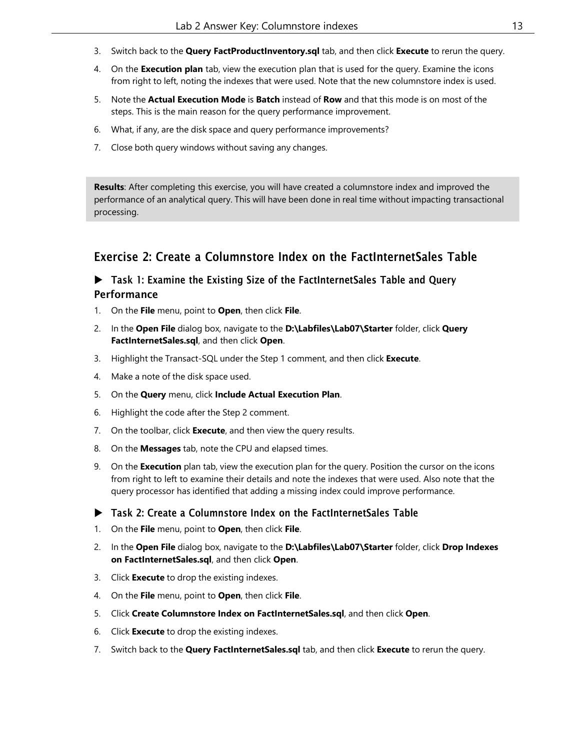3. Switch back to the **Query FactProductInventory.sql** tab, and then click **Execute** to rerun the query.
4. On the **Execution plan** tab, view the execution plan that is used for the query. Examine the icons from right to left, noting the indexes that were used. Note that the new columnstore index is used.
5. Note the **Actual Execution Mode** is **Batch** instead of **Row** and that this mode is on most of the steps. This is the main reason for the query performance improvement.
6. What, if any, are the disk space and query performance improvements?
7. Close both query windows without saving any changes.

**Results**: After completing this exercise, you will have created a columnstore index and improved the performance of an analytical query. This will have been done in real time without impacting transactional processing.

## Exercise 2: Create a Columnstore Index on the FactInternetSales Table

### ▶ Task 1: Examine the Existing Size of the FactInternetSales Table and Query Performance

1. On the **File** menu, point to **Open**, then click **File**.
2. In the **Open File** dialog box, navigate to the **D:\Labfiles\Lab07\Starter** folder, click **Query FactInternetSales.sql**, and then click **Open**.
3. Highlight the Transact-SQL under the Step 1 comment, and then click **Execute**.
4. Make a note of the disk space used.
5. On the **Query** menu, click **Include Actual Execution Plan**.
6. Highlight the code after the Step 2 comment.
7. On the toolbar, click **Execute**, and then view the query results.
8. On the **Messages** tab, note the CPU and elapsed times.
9. On the **Execution** plan tab, view the execution plan for the query. Position the cursor on the icons from right to left to examine their details and note the indexes that were used. Also note that the query processor has identified that adding a missing index could improve performance.

### ▶ Task 2: Create a Columnstore Index on the FactInternetSales Table

1. On the **File** menu, point to **Open**, then click **File**.
2. In the **Open File** dialog box, navigate to the **D:\Labfiles\Lab07\Starter** folder, click **Drop Indexes on FactInternetSales.sql**, and then click **Open**.
3. Click **Execute** to drop the existing indexes.
4. On the **File** menu, point to **Open**, then click **File**.
5. Click **Create Columnstore Index on FactInternetSales.sql**, and then click **Open**.
6. Click **Execute** to drop the existing indexes.
7. Switch back to the **Query FactInternetSales.sql** tab, and then click **Execute** to rerun the query.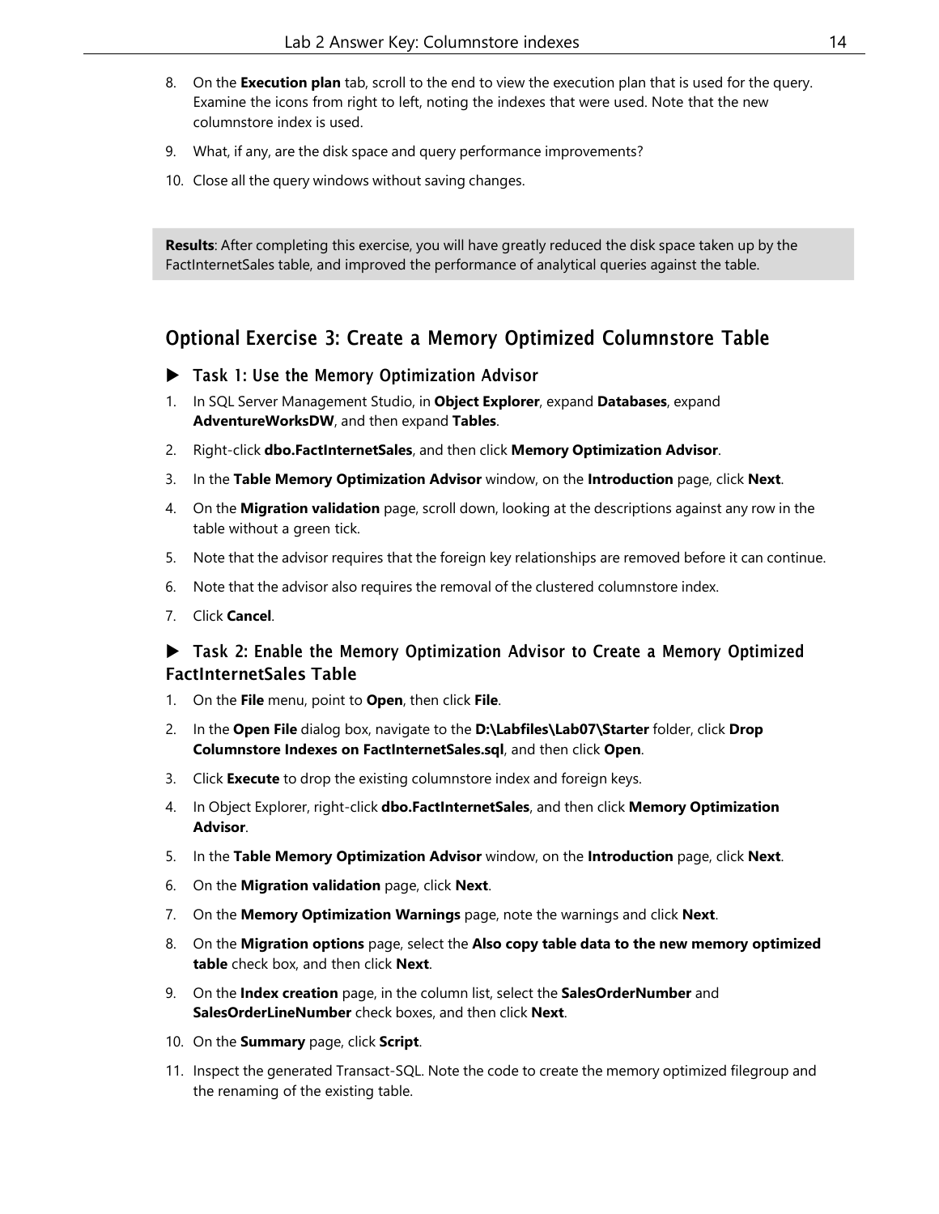8. On the **Execution plan** tab, scroll to the end to view the execution plan that is used for the query. Examine the icons from right to left, noting the indexes that were used. Note that the new columnstore index is used.

9. What, if any, are the disk space and query performance improvements?

10. Close all the query windows without saving changes.

**Results**: After completing this exercise, you will have greatly reduced the disk space taken up by the FactInternetSales table, and improved the performance of analytical queries against the table.

## Optional Exercise 3: Create a Memory Optimized Columnstore Table

### ▶ Task 1: Use the Memory Optimization Advisor

1. In SQL Server Management Studio, in **Object Explorer**, expand **Databases**, expand **AdventureWorksDW**, and then expand **Tables**.

2. Right-click **dbo.FactInternetSales**, and then click **Memory Optimization Advisor**.

3. In the **Table Memory Optimization Advisor** window, on the **Introduction** page, click **Next**.

4. On the **Migration validation** page, scroll down, looking at the descriptions against any row in the table without a green tick.

5. Note that the advisor requires that the foreign key relationships are removed before it can continue.

6. Note that the advisor also requires the removal of the clustered columnstore index.

7. Click **Cancel**.

### ▶ Task 2: Enable the Memory Optimization Advisor to Create a Memory Optimized FactInternetSales Table

1. On the **File** menu, point to **Open**, then click **File**.

2. In the **Open File** dialog box, navigate to the **D:\Labfiles\Lab07\Starter** folder, click **Drop Columnstore Indexes on FactInternetSales.sql**, and then click **Open**.

3. Click **Execute** to drop the existing columnstore index and foreign keys.

4. In Object Explorer, right-click **dbo.FactInternetSales**, and then click **Memory Optimization Advisor**.

5. In the **Table Memory Optimization Advisor** window, on the **Introduction** page, click **Next**.

6. On the **Migration validation** page, click **Next**.

7. On the **Memory Optimization Warnings** page, note the warnings and click **Next**.

8. On the **Migration options** page, select the **Also copy table data to the new memory optimized table** check box, and then click **Next**.

9. On the **Index creation** page, in the column list, select the **SalesOrderNumber** and **SalesOrderLineNumber** check boxes, and then click **Next**.

10. On the **Summary** page, click **Script**.

11. Inspect the generated Transact-SQL. Note the code to create the memory optimized filegroup and the renaming of the existing table.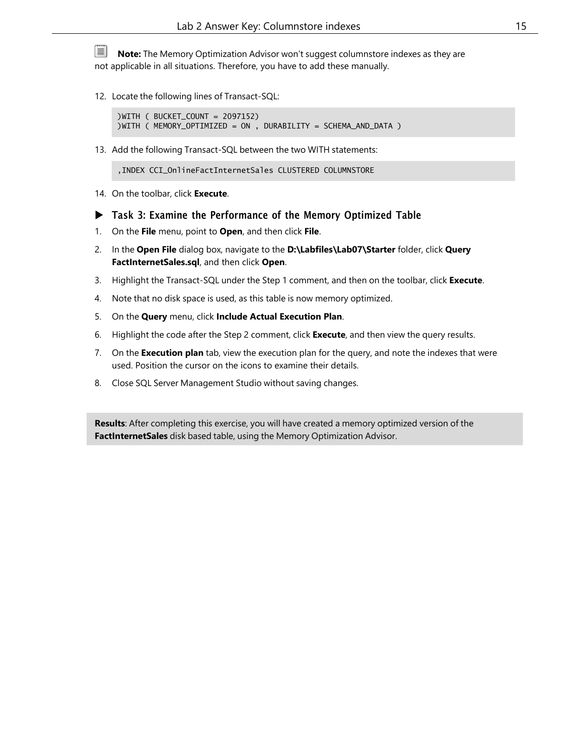**Note:** The Memory Optimization Advisor won't suggest columnstore indexes as they are not applicable in all situations. Therefore, you have to add these manually.

12. Locate the following lines of Transact-SQL:

```
)WITH ( BUCKET_COUNT = 2097152)
)WITH ( MEMORY_OPTIMIZED = ON , DURABILITY = SCHEMA_AND_DATA )
```

13. Add the following Transact-SQL between the two WITH statements:

```
,INDEX CCI_OnlineFactInternetSales CLUSTERED COLUMNSTORE
```

14. On the toolbar, click **Execute**.

### ▶ Task 3: Examine the Performance of the Memory Optimized Table

1. On the **File** menu, point to **Open**, and then click **File**.
2. In the **Open File** dialog box, navigate to the **D:\Labfiles\Lab07\Starter** folder, click **Query FactInternetSales.sql**, and then click **Open**.
3. Highlight the Transact-SQL under the Step 1 comment, and then on the toolbar, click **Execute**.
4. Note that no disk space is used, as this table is now memory optimized.
5. On the **Query** menu, click **Include Actual Execution Plan**.
6. Highlight the code after the Step 2 comment, click **Execute**, and then view the query results.
7. On the **Execution plan** tab, view the execution plan for the query, and note the indexes that were used. Position the cursor on the icons to examine their details.
8. Close SQL Server Management Studio without saving changes.

**Results**: After completing this exercise, you will have created a memory optimized version of the **FactInternetSales** disk based table, using the Memory Optimization Advisor.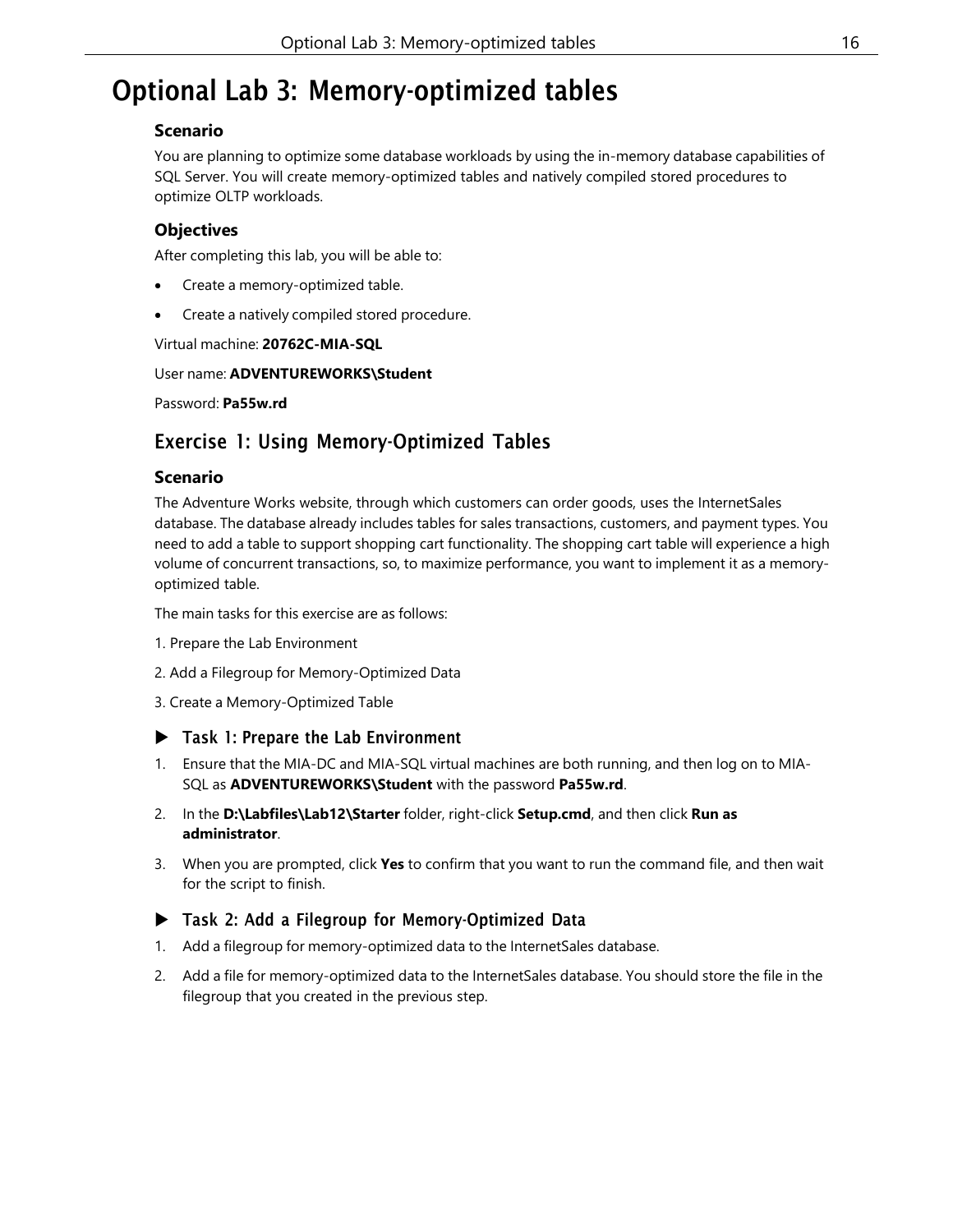# Optional Lab 3: Memory-optimized tables

### Scenario

You are planning to optimize some database workloads by using the in-memory database capabilities of SQL Server. You will create memory-optimized tables and natively compiled stored procedures to optimize OLTP workloads.

### Objectives

After completing this lab, you will be able to:

- Create a memory-optimized table.
- Create a natively compiled stored procedure.

Virtual machine: **20762C-MIA-SQL**

User name: **ADVENTUREWORKS\Student**

Password: **Pa55w.rd**

## Exercise 1: Using Memory-Optimized Tables

### Scenario

The Adventure Works website, through which customers can order goods, uses the InternetSales database. The database already includes tables for sales transactions, customers, and payment types. You need to add a table to support shopping cart functionality. The shopping cart table will experience a high volume of concurrent transactions, so, to maximize performance, you want to implement it as a memory-optimized table.

The main tasks for this exercise are as follows:

1. Prepare the Lab Environment
2. Add a Filegroup for Memory-Optimized Data
3. Create a Memory-Optimized Table

### ▶ Task 1: Prepare the Lab Environment

1. Ensure that the MIA-DC and MIA-SQL virtual machines are both running, and then log on to MIA-SQL as **ADVENTUREWORKS\Student** with the password **Pa55w.rd**.
2. In the **D:\Labfiles\Lab12\Starter** folder, right-click **Setup.cmd**, and then click **Run as administrator**.
3. When you are prompted, click **Yes** to confirm that you want to run the command file, and then wait for the script to finish.

### ▶ Task 2: Add a Filegroup for Memory-Optimized Data

1. Add a filegroup for memory-optimized data to the InternetSales database.
2. Add a file for memory-optimized data to the InternetSales database. You should store the file in the filegroup that you created in the previous step.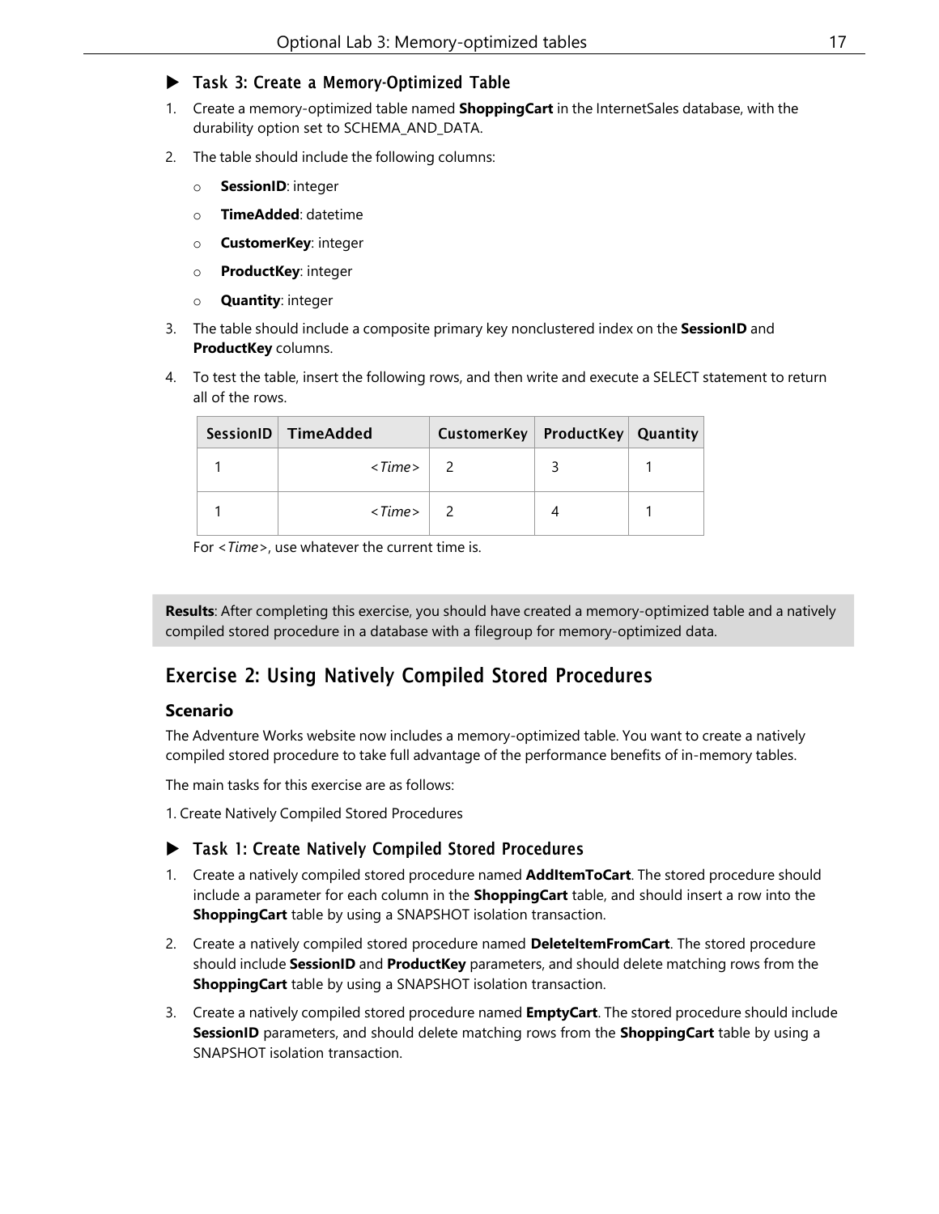### ▶ Task 3: Create a Memory-Optimized Table

1. Create a memory-optimized table named **ShoppingCart** in the InternetSales database, with the durability option set to SCHEMA_AND_DATA.
2. The table should include the following columns:
   - **SessionID**: integer
   - **TimeAdded**: datetime
   - **CustomerKey**: integer
   - **ProductKey**: integer
   - **Quantity**: integer
3. The table should include a composite primary key nonclustered index on the **SessionID** and **ProductKey** columns.
4. To test the table, insert the following rows, and then write and execute a SELECT statement to return all of the rows.

| SessionID | TimeAdded | CustomerKey | ProductKey | Quantity |
|---|---|---|---|---|
| 1 | *<Time>* | 2 | 3 | 1 |
| 1 | *<Time>* | 2 | 4 | 1 |

For *<Time>*, use whatever the current time is.

**Results**: After completing this exercise, you should have created a memory-optimized table and a natively compiled stored procedure in a database with a filegroup for memory-optimized data.

## Exercise 2: Using Natively Compiled Stored Procedures

### Scenario

The Adventure Works website now includes a memory-optimized table. You want to create a natively compiled stored procedure to take full advantage of the performance benefits of in-memory tables.

The main tasks for this exercise are as follows:

1. Create Natively Compiled Stored Procedures

### ▶ Task 1: Create Natively Compiled Stored Procedures

1. Create a natively compiled stored procedure named **AddItemToCart**. The stored procedure should include a parameter for each column in the **ShoppingCart** table, and should insert a row into the **ShoppingCart** table by using a SNAPSHOT isolation transaction.
2. Create a natively compiled stored procedure named **DeleteItemFromCart**. The stored procedure should include **SessionID** and **ProductKey** parameters, and should delete matching rows from the **ShoppingCart** table by using a SNAPSHOT isolation transaction.
3. Create a natively compiled stored procedure named **EmptyCart**. The stored procedure should include **SessionID** parameters, and should delete matching rows from the **ShoppingCart** table by using a SNAPSHOT isolation transaction.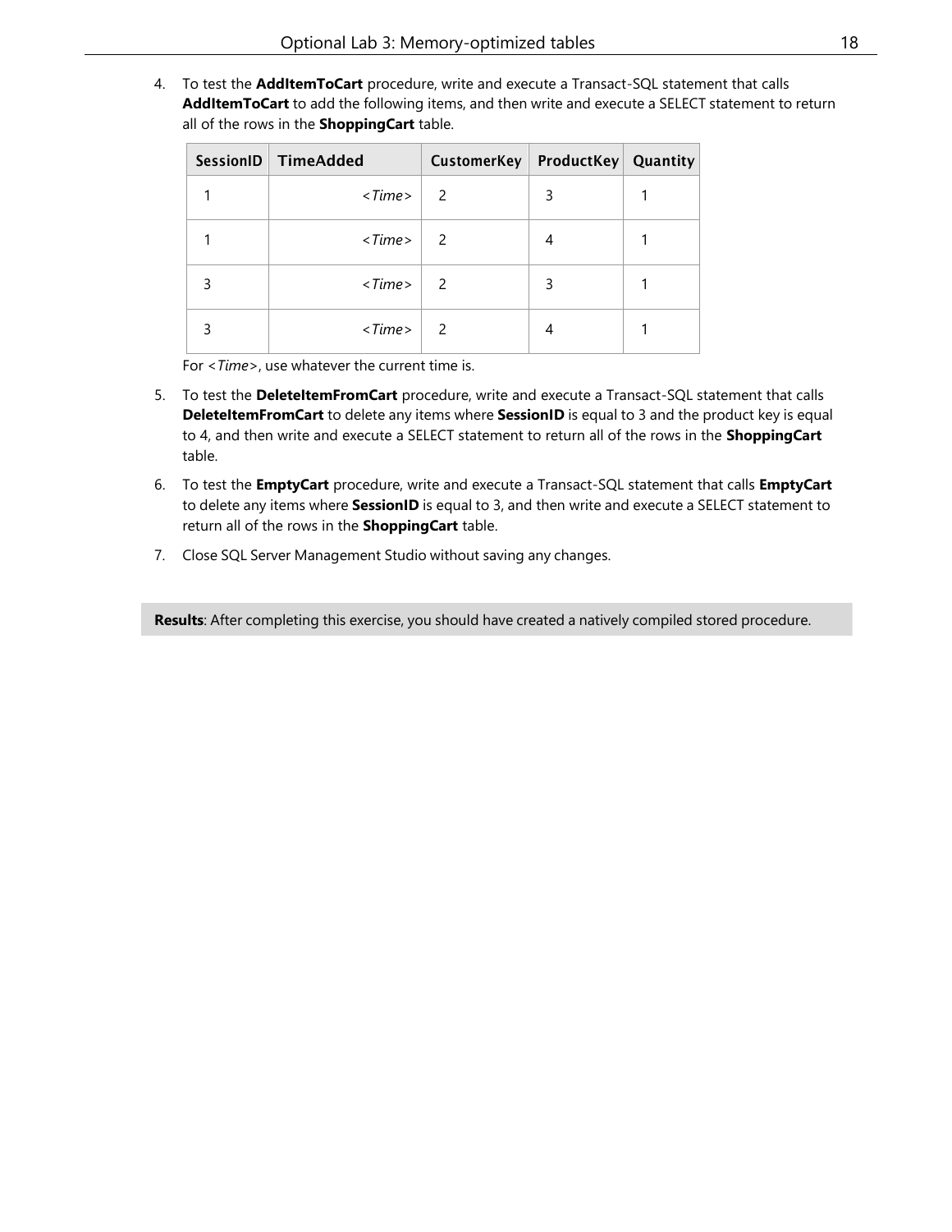4. To test the **AddItemToCart** procedure, write and execute a Transact-SQL statement that calls **AddItemToCart** to add the following items, and then write and execute a SELECT statement to return all of the rows in the **ShoppingCart** table.

| SessionID | TimeAdded | CustomerKey | ProductKey | Quantity |
|---|---|---|---|---|
| 1 | *<Time>* | 2 | 3 | 1 |
| 1 | *<Time>* | 2 | 4 | 1 |
| 3 | *<Time>* | 2 | 3 | 1 |
| 3 | *<Time>* | 2 | 4 | 1 |

For *<Time>*, use whatever the current time is.

5. To test the **DeleteItemFromCart** procedure, write and execute a Transact-SQL statement that calls **DeleteItemFromCart** to delete any items where **SessionID** is equal to 3 and the product key is equal to 4, and then write and execute a SELECT statement to return all of the rows in the **ShoppingCart** table.

6. To test the **EmptyCart** procedure, write and execute a Transact-SQL statement that calls **EmptyCart** to delete any items where **SessionID** is equal to 3, and then write and execute a SELECT statement to return all of the rows in the **ShoppingCart** table.

7. Close SQL Server Management Studio without saving any changes.

**Results**: After completing this exercise, you should have created a natively compiled stored procedure.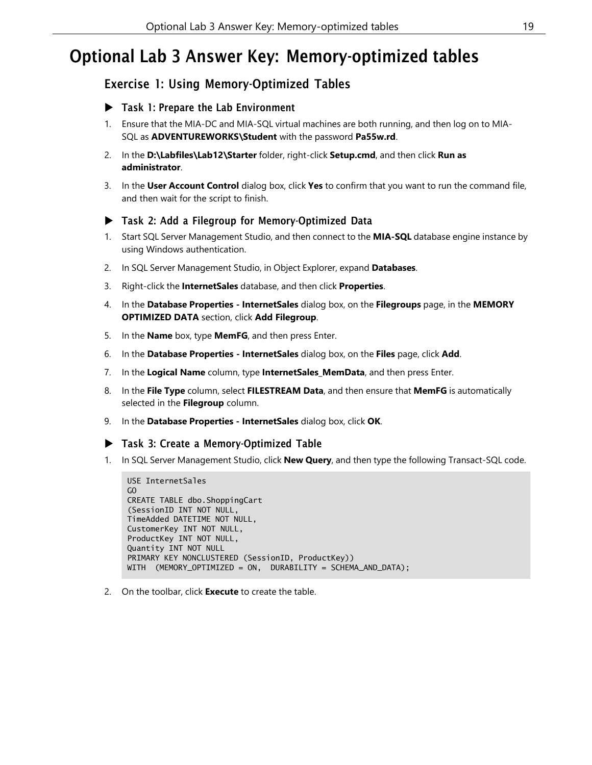# Optional Lab 3 Answer Key: Memory-optimized tables

## Exercise 1: Using Memory-Optimized Tables

### ▶ Task 1: Prepare the Lab Environment

1. Ensure that the MIA-DC and MIA-SQL virtual machines are both running, and then log on to MIA-SQL as **ADVENTUREWORKS\Student** with the password **Pa55w.rd**.
2. In the **D:\Labfiles\Lab12\Starter** folder, right-click **Setup.cmd**, and then click **Run as administrator**.
3. In the **User Account Control** dialog box, click **Yes** to confirm that you want to run the command file, and then wait for the script to finish.

### ▶ Task 2: Add a Filegroup for Memory-Optimized Data

1. Start SQL Server Management Studio, and then connect to the **MIA-SQL** database engine instance by using Windows authentication.
2. In SQL Server Management Studio, in Object Explorer, expand **Databases**.
3. Right-click the **InternetSales** database, and then click **Properties**.
4. In the **Database Properties - InternetSales** dialog box, on the **Filegroups** page, in the **MEMORY OPTIMIZED DATA** section, click **Add Filegroup**.
5. In the **Name** box, type **MemFG**, and then press Enter.
6. In the **Database Properties - InternetSales** dialog box, on the **Files** page, click **Add**.
7. In the **Logical Name** column, type **InternetSales_MemData**, and then press Enter.
8. In the **File Type** column, select **FILESTREAM Data**, and then ensure that **MemFG** is automatically selected in the **Filegroup** column.
9. In the **Database Properties - InternetSales** dialog box, click **OK**.

### ▶ Task 3: Create a Memory-Optimized Table

1. In SQL Server Management Studio, click **New Query**, and then type the following Transact-SQL code.

```
USE InternetSales
GO
CREATE TABLE dbo.ShoppingCart
(SessionID INT NOT NULL,
TimeAdded DATETIME NOT NULL,
CustomerKey INT NOT NULL,
ProductKey INT NOT NULL,
Quantity INT NOT NULL
PRIMARY KEY NONCLUSTERED (SessionID, ProductKey))
WITH  (MEMORY_OPTIMIZED = ON,  DURABILITY = SCHEMA_AND_DATA);
```

2. On the toolbar, click **Execute** to create the table.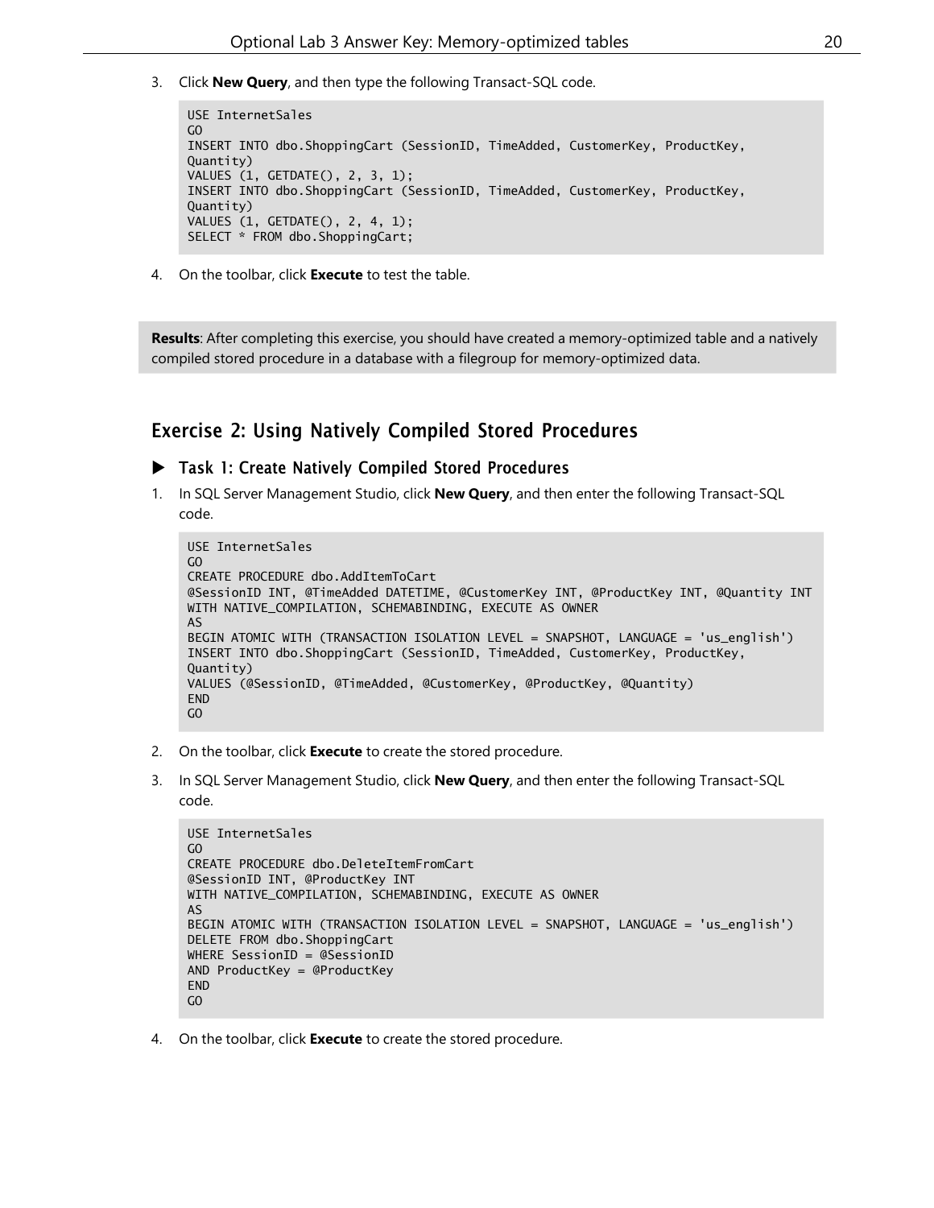3. Click **New Query**, and then type the following Transact-SQL code.

```
USE InternetSales
GO
INSERT INTO dbo.ShoppingCart (SessionID, TimeAdded, CustomerKey, ProductKey,
Quantity)
VALUES (1, GETDATE(), 2, 3, 1);
INSERT INTO dbo.ShoppingCart (SessionID, TimeAdded, CustomerKey, ProductKey,
Quantity)
VALUES (1, GETDATE(), 2, 4, 1);
SELECT * FROM dbo.ShoppingCart;
```

4. On the toolbar, click **Execute** to test the table.

**Results**: After completing this exercise, you should have created a memory-optimized table and a natively compiled stored procedure in a database with a filegroup for memory-optimized data.

## Exercise 2: Using Natively Compiled Stored Procedures

### ▶ Task 1: Create Natively Compiled Stored Procedures

1. In SQL Server Management Studio, click **New Query**, and then enter the following Transact-SQL code.

```
USE InternetSales
GO
CREATE PROCEDURE dbo.AddItemToCart
@SessionID INT, @TimeAdded DATETIME, @CustomerKey INT, @ProductKey INT, @Quantity INT
WITH NATIVE_COMPILATION, SCHEMABINDING, EXECUTE AS OWNER
AS
BEGIN ATOMIC WITH (TRANSACTION ISOLATION LEVEL = SNAPSHOT, LANGUAGE = 'us_english')
INSERT INTO dbo.ShoppingCart (SessionID, TimeAdded, CustomerKey, ProductKey,
Quantity)
VALUES (@SessionID, @TimeAdded, @CustomerKey, @ProductKey, @Quantity)
END
GO
```

2. On the toolbar, click **Execute** to create the stored procedure.

3. In SQL Server Management Studio, click **New Query**, and then enter the following Transact-SQL code.

```
USE InternetSales
GO
CREATE PROCEDURE dbo.DeleteItemFromCart
@SessionID INT, @ProductKey INT
WITH NATIVE_COMPILATION, SCHEMABINDING, EXECUTE AS OWNER
AS
BEGIN ATOMIC WITH (TRANSACTION ISOLATION LEVEL = SNAPSHOT, LANGUAGE = 'us_english')
DELETE FROM dbo.ShoppingCart
WHERE SessionID = @SessionID
AND ProductKey = @ProductKey
END
GO
```

4. On the toolbar, click **Execute** to create the stored procedure.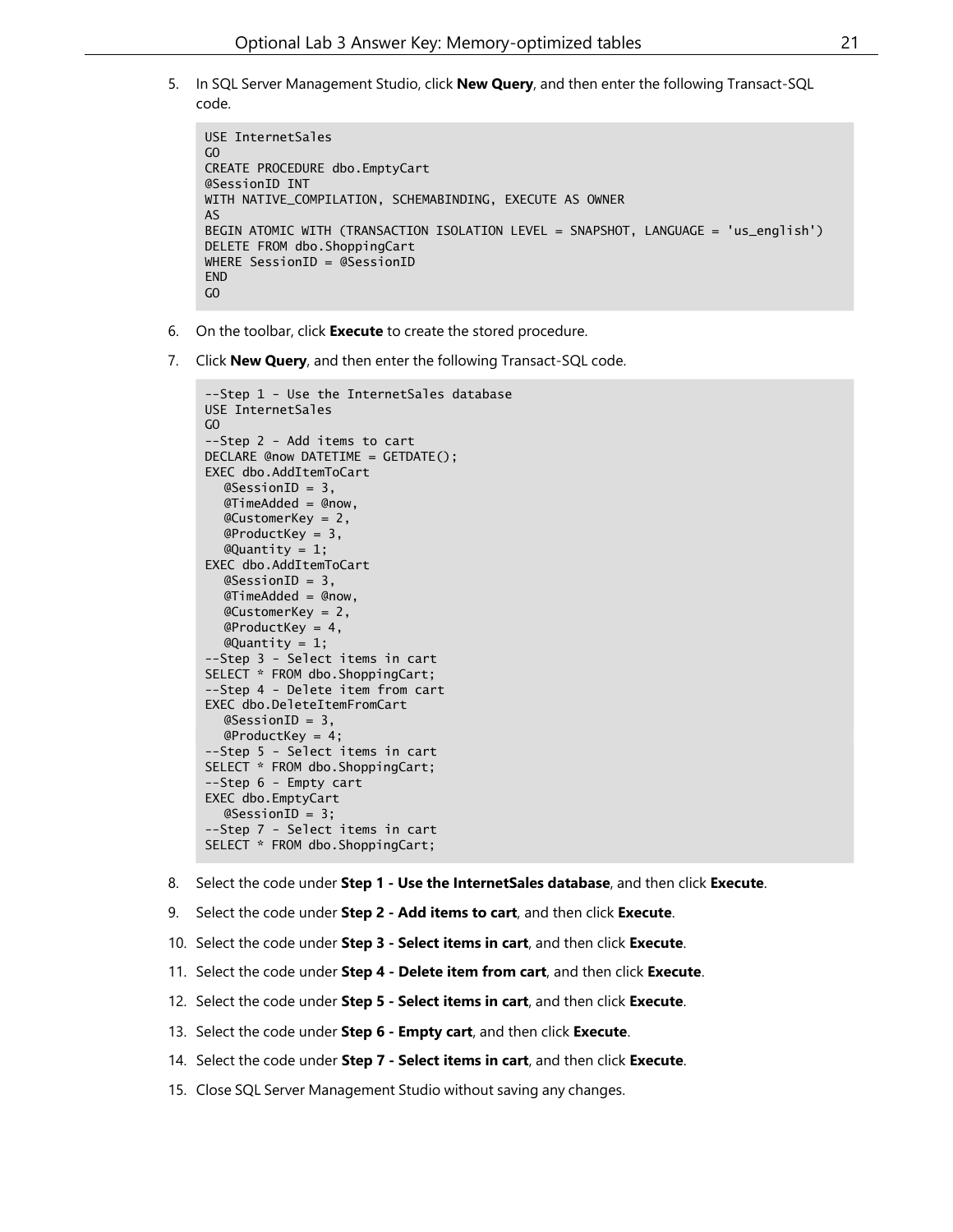5. In SQL Server Management Studio, click **New Query**, and then enter the following Transact-SQL code.

```
USE InternetSales
GO
CREATE PROCEDURE dbo.EmptyCart
@SessionID INT
WITH NATIVE_COMPILATION, SCHEMABINDING, EXECUTE AS OWNER
AS
BEGIN ATOMIC WITH (TRANSACTION ISOLATION LEVEL = SNAPSHOT, LANGUAGE = 'us_english')
DELETE FROM dbo.ShoppingCart
WHERE SessionID = @SessionID
END
GO
```

6. On the toolbar, click **Execute** to create the stored procedure.

7. Click **New Query**, and then enter the following Transact-SQL code.

```
--Step 1 - Use the InternetSales database
USE InternetSales
GO
--Step 2 - Add items to cart
DECLARE @now DATETIME = GETDATE();
EXEC dbo.AddItemToCart
   @SessionID = 3,
   @TimeAdded = @now,
   @CustomerKey = 2,
   @ProductKey = 3,
   @Quantity = 1;
EXEC dbo.AddItemToCart
   @SessionID = 3,
   @TimeAdded = @now,
   @CustomerKey = 2,
   @ProductKey = 4,
   @Quantity = 1;
--Step 3 - Select items in cart
SELECT * FROM dbo.ShoppingCart;
--Step 4 - Delete item from cart
EXEC dbo.DeleteItemFromCart
   @SessionID = 3,
   @ProductKey = 4;
--Step 5 - Select items in cart
SELECT * FROM dbo.ShoppingCart;
--Step 6 - Empty cart
EXEC dbo.EmptyCart
   @SessionID = 3;
--Step 7 - Select items in cart
SELECT * FROM dbo.ShoppingCart;
```

8. Select the code under **Step 1 - Use the InternetSales database**, and then click **Execute**.

9. Select the code under **Step 2 - Add items to cart**, and then click **Execute**.

10. Select the code under **Step 3 - Select items in cart**, and then click **Execute**.

11. Select the code under **Step 4 - Delete item from cart**, and then click **Execute**.

12. Select the code under **Step 5 - Select items in cart**, and then click **Execute**.

13. Select the code under **Step 6 - Empty cart**, and then click **Execute**.

14. Select the code under **Step 7 - Select items in cart**, and then click **Execute**.

15. Close SQL Server Management Studio without saving any changes.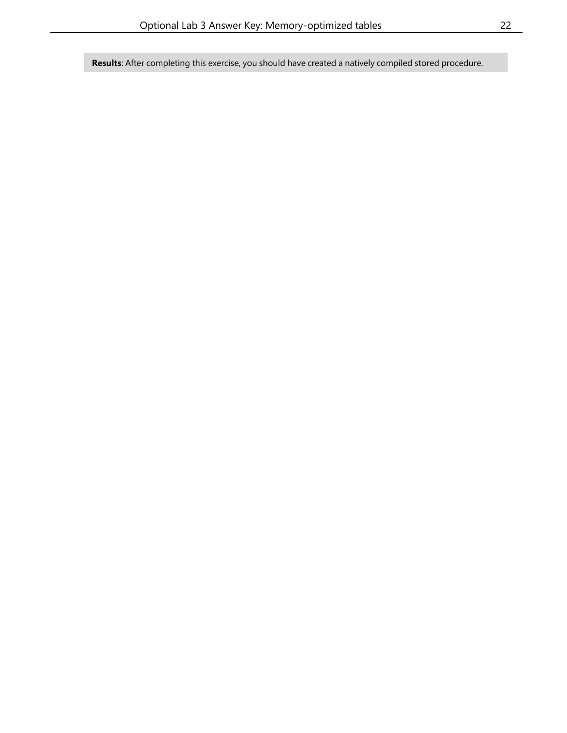**Results**: After completing this exercise, you should have created a natively compiled stored procedure.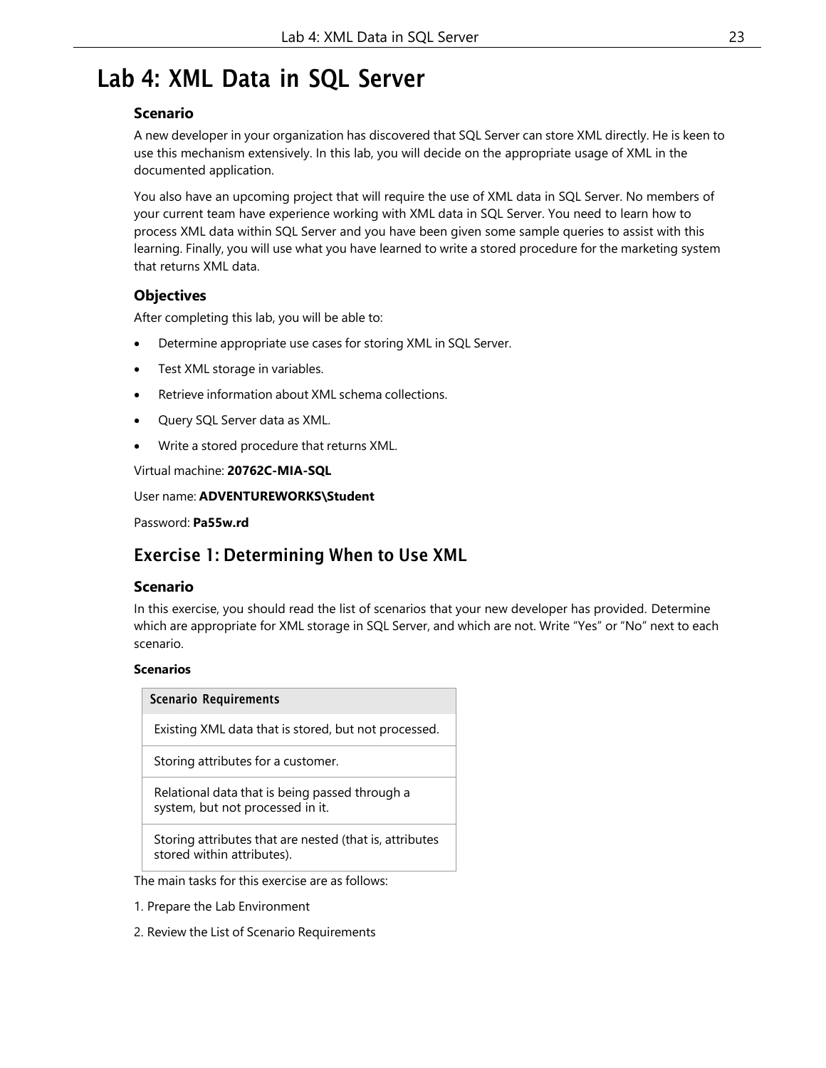# Lab 4: XML Data in SQL Server

### Scenario

A new developer in your organization has discovered that SQL Server can store XML directly. He is keen to use this mechanism extensively. In this lab, you will decide on the appropriate usage of XML in the documented application.

You also have an upcoming project that will require the use of XML data in SQL Server. No members of your current team have experience working with XML data in SQL Server. You need to learn how to process XML data within SQL Server and you have been given some sample queries to assist with this learning. Finally, you will use what you have learned to write a stored procedure for the marketing system that returns XML data.

### Objectives

After completing this lab, you will be able to:

- Determine appropriate use cases for storing XML in SQL Server.
- Test XML storage in variables.
- Retrieve information about XML schema collections.
- Query SQL Server data as XML.
- Write a stored procedure that returns XML.

Virtual machine: **20762C-MIA-SQL**

User name: **ADVENTUREWORKS\Student**

Password: **Pa55w.rd**

## Exercise 1: Determining When to Use XML

### Scenario

In this exercise, you should read the list of scenarios that your new developer has provided. Determine which are appropriate for XML storage in SQL Server, and which are not. Write "Yes" or "No" next to each scenario.

**Scenarios**

| Scenario Requirements |
|---|
| Existing XML data that is stored, but not processed. |
| Storing attributes for a customer. |
| Relational data that is being passed through a system, but not processed in it. |
| Storing attributes that are nested (that is, attributes stored within attributes). |

The main tasks for this exercise are as follows:

1. Prepare the Lab Environment
2. Review the List of Scenario Requirements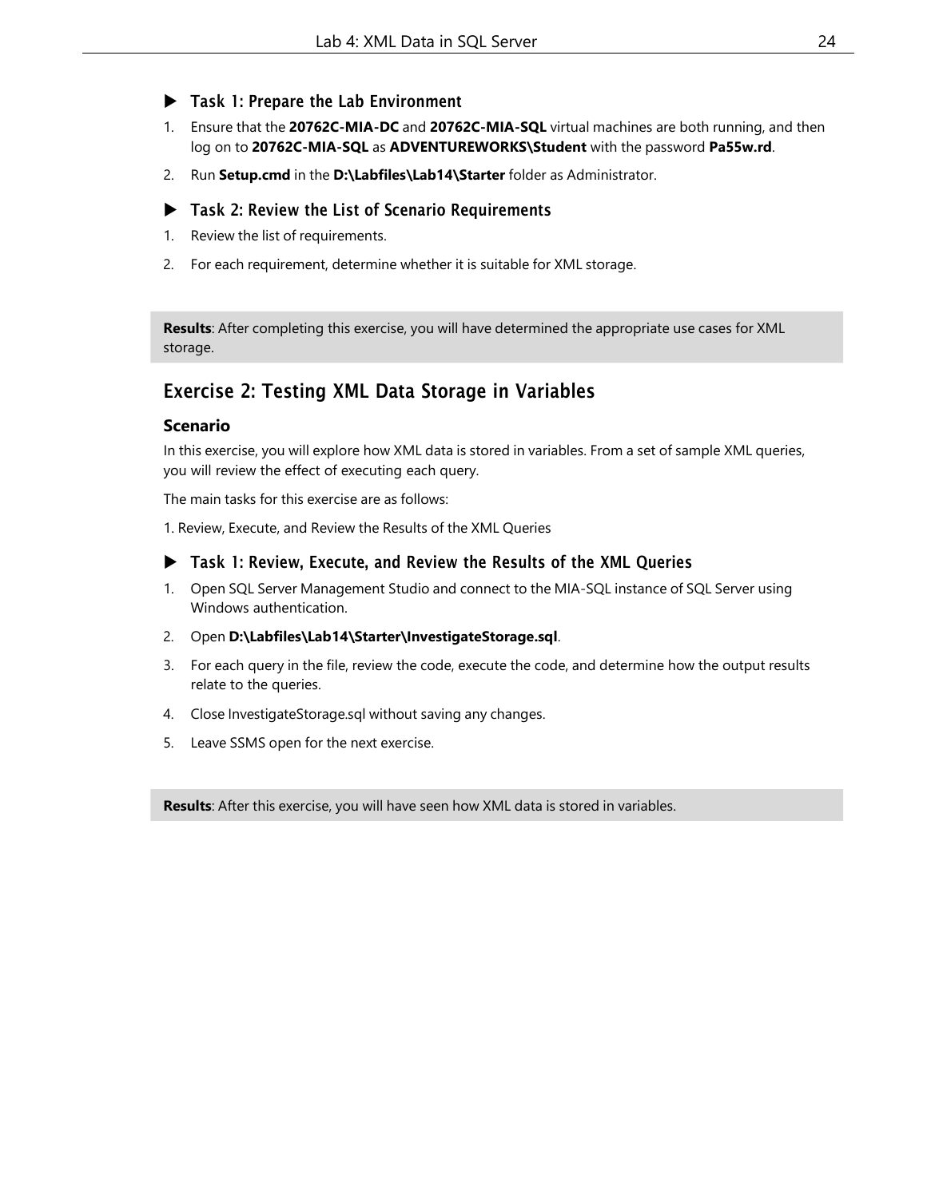### ▶ Task 1: Prepare the Lab Environment

1. Ensure that the **20762C-MIA-DC** and **20762C-MIA-SQL** virtual machines are both running, and then log on to **20762C-MIA-SQL** as **ADVENTUREWORKS\Student** with the password **Pa55w.rd**.
2. Run **Setup.cmd** in the **D:\Labfiles\Lab14\Starter** folder as Administrator.

### ▶ Task 2: Review the List of Scenario Requirements

1. Review the list of requirements.
2. For each requirement, determine whether it is suitable for XML storage.

**Results**: After completing this exercise, you will have determined the appropriate use cases for XML storage.

## Exercise 2: Testing XML Data Storage in Variables

### Scenario

In this exercise, you will explore how XML data is stored in variables. From a set of sample XML queries, you will review the effect of executing each query.

The main tasks for this exercise are as follows:

1. Review, Execute, and Review the Results of the XML Queries

### ▶ Task 1: Review, Execute, and Review the Results of the XML Queries

1. Open SQL Server Management Studio and connect to the MIA-SQL instance of SQL Server using Windows authentication.
2. Open **D:\Labfiles\Lab14\Starter\InvestigateStorage.sql**.
3. For each query in the file, review the code, execute the code, and determine how the output results relate to the queries.
4. Close InvestigateStorage.sql without saving any changes.
5. Leave SSMS open for the next exercise.

**Results**: After this exercise, you will have seen how XML data is stored in variables.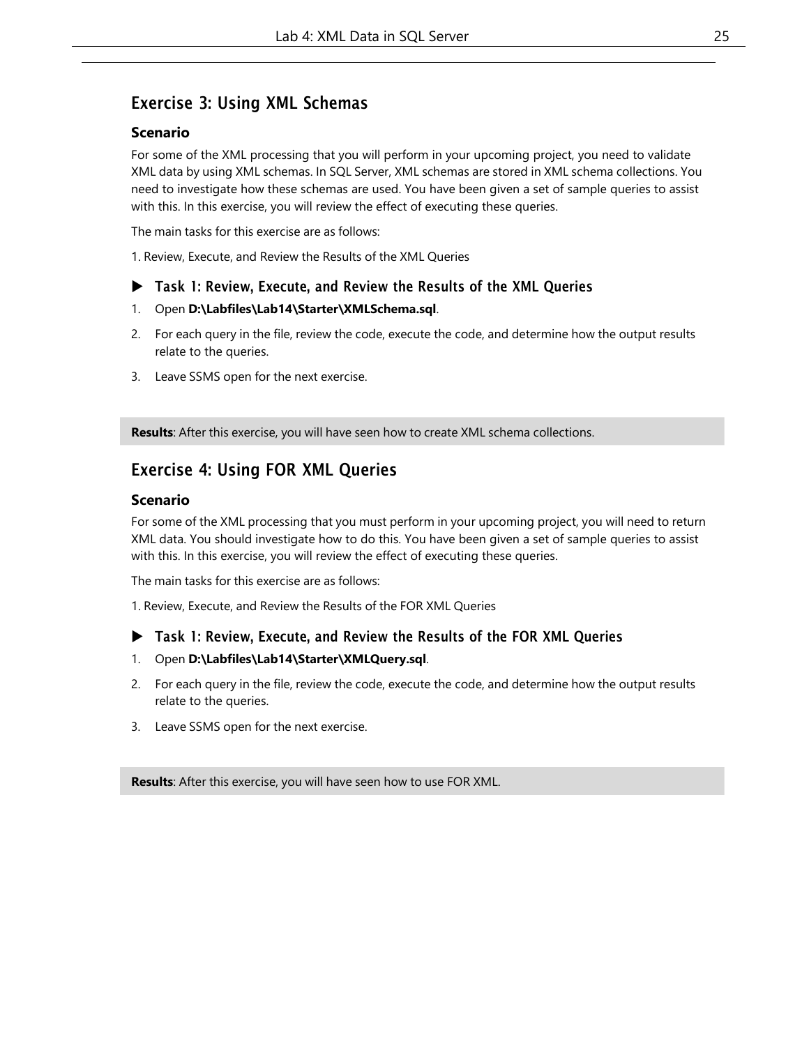## Exercise 3: Using XML Schemas

### Scenario

For some of the XML processing that you will perform in your upcoming project, you need to validate XML data by using XML schemas. In SQL Server, XML schemas are stored in XML schema collections. You need to investigate how these schemas are used. You have been given a set of sample queries to assist with this. In this exercise, you will review the effect of executing these queries.

The main tasks for this exercise are as follows:

1. Review, Execute, and Review the Results of the XML Queries

#### ▶ Task 1: Review, Execute, and Review the Results of the XML Queries

1. Open **D:\Labfiles\Lab14\Starter\XMLSchema.sql**.
2. For each query in the file, review the code, execute the code, and determine how the output results relate to the queries.
3. Leave SSMS open for the next exercise.

**Results**: After this exercise, you will have seen how to create XML schema collections.

## Exercise 4: Using FOR XML Queries

### Scenario

For some of the XML processing that you must perform in your upcoming project, you will need to return XML data. You should investigate how to do this. You have been given a set of sample queries to assist with this. In this exercise, you will review the effect of executing these queries.

The main tasks for this exercise are as follows:

1. Review, Execute, and Review the Results of the FOR XML Queries

#### ▶ Task 1: Review, Execute, and Review the Results of the FOR XML Queries

1. Open **D:\Labfiles\Lab14\Starter\XMLQuery.sql**.
2. For each query in the file, review the code, execute the code, and determine how the output results relate to the queries.
3. Leave SSMS open for the next exercise.

**Results**: After this exercise, you will have seen how to use FOR XML.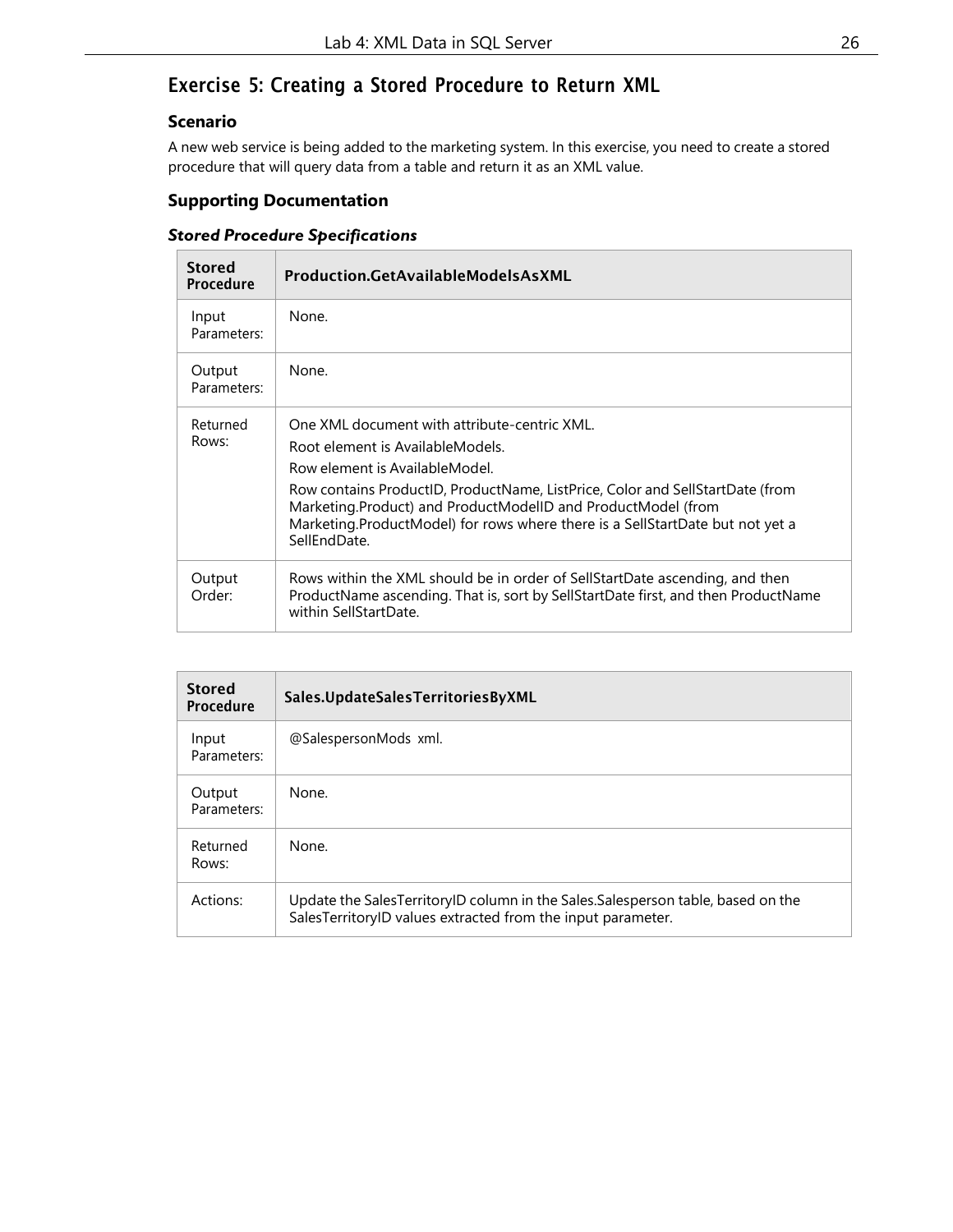## Exercise 5: Creating a Stored Procedure to Return XML

### Scenario

A new web service is being added to the marketing system. In this exercise, you need to create a stored procedure that will query data from a table and return it as an XML value.

### Supporting Documentation

#### *Stored Procedure Specifications*

| **Stored Procedure** | **Production.GetAvailableModelsAsXML** |
|---|---|
| Input Parameters: | None. |
| Output Parameters: | None. |
| Returned Rows: | One XML document with attribute-centric XML.<br>Root element is AvailableModels.<br>Row element is AvailableModel.<br>Row contains ProductID, ProductName, ListPrice, Color and SellStartDate (from Marketing.Product) and ProductModelID and ProductModel (from Marketing.ProductModel) for rows where there is a SellStartDate but not yet a SellEndDate. |
| Output Order: | Rows within the XML should be in order of SellStartDate ascending, and then ProductName ascending. That is, sort by SellStartDate first, and then ProductName within SellStartDate. |

| **Stored Procedure** | **Sales.UpdateSalesTerritoriesByXML** |
|---|---|
| Input Parameters: | @SalespersonMods xml. |
| Output Parameters: | None. |
| Returned Rows: | None. |
| Actions: | Update the SalesTerritoryID column in the Sales.Salesperson table, based on the SalesTerritoryID values extracted from the input parameter. |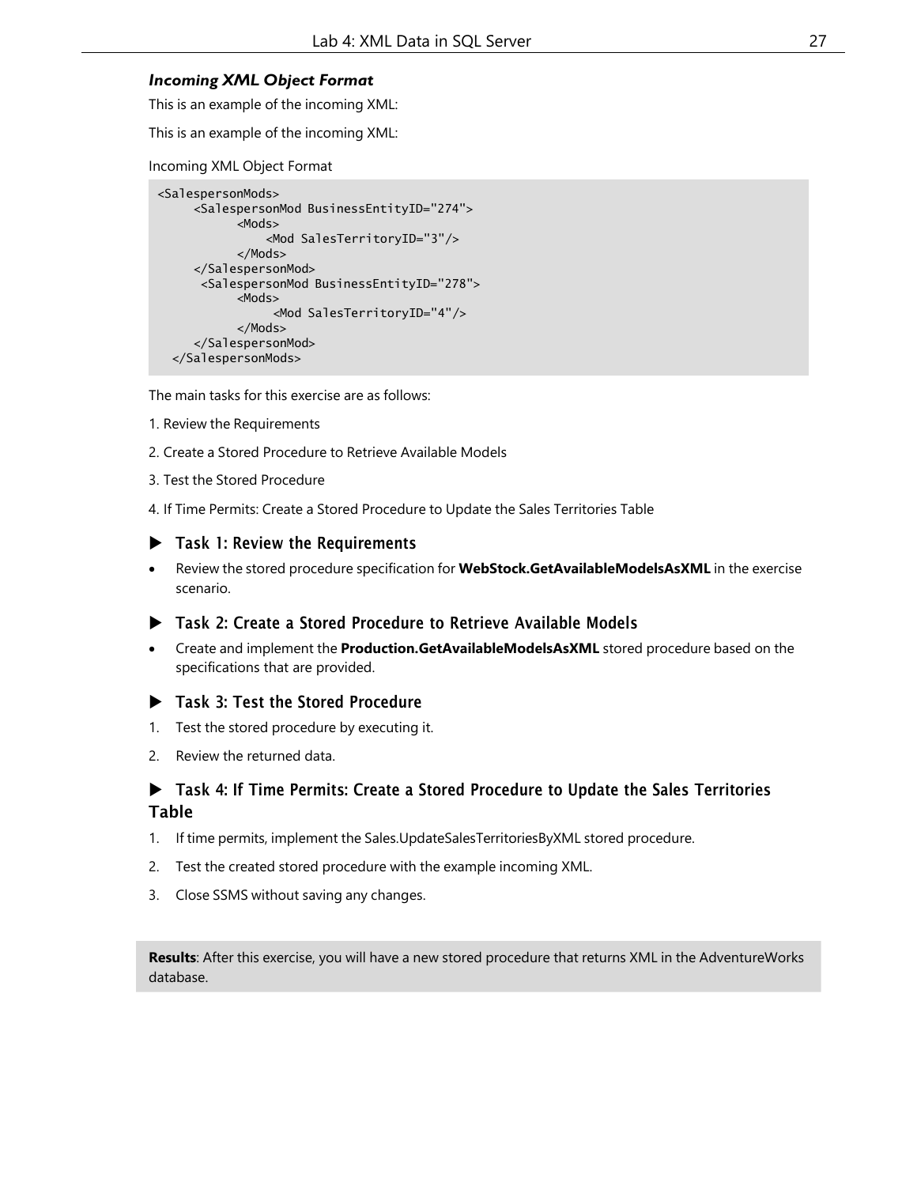### *Incoming XML Object Format*

This is an example of the incoming XML:

This is an example of the incoming XML:

Incoming XML Object Format

```
<SalespersonMods>
     <SalespersonMod BusinessEntityID="274">
           <Mods>
               <Mod SalesTerritoryID="3"/>
           </Mods>
     </SalespersonMod>
      <SalespersonMod BusinessEntityID="278">
           <Mods>
                <Mod SalesTerritoryID="4"/>
           </Mods>
     </SalespersonMod>
  </SalespersonMods>
```

The main tasks for this exercise are as follows:

1. Review the Requirements
2. Create a Stored Procedure to Retrieve Available Models
3. Test the Stored Procedure
4. If Time Permits: Create a Stored Procedure to Update the Sales Territories Table

### ▶ Task 1: Review the Requirements

- Review the stored procedure specification for **WebStock.GetAvailableModelsAsXML** in the exercise scenario.

### ▶ Task 2: Create a Stored Procedure to Retrieve Available Models

- Create and implement the **Production.GetAvailableModelsAsXML** stored procedure based on the specifications that are provided.

### ▶ Task 3: Test the Stored Procedure

1. Test the stored procedure by executing it.
2. Review the returned data.

### ▶ Task 4: If Time Permits: Create a Stored Procedure to Update the Sales Territories Table

1. If time permits, implement the Sales.UpdateSalesTerritoriesByXML stored procedure.
2. Test the created stored procedure with the example incoming XML.
3. Close SSMS without saving any changes.

**Results**: After this exercise, you will have a new stored procedure that returns XML in the AdventureWorks database.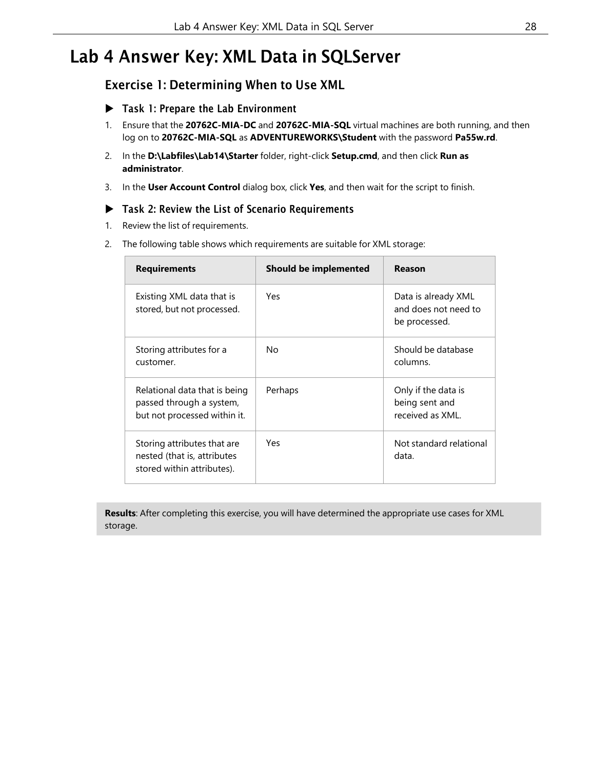# Lab 4 Answer Key: XML Data in SQLServer

## Exercise 1: Determining When to Use XML

### ▶ Task 1: Prepare the Lab Environment

1. Ensure that the **20762C-MIA-DC** and **20762C-MIA-SQL** virtual machines are both running, and then log on to **20762C-MIA-SQL** as **ADVENTUREWORKS\Student** with the password **Pa55w.rd**.
2. In the **D:\Labfiles\Lab14\Starter** folder, right-click **Setup.cmd**, and then click **Run as administrator**.
3. In the **User Account Control** dialog box, click **Yes**, and then wait for the script to finish.

### ▶ Task 2: Review the List of Scenario Requirements

1. Review the list of requirements.
2. The following table shows which requirements are suitable for XML storage:

| Requirements | Should be implemented | Reason |
| --- | --- | --- |
| Existing XML data that is stored, but not processed. | Yes | Data is already XML and does not need to be processed. |
| Storing attributes for a customer. | No | Should be database columns. |
| Relational data that is being passed through a system, but not processed within it. | Perhaps | Only if the data is being sent and received as XML. |
| Storing attributes that are nested (that is, attributes stored within attributes). | Yes | Not standard relational data. |

**Results**: After completing this exercise, you will have determined the appropriate use cases for XML storage.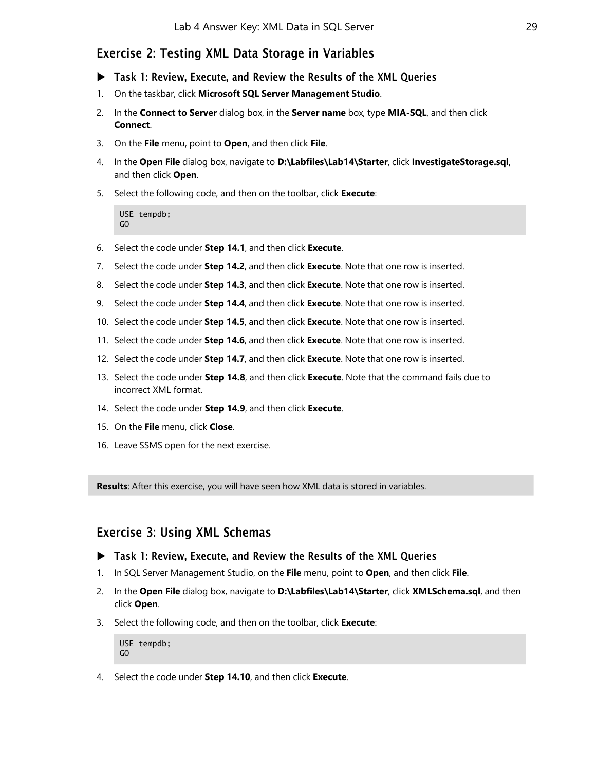## Exercise 2: Testing XML Data Storage in Variables

### ▶ Task 1: Review, Execute, and Review the Results of the XML Queries

1. On the taskbar, click **Microsoft SQL Server Management Studio**.
2. In the **Connect to Server** dialog box, in the **Server name** box, type **MIA-SQL**, and then click **Connect**.
3. On the **File** menu, point to **Open**, and then click **File**.
4. In the **Open File** dialog box, navigate to **D:\Labfiles\Lab14\Starter**, click **InvestigateStorage.sql**, and then click **Open**.
5. Select the following code, and then on the toolbar, click **Execute**:

```
USE tempdb;
GO
```

6. Select the code under **Step 14.1**, and then click **Execute**.
7. Select the code under **Step 14.2**, and then click **Execute**. Note that one row is inserted.
8. Select the code under **Step 14.3**, and then click **Execute**. Note that one row is inserted.
9. Select the code under **Step 14.4**, and then click **Execute**. Note that one row is inserted.
10. Select the code under **Step 14.5**, and then click **Execute**. Note that one row is inserted.
11. Select the code under **Step 14.6**, and then click **Execute**. Note that one row is inserted.
12. Select the code under **Step 14.7**, and then click **Execute**. Note that one row is inserted.
13. Select the code under **Step 14.8**, and then click **Execute**. Note that the command fails due to incorrect XML format.
14. Select the code under **Step 14.9**, and then click **Execute**.
15. On the **File** menu, click **Close**.
16. Leave SSMS open for the next exercise.

**Results**: After this exercise, you will have seen how XML data is stored in variables.

## Exercise 3: Using XML Schemas

### ▶ Task 1: Review, Execute, and Review the Results of the XML Queries

1. In SQL Server Management Studio, on the **File** menu, point to **Open**, and then click **File**.
2. In the **Open File** dialog box, navigate to **D:\Labfiles\Lab14\Starter**, click **XMLSchema.sql**, and then click **Open**.
3. Select the following code, and then on the toolbar, click **Execute**:

```
USE tempdb;
GO
```

4. Select the code under **Step 14.10**, and then click **Execute**.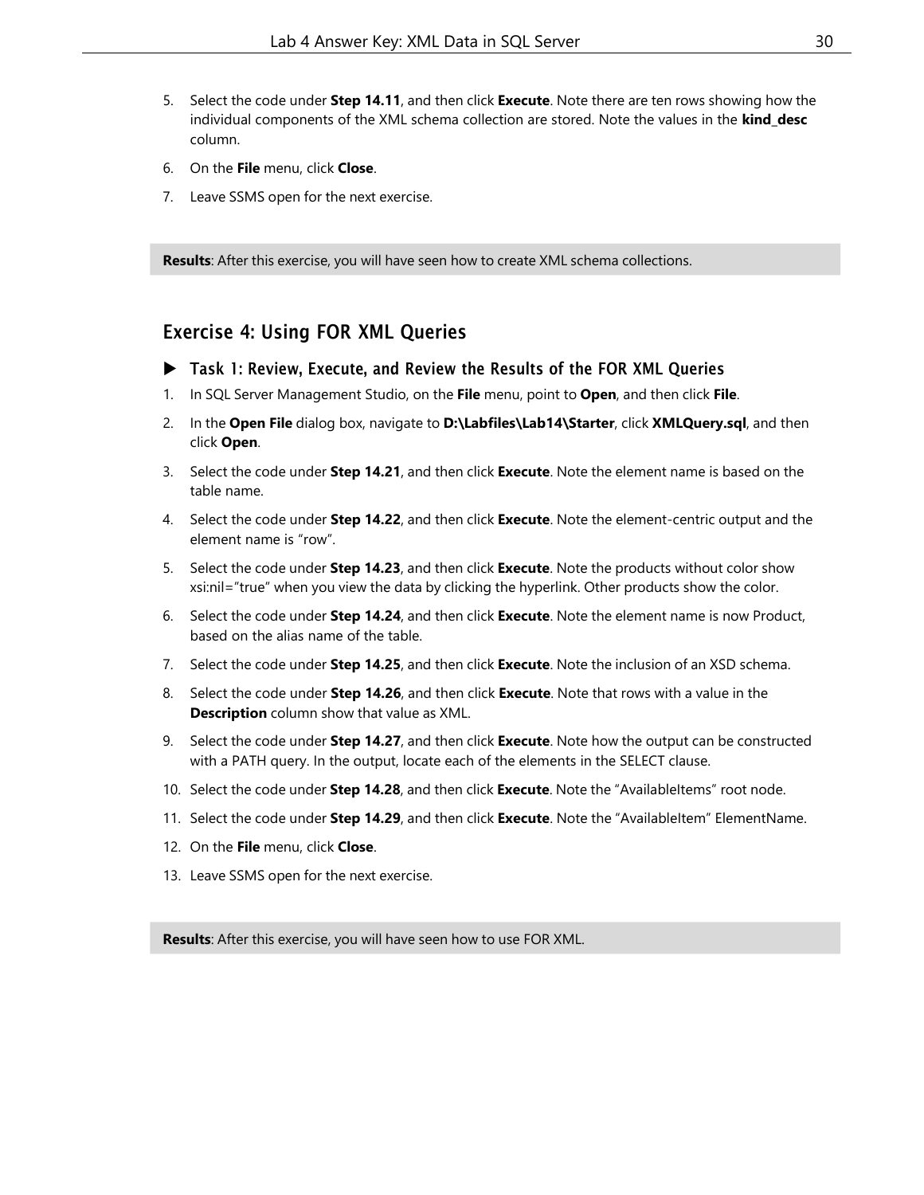5. Select the code under **Step 14.11**, and then click **Execute**. Note there are ten rows showing how the individual components of the XML schema collection are stored. Note the values in the **kind_desc** column.
6. On the **File** menu, click **Close**.
7. Leave SSMS open for the next exercise.

**Results**: After this exercise, you will have seen how to create XML schema collections.

## Exercise 4: Using FOR XML Queries

### ▶ Task 1: Review, Execute, and Review the Results of the FOR XML Queries

1. In SQL Server Management Studio, on the **File** menu, point to **Open**, and then click **File**.
2. In the **Open File** dialog box, navigate to **D:\Labfiles\Lab14\Starter**, click **XMLQuery.sql**, and then click **Open**.
3. Select the code under **Step 14.21**, and then click **Execute**. Note the element name is based on the table name.
4. Select the code under **Step 14.22**, and then click **Execute**. Note the element-centric output and the element name is "row".
5. Select the code under **Step 14.23**, and then click **Execute**. Note the products without color show xsi:nil="true" when you view the data by clicking the hyperlink. Other products show the color.
6. Select the code under **Step 14.24**, and then click **Execute**. Note the element name is now Product, based on the alias name of the table.
7. Select the code under **Step 14.25**, and then click **Execute**. Note the inclusion of an XSD schema.
8. Select the code under **Step 14.26**, and then click **Execute**. Note that rows with a value in the **Description** column show that value as XML.
9. Select the code under **Step 14.27**, and then click **Execute**. Note how the output can be constructed with a PATH query. In the output, locate each of the elements in the SELECT clause.
10. Select the code under **Step 14.28**, and then click **Execute**. Note the "AvailableItems" root node.
11. Select the code under **Step 14.29**, and then click **Execute**. Note the "AvailableItem" ElementName.
12. On the **File** menu, click **Close**.
13. Leave SSMS open for the next exercise.

**Results**: After this exercise, you will have seen how to use FOR XML.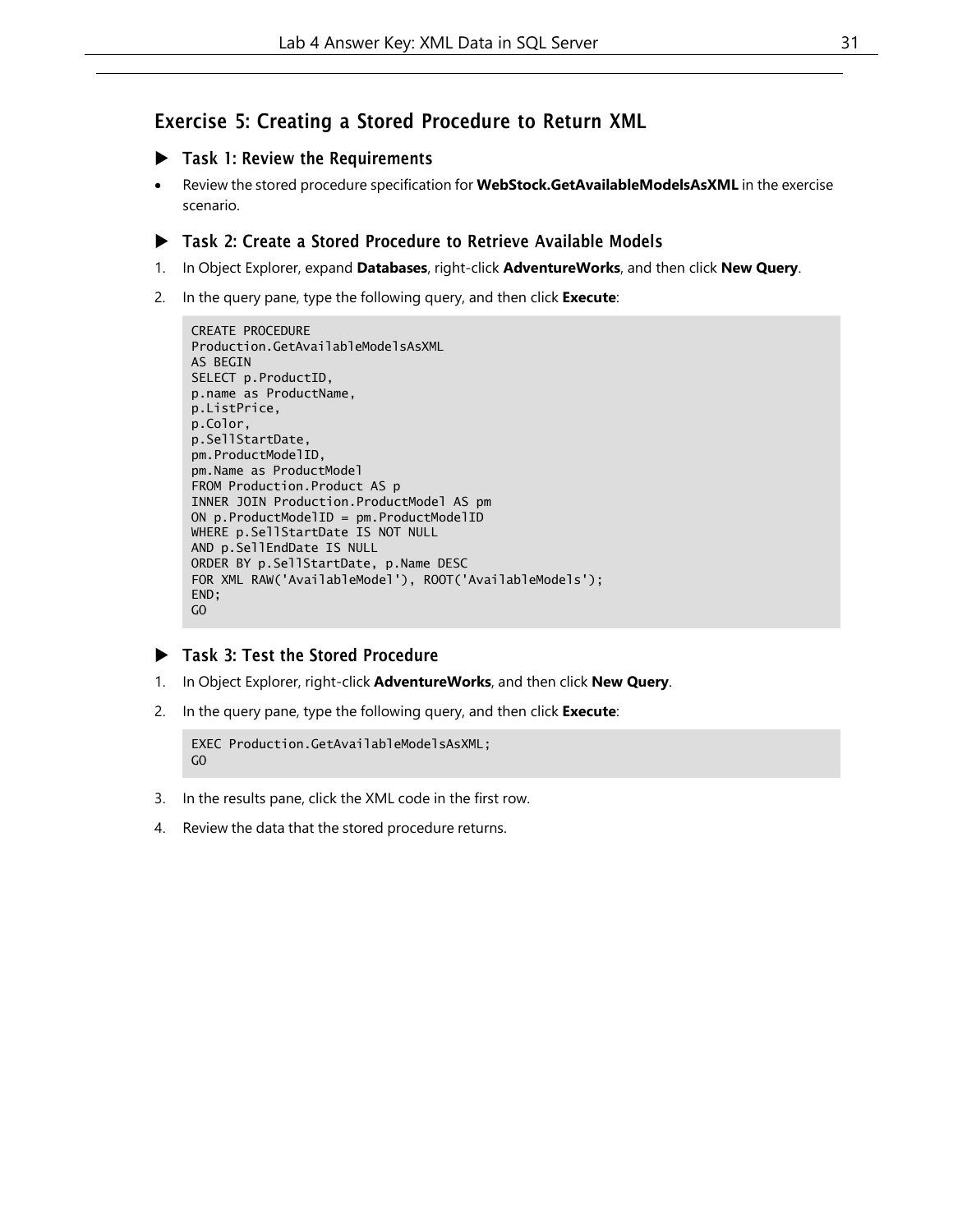## Exercise 5: Creating a Stored Procedure to Return XML

### ▶ Task 1: Review the Requirements

- Review the stored procedure specification for **WebStock.GetAvailableModelsAsXML** in the exercise scenario.

### ▶ Task 2: Create a Stored Procedure to Retrieve Available Models

1. In Object Explorer, expand **Databases**, right-click **AdventureWorks**, and then click **New Query**.
2. In the query pane, type the following query, and then click **Execute**:

```
CREATE PROCEDURE
Production.GetAvailableModelsAsXML
AS BEGIN
SELECT p.ProductID,
p.name as ProductName,
p.ListPrice,
p.Color,
p.SellStartDate,
pm.ProductModelID,
pm.Name as ProductModel
FROM Production.Product AS p
INNER JOIN Production.ProductModel AS pm
ON p.ProductModelID = pm.ProductModelID
WHERE p.SellStartDate IS NOT NULL
AND p.SellEndDate IS NULL
ORDER BY p.SellStartDate, p.Name DESC
FOR XML RAW('AvailableModel'), ROOT('AvailableModels');
END;
GO
```

### ▶ Task 3: Test the Stored Procedure

1. In Object Explorer, right-click **AdventureWorks**, and then click **New Query**.
2. In the query pane, type the following query, and then click **Execute**:

```
EXEC Production.GetAvailableModelsAsXML;
GO
```

3. In the results pane, click the XML code in the first row.
4. Review the data that the stored procedure returns.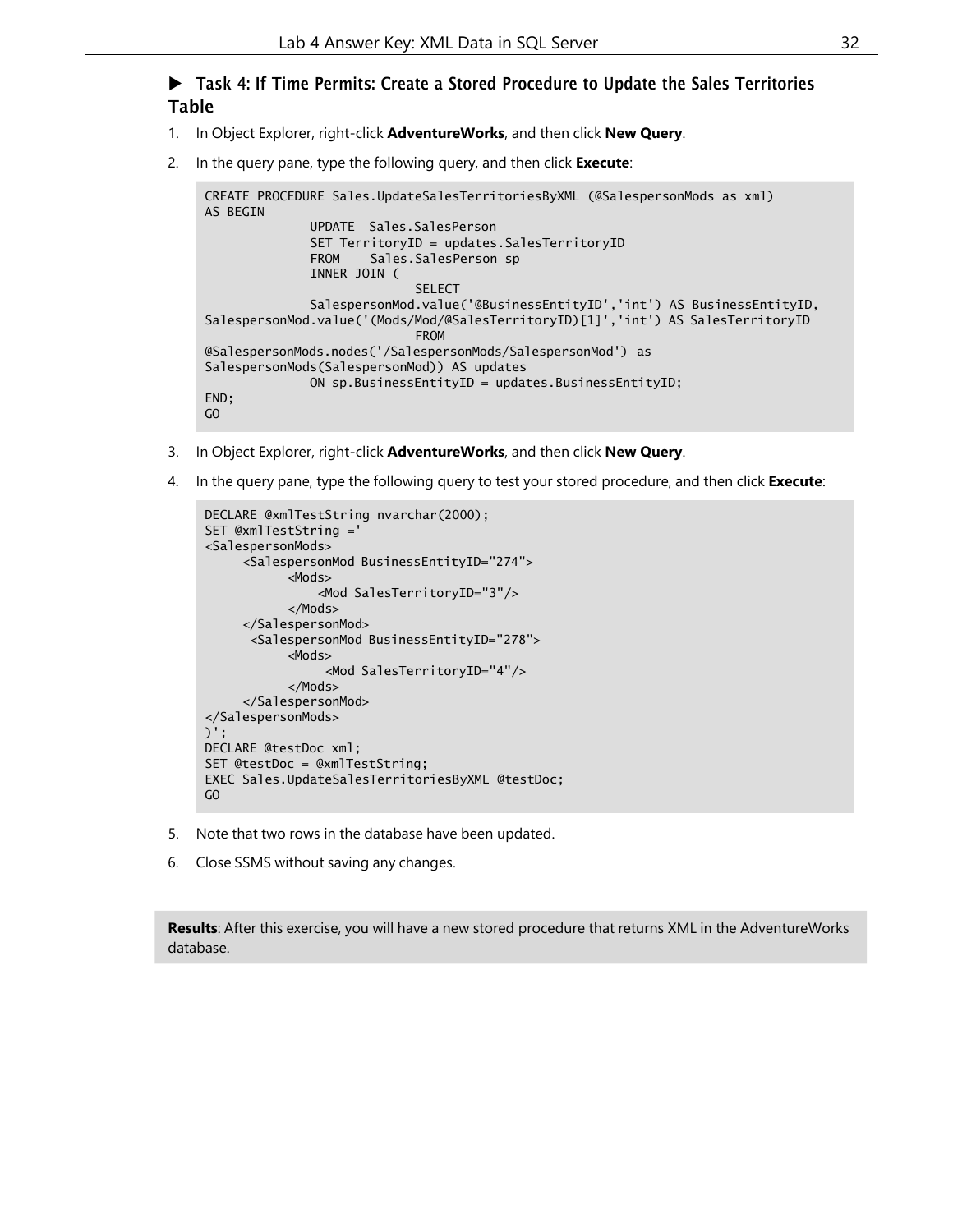### ▶ Task 4: If Time Permits: Create a Stored Procedure to Update the Sales Territories Table

1. In Object Explorer, right-click **AdventureWorks**, and then click **New Query**.
2. In the query pane, type the following query, and then click **Execute**:

```
CREATE PROCEDURE Sales.UpdateSalesTerritoriesByXML (@SalespersonMods as xml)
AS BEGIN
              UPDATE  Sales.SalesPerson
              SET TerritoryID = updates.SalesTerritoryID
              FROM    Sales.SalesPerson sp
              INNER JOIN (
                            SELECT
              SalespersonMod.value('@BusinessEntityID','int') AS BusinessEntityID,
SalespersonMod.value('(Mods/Mod/@SalesTerritoryID)[1]','int') AS SalesTerritoryID
                            FROM
@SalespersonMods.nodes('/SalespersonMods/SalespersonMod') as
SalespersonMods(SalespersonMod)) AS updates
              ON sp.BusinessEntityID = updates.BusinessEntityID;
END;
GO
```

3. In Object Explorer, right-click **AdventureWorks**, and then click **New Query**.
4. In the query pane, type the following query to test your stored procedure, and then click **Execute**:

```
DECLARE @xmlTestString nvarchar(2000);
SET @xmlTestString ='
<SalespersonMods>
     <SalespersonMod BusinessEntityID="274">
          <Mods>
              <Mod SalesTerritoryID="3"/>
          </Mods>
     </SalespersonMod>
      <SalespersonMod BusinessEntityID="278">
          <Mods>
               <Mod SalesTerritoryID="4"/>
          </Mods>
     </SalespersonMod>
</SalespersonMods>
)';
DECLARE @testDoc xml;
SET @testDoc = @xmlTestString;
EXEC Sales.UpdateSalesTerritoriesByXML @testDoc;
GO
```

5. Note that two rows in the database have been updated.
6. Close SSMS without saving any changes.

**Results**: After this exercise, you will have a new stored procedure that returns XML in the AdventureWorks database.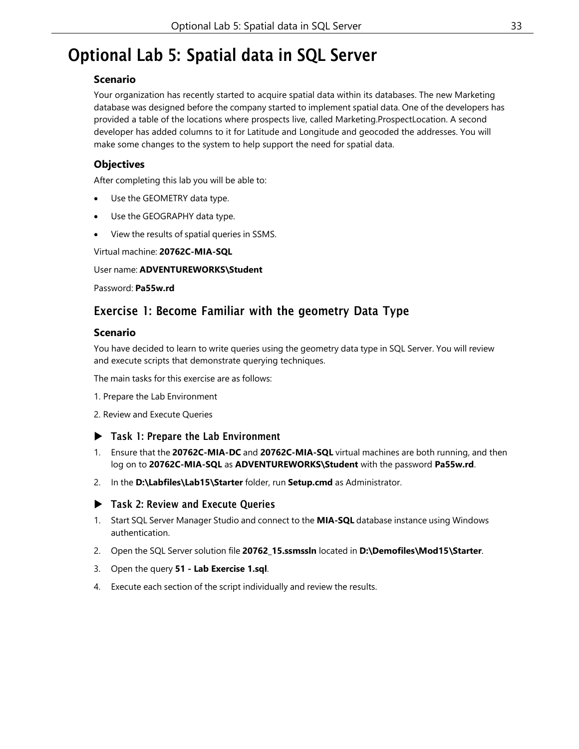# Optional Lab 5: Spatial data in SQL Server

### Scenario

Your organization has recently started to acquire spatial data within its databases. The new Marketing database was designed before the company started to implement spatial data. One of the developers has provided a table of the locations where prospects live, called Marketing.ProspectLocation. A second developer has added columns to it for Latitude and Longitude and geocoded the addresses. You will make some changes to the system to help support the need for spatial data.

### Objectives

After completing this lab you will be able to:

- Use the GEOMETRY data type.
- Use the GEOGRAPHY data type.
- View the results of spatial queries in SSMS.

Virtual machine: **20762C-MIA-SQL**

User name: **ADVENTUREWORKS\Student**

Password: **Pa55w.rd**

## Exercise 1: Become Familiar with the geometry Data Type

### Scenario

You have decided to learn to write queries using the geometry data type in SQL Server. You will review and execute scripts that demonstrate querying techniques.

The main tasks for this exercise are as follows:

1. Prepare the Lab Environment

2. Review and Execute Queries

### ▶ Task 1: Prepare the Lab Environment

1. Ensure that the **20762C-MIA-DC** and **20762C-MIA-SQL** virtual machines are both running, and then log on to **20762C-MIA-SQL** as **ADVENTUREWORKS\Student** with the password **Pa55w.rd**.
2. In the **D:\Labfiles\Lab15\Starter** folder, run **Setup.cmd** as Administrator.

### ▶ Task 2: Review and Execute Queries

1. Start SQL Server Manager Studio and connect to the **MIA-SQL** database instance using Windows authentication.
2. Open the SQL Server solution file **20762_15.ssmssln** located in **D:\Demofiles\Mod15\Starter**.
3. Open the query **51 - Lab Exercise 1.sql**.
4. Execute each section of the script individually and review the results.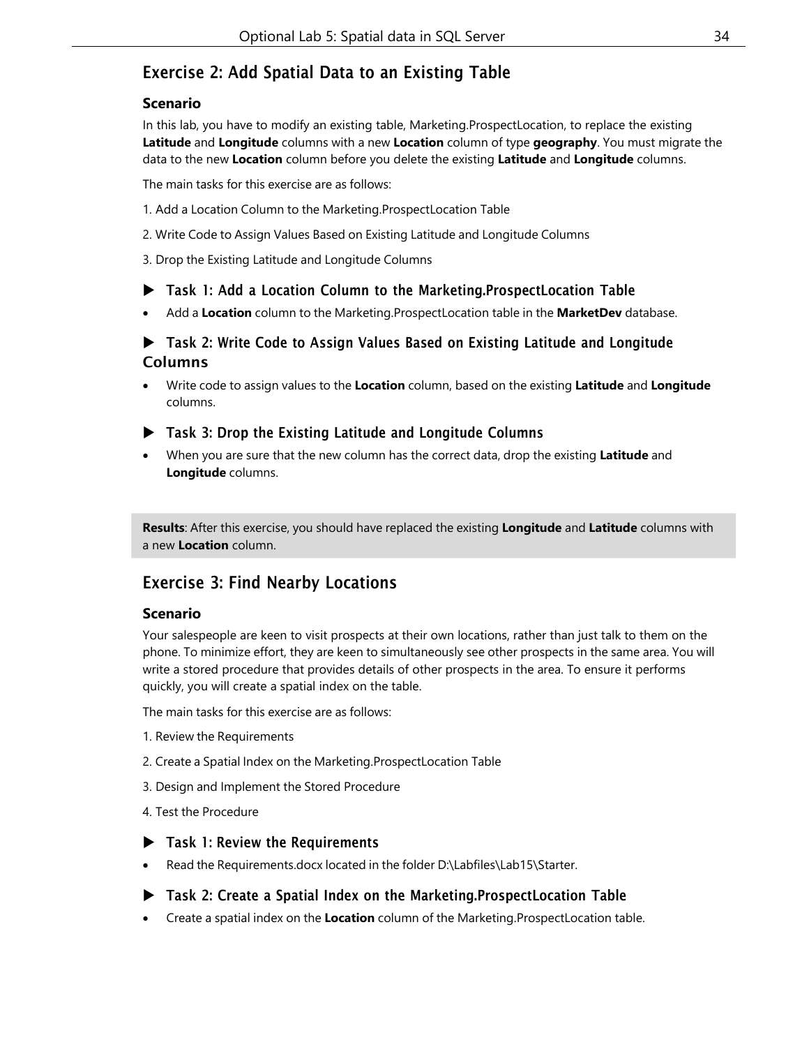## Exercise 2: Add Spatial Data to an Existing Table

### Scenario

In this lab, you have to modify an existing table, Marketing.ProspectLocation, to replace the existing **Latitude** and **Longitude** columns with a new **Location** column of type **geography**. You must migrate the data to the new **Location** column before you delete the existing **Latitude** and **Longitude** columns.

The main tasks for this exercise are as follows:

1. Add a Location Column to the Marketing.ProspectLocation Table

2. Write Code to Assign Values Based on Existing Latitude and Longitude Columns

3. Drop the Existing Latitude and Longitude Columns

### ▶ Task 1: Add a Location Column to the Marketing.ProspectLocation Table

- Add a **Location** column to the Marketing.ProspectLocation table in the **MarketDev** database.

### ▶ Task 2: Write Code to Assign Values Based on Existing Latitude and Longitude Columns

- Write code to assign values to the **Location** column, based on the existing **Latitude** and **Longitude** columns.

### ▶ Task 3: Drop the Existing Latitude and Longitude Columns

- When you are sure that the new column has the correct data, drop the existing **Latitude** and **Longitude** columns.

**Results**: After this exercise, you should have replaced the existing **Longitude** and **Latitude** columns with a new **Location** column.

## Exercise 3: Find Nearby Locations

### Scenario

Your salespeople are keen to visit prospects at their own locations, rather than just talk to them on the phone. To minimize effort, they are keen to simultaneously see other prospects in the same area. You will write a stored procedure that provides details of other prospects in the area. To ensure it performs quickly, you will create a spatial index on the table.

The main tasks for this exercise are as follows:

1. Review the Requirements

2. Create a Spatial Index on the Marketing.ProspectLocation Table

3. Design and Implement the Stored Procedure

4. Test the Procedure

### ▶ Task 1: Review the Requirements

- Read the Requirements.docx located in the folder D:\Labfiles\Lab15\Starter.

### ▶ Task 2: Create a Spatial Index on the Marketing.ProspectLocation Table

- Create a spatial index on the **Location** column of the Marketing.ProspectLocation table.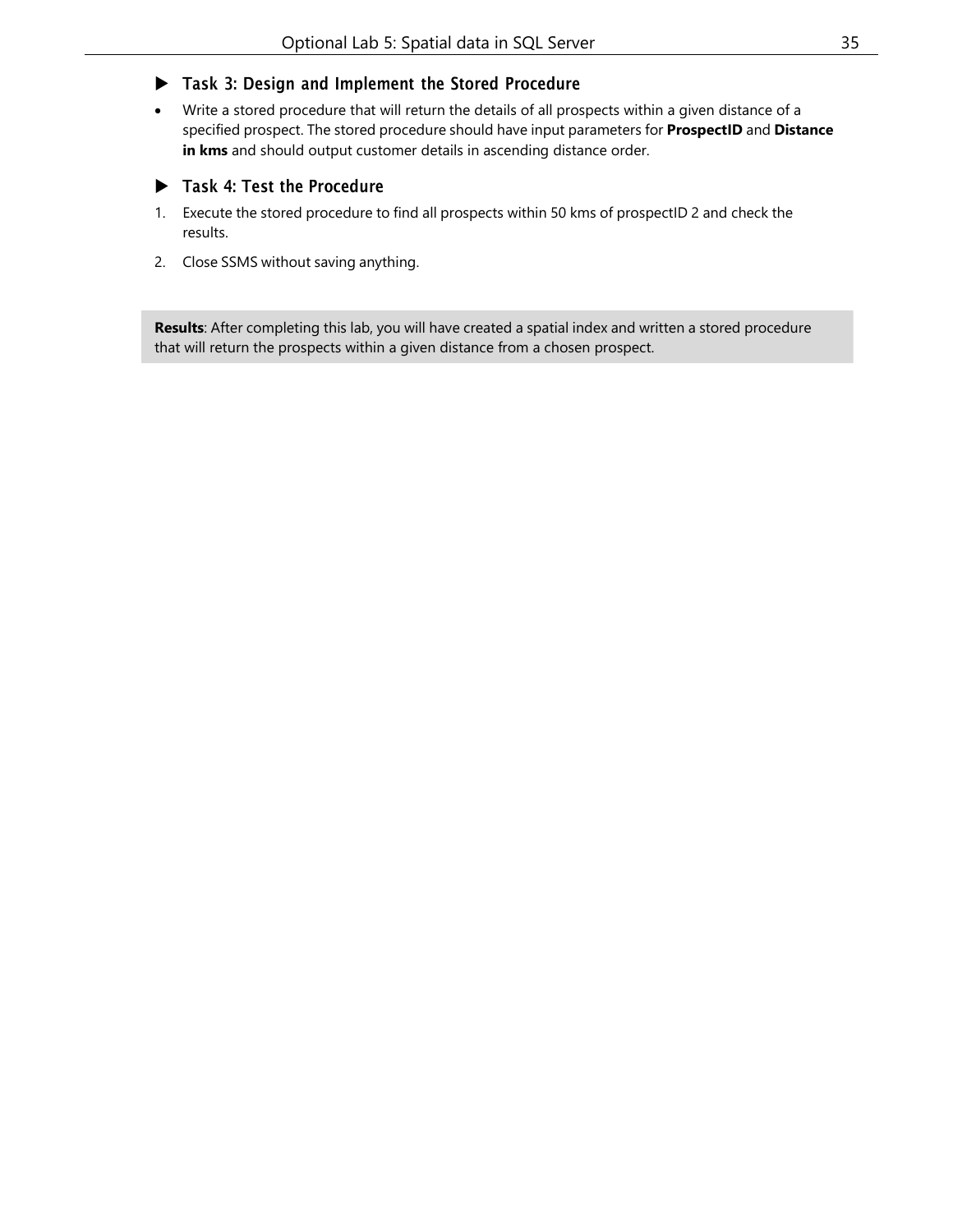### ▶ Task 3: Design and Implement the Stored Procedure

- Write a stored procedure that will return the details of all prospects within a given distance of a specified prospect. The stored procedure should have input parameters for **ProspectID** and **Distance in kms** and should output customer details in ascending distance order.

### ▶ Task 4: Test the Procedure

1. Execute the stored procedure to find all prospects within 50 kms of prospectID 2 and check the results.
2. Close SSMS without saving anything.

**Results**: After completing this lab, you will have created a spatial index and written a stored procedure that will return the prospects within a given distance from a chosen prospect.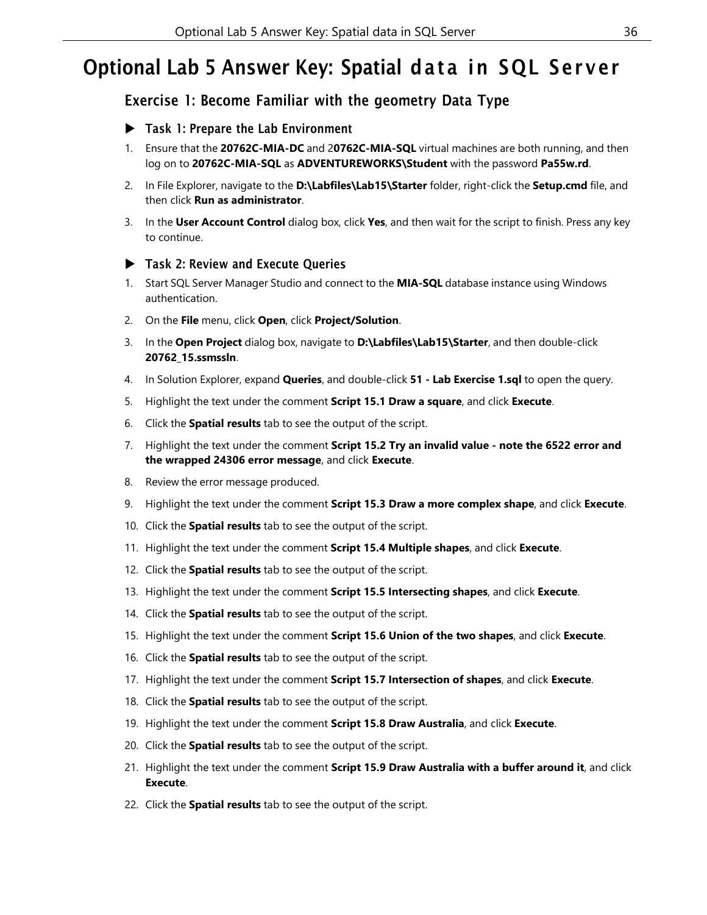# Optional Lab 5 Answer Key: Spatial data in SQL Server

## Exercise 1: Become Familiar with the geometry Data Type

### ▶ Task 1: Prepare the Lab Environment

1. Ensure that the **20762C-MIA-DC** and 2**0762C-MIA-SQL** virtual machines are both running, and then log on to **20762C-MIA-SQL** as **ADVENTUREWORKS\Student** with the password **Pa55w.rd**.
2. In File Explorer, navigate to the **D:\Labfiles\Lab15\Starter** folder, right-click the **Setup.cmd** file, and then click **Run as administrator**.
3. In the **User Account Control** dialog box, click **Yes**, and then wait for the script to finish. Press any key to continue.

### ▶ Task 2: Review and Execute Queries

1. Start SQL Server Manager Studio and connect to the **MIA-SQL** database instance using Windows authentication.
2. On the **File** menu, click **Open**, click **Project/Solution**.
3. In the **Open Project** dialog box, navigate to **D:\Labfiles\Lab15\Starter**, and then double-click **20762_15.ssmssln**.
4. In Solution Explorer, expand **Queries**, and double-click **51 - Lab Exercise 1.sql** to open the query.
5. Highlight the text under the comment **Script 15.1 Draw a square**, and click **Execute**.
6. Click the **Spatial results** tab to see the output of the script.
7. Highlight the text under the comment **Script 15.2 Try an invalid value - note the 6522 error and the wrapped 24306 error message**, and click **Execute**.
8. Review the error message produced.
9. Highlight the text under the comment **Script 15.3 Draw a more complex shape**, and click **Execute**.
10. Click the **Spatial results** tab to see the output of the script.
11. Highlight the text under the comment **Script 15.4 Multiple shapes**, and click **Execute**.
12. Click the **Spatial results** tab to see the output of the script.
13. Highlight the text under the comment **Script 15.5 Intersecting shapes**, and click **Execute**.
14. Click the **Spatial results** tab to see the output of the script.
15. Highlight the text under the comment **Script 15.6 Union of the two shapes**, and click **Execute**.
16. Click the **Spatial results** tab to see the output of the script.
17. Highlight the text under the comment **Script 15.7 Intersection of shapes**, and click **Execute**.
18. Click the **Spatial results** tab to see the output of the script.
19. Highlight the text under the comment **Script 15.8 Draw Australia**, and click **Execute**.
20. Click the **Spatial results** tab to see the output of the script.
21. Highlight the text under the comment **Script 15.9 Draw Australia with a buffer around it**, and click **Execute**.
22. Click the **Spatial results** tab to see the output of the script.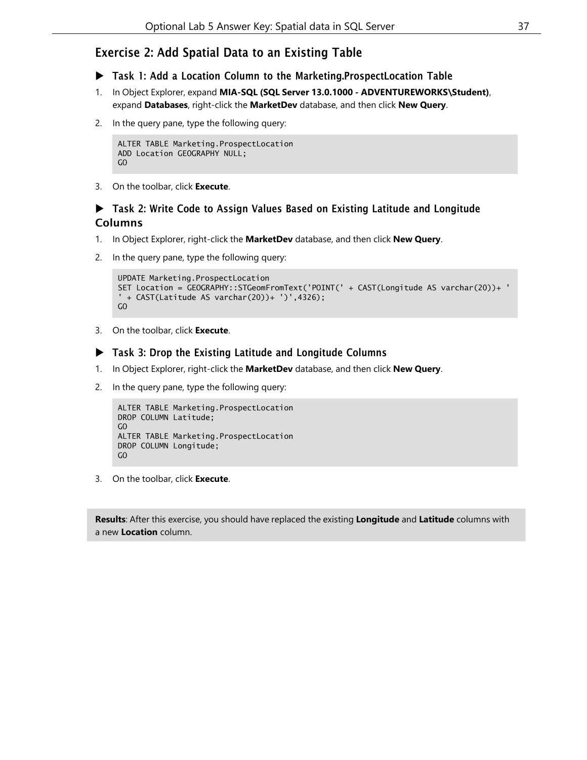## Exercise 2: Add Spatial Data to an Existing Table

### ▶ Task 1: Add a Location Column to the Marketing.ProspectLocation Table

1. In Object Explorer, expand **MIA-SQL (SQL Server 13.0.1000 - ADVENTUREWORKS\Student)**, expand **Databases**, right-click the **MarketDev** database, and then click **New Query**.
2. In the query pane, type the following query:

```
ALTER TABLE Marketing.ProspectLocation
ADD Location GEOGRAPHY NULL;
GO
```

3. On the toolbar, click **Execute**.

### ▶ Task 2: Write Code to Assign Values Based on Existing Latitude and Longitude Columns

1. In Object Explorer, right-click the **MarketDev** database, and then click **New Query**.
2. In the query pane, type the following query:

```
UPDATE Marketing.ProspectLocation
SET Location = GEOGRAPHY::STGeomFromText('POINT(' + CAST(Longitude AS varchar(20))+ '
' + CAST(Latitude AS varchar(20))+ ')',4326);
GO
```

3. On the toolbar, click **Execute**.

### ▶ Task 3: Drop the Existing Latitude and Longitude Columns

1. In Object Explorer, right-click the **MarketDev** database, and then click **New Query**.
2. In the query pane, type the following query:

```
ALTER TABLE Marketing.ProspectLocation
DROP COLUMN Latitude;
GO
ALTER TABLE Marketing.ProspectLocation
DROP COLUMN Longitude;
GO
```

3. On the toolbar, click **Execute**.

**Results**: After this exercise, you should have replaced the existing **Longitude** and **Latitude** columns with a new **Location** column.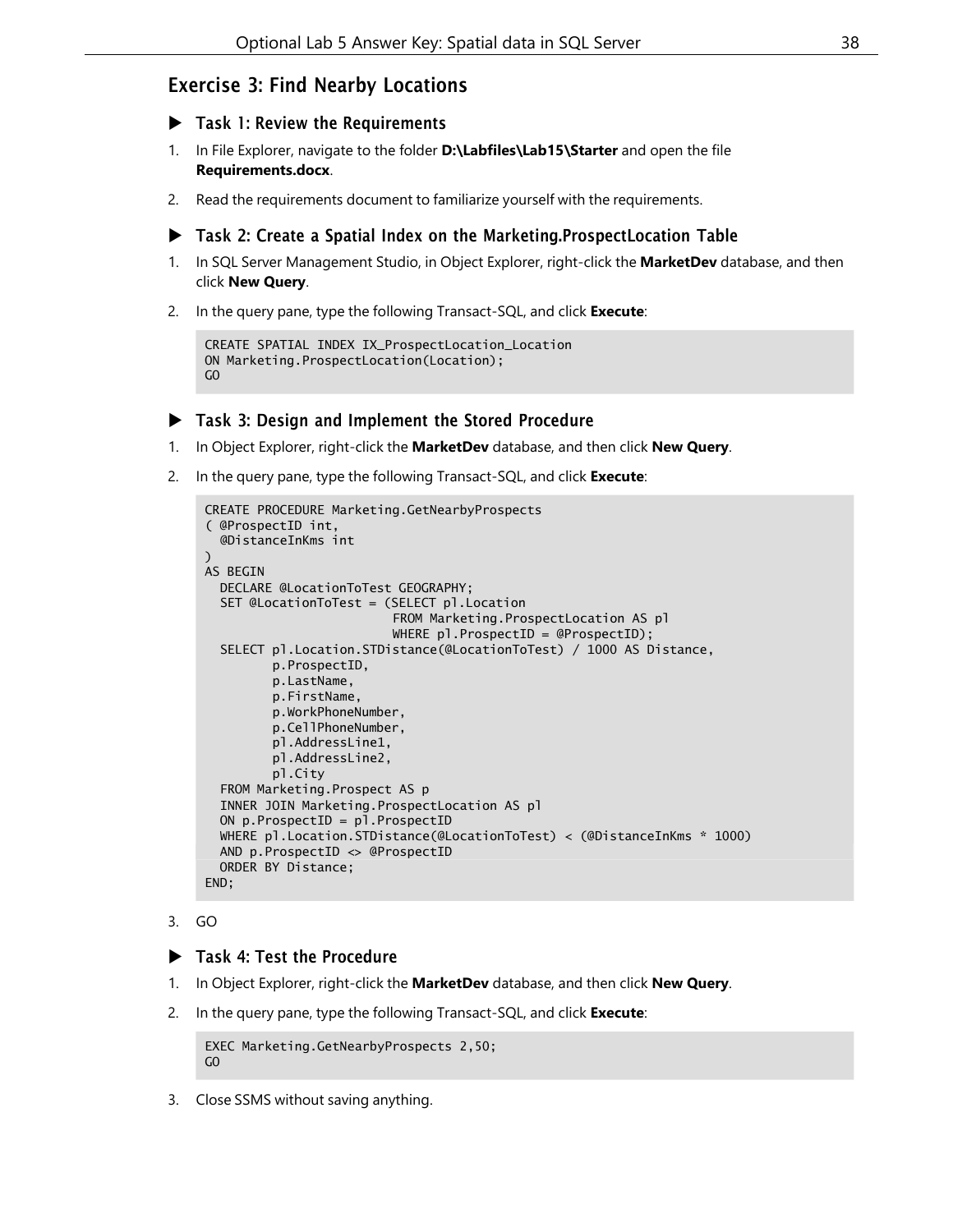## Exercise 3: Find Nearby Locations

### ▶ Task 1: Review the Requirements

1. In File Explorer, navigate to the folder **D:\Labfiles\Lab15\Starter** and open the file **Requirements.docx**.
2. Read the requirements document to familiarize yourself with the requirements.

### ▶ Task 2: Create a Spatial Index on the Marketing.ProspectLocation Table

1. In SQL Server Management Studio, in Object Explorer, right-click the **MarketDev** database, and then click **New Query**.
2. In the query pane, type the following Transact-SQL, and click **Execute**:

```
CREATE SPATIAL INDEX IX_ProspectLocation_Location
ON Marketing.ProspectLocation(Location);
GO
```

### ▶ Task 3: Design and Implement the Stored Procedure

1. In Object Explorer, right-click the **MarketDev** database, and then click **New Query**.
2. In the query pane, type the following Transact-SQL, and click **Execute**:

```
CREATE PROCEDURE Marketing.GetNearbyProspects
( @ProspectID int,
  @DistanceInKms int
)
AS BEGIN
  DECLARE @LocationToTest GEOGRAPHY;
  SET @LocationToTest = (SELECT pl.Location
                         FROM Marketing.ProspectLocation AS pl
                         WHERE pl.ProspectID = @ProspectID);
  SELECT pl.Location.STDistance(@LocationToTest) / 1000 AS Distance,
         p.ProspectID,
         p.LastName,
         p.FirstName,
         p.WorkPhoneNumber,
         p.CellPhoneNumber,
         pl.AddressLine1,
         pl.AddressLine2,
         pl.City
  FROM Marketing.Prospect AS p
  INNER JOIN Marketing.ProspectLocation AS pl
  ON p.ProspectID = pl.ProspectID
  WHERE pl.Location.STDistance(@LocationToTest) < (@DistanceInKms * 1000)
  AND p.ProspectID <> @ProspectID
  ORDER BY Distance;
END;
```

3. GO

### ▶ Task 4: Test the Procedure

1. In Object Explorer, right-click the **MarketDev** database, and then click **New Query**.
2. In the query pane, type the following Transact-SQL, and click **Execute**:

```
EXEC Marketing.GetNearbyProspects 2,50;
GO
```

3. Close SSMS without saving anything.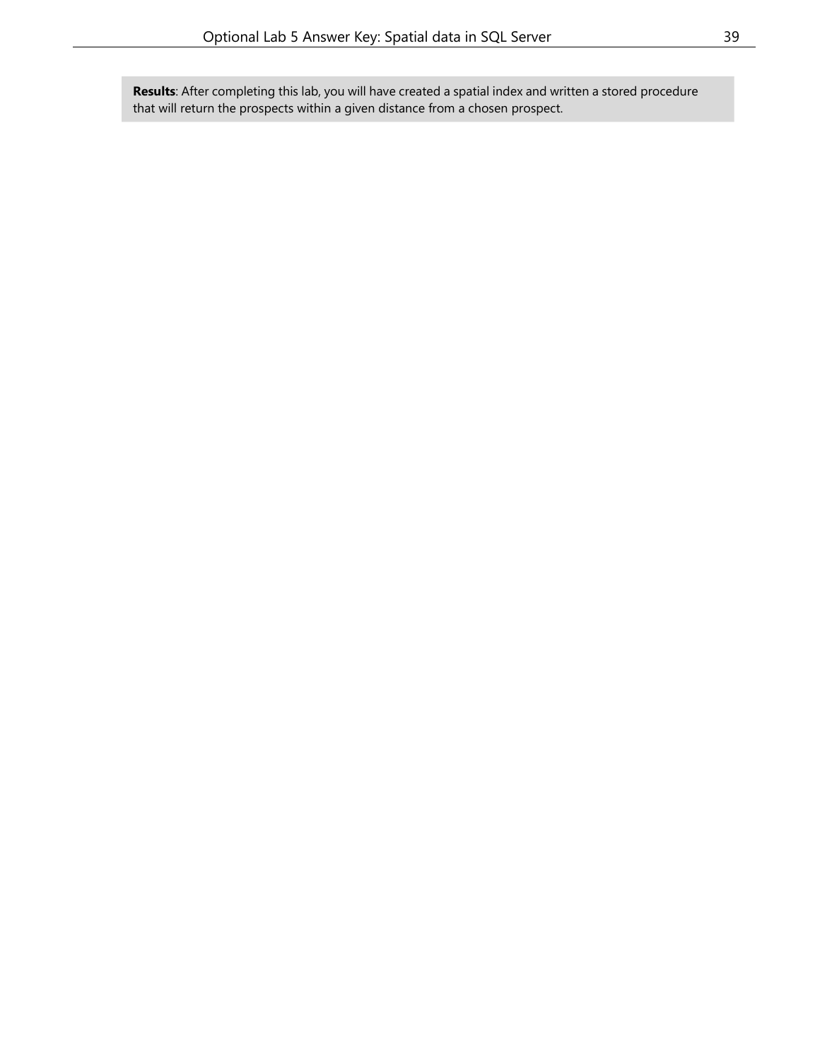**Results**: After completing this lab, you will have created a spatial index and written a stored procedure that will return the prospects within a given distance from a chosen prospect.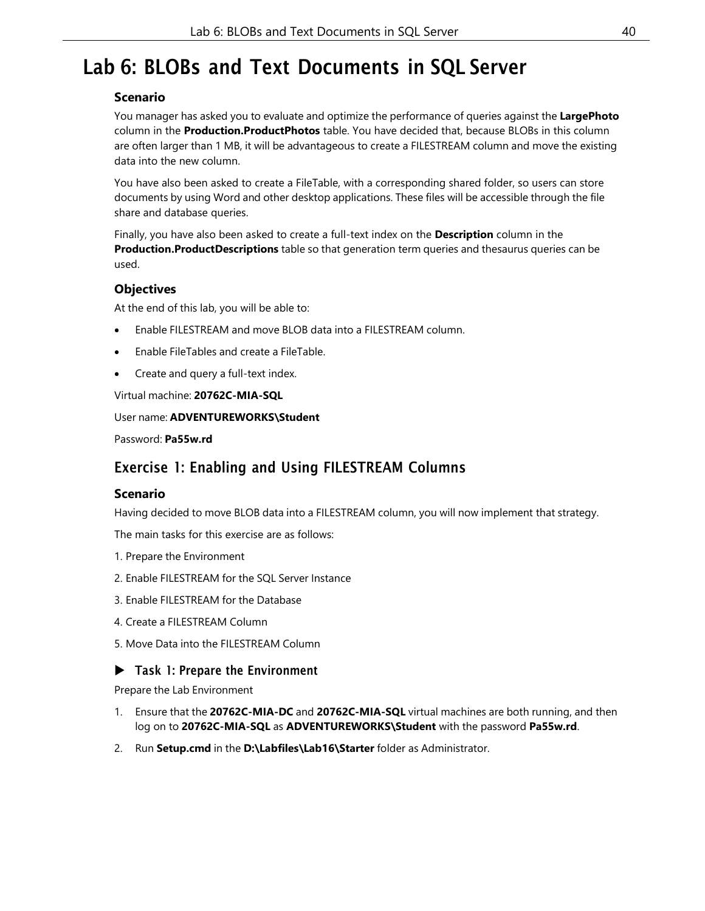# Lab 6: BLOBs and Text Documents in SQL Server

### Scenario

You manager has asked you to evaluate and optimize the performance of queries against the **LargePhoto** column in the **Production.ProductPhotos** table. You have decided that, because BLOBs in this column are often larger than 1 MB, it will be advantageous to create a FILESTREAM column and move the existing data into the new column.

You have also been asked to create a FileTable, with a corresponding shared folder, so users can store documents by using Word and other desktop applications. These files will be accessible through the file share and database queries.

Finally, you have also been asked to create a full-text index on the **Description** column in the **Production.ProductDescriptions** table so that generation term queries and thesaurus queries can be used.

### Objectives

At the end of this lab, you will be able to:

- Enable FILESTREAM and move BLOB data into a FILESTREAM column.
- Enable FileTables and create a FileTable.
- Create and query a full-text index.

Virtual machine: **20762C-MIA-SQL**

User name: **ADVENTUREWORKS\Student**

Password: **Pa55w.rd**

## Exercise 1: Enabling and Using FILESTREAM Columns

### Scenario

Having decided to move BLOB data into a FILESTREAM column, you will now implement that strategy.

The main tasks for this exercise are as follows:

1. Prepare the Environment
2. Enable FILESTREAM for the SQL Server Instance
3. Enable FILESTREAM for the Database
4. Create a FILESTREAM Column
5. Move Data into the FILESTREAM Column

### ▶ Task 1: Prepare the Environment

Prepare the Lab Environment

1. Ensure that the **20762C-MIA-DC** and **20762C-MIA-SQL** virtual machines are both running, and then log on to **20762C-MIA-SQL** as **ADVENTUREWORKS\Student** with the password **Pa55w.rd**.
2. Run **Setup.cmd** in the **D:\Labfiles\Lab16\Starter** folder as Administrator.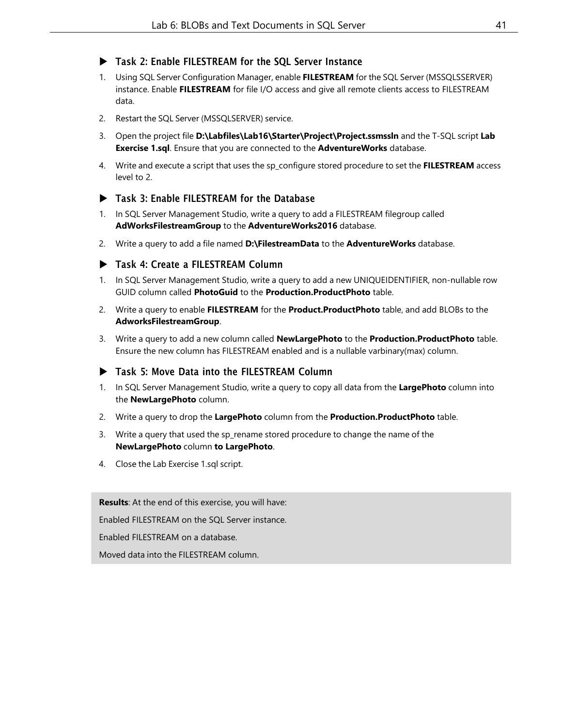### ▶ Task 2: Enable FILESTREAM for the SQL Server Instance

1. Using SQL Server Configuration Manager, enable **FILESTREAM** for the SQL Server (MSSQLSERVER) instance. Enable **FILESTREAM** for file I/O access and give all remote clients access to FILESTREAM data.
2. Restart the SQL Server (MSSQLSERVER) service.
3. Open the project file **D:\Labfiles\Lab16\Starter\Project\Project.ssmssln** and the T-SQL script **Lab Exercise 1.sql**. Ensure that you are connected to the **AdventureWorks** database.
4. Write and execute a script that uses the sp_configure stored procedure to set the **FILESTREAM** access level to 2.

### ▶ Task 3: Enable FILESTREAM for the Database

1. In SQL Server Management Studio, write a query to add a FILESTREAM filegroup called **AdWorksFilestreamGroup** to the **AdventureWorks2016** database.
2. Write a query to add a file named **D:\FilestreamData** to the **AdventureWorks** database.

### ▶ Task 4: Create a FILESTREAM Column

1. In SQL Server Management Studio, write a query to add a new UNIQUEIDENTIFIER, non-nullable row GUID column called **PhotoGuid** to the **Production.ProductPhoto** table.
2. Write a query to enable **FILESTREAM** for the **Product.ProductPhoto** table, and add BLOBs to the **AdworksFilestreamGroup**.
3. Write a query to add a new column called **NewLargePhoto** to the **Production.ProductPhoto** table. Ensure the new column has FILESTREAM enabled and is a nullable varbinary(max) column.

### ▶ Task 5: Move Data into the FILESTREAM Column

1. In SQL Server Management Studio, write a query to copy all data from the **LargePhoto** column into the **NewLargePhoto** column.
2. Write a query to drop the **LargePhoto** column from the **Production.ProductPhoto** table.
3. Write a query that used the sp_rename stored procedure to change the name of the **NewLargePhoto** column **to LargePhoto**.
4. Close the Lab Exercise 1.sql script.

**Results**: At the end of this exercise, you will have:

Enabled FILESTREAM on the SQL Server instance.

Enabled FILESTREAM on a database.

Moved data into the FILESTREAM column.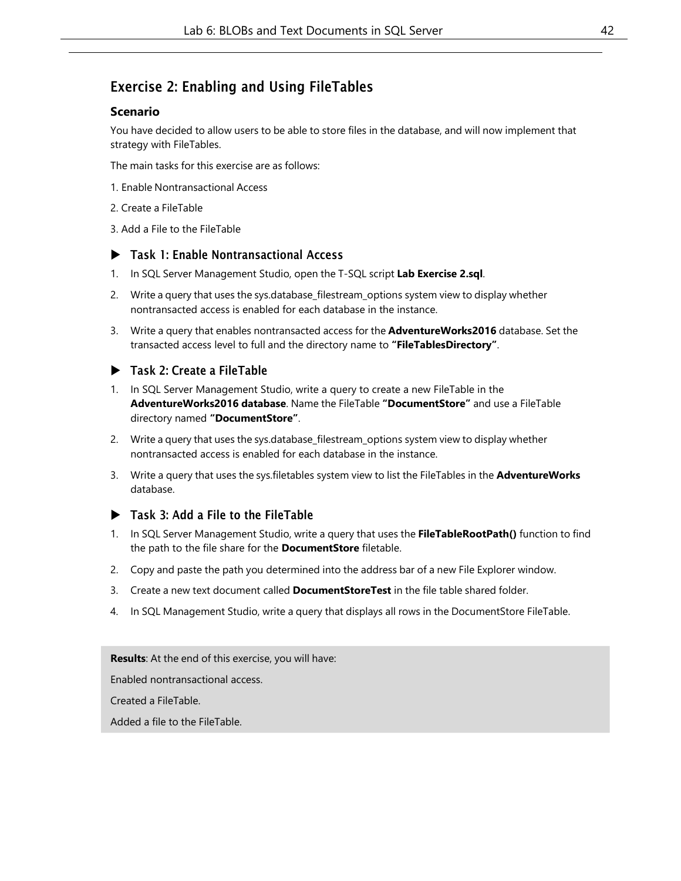## Exercise 2: Enabling and Using FileTables

### Scenario

You have decided to allow users to be able to store files in the database, and will now implement that strategy with FileTables.

The main tasks for this exercise are as follows:

1. Enable Nontransactional Access

2. Create a FileTable

3. Add a File to the FileTable

### ▶ Task 1: Enable Nontransactional Access

1. In SQL Server Management Studio, open the T-SQL script **Lab Exercise 2.sql**.
2. Write a query that uses the sys.database_filestream_options system view to display whether nontransacted access is enabled for each database in the instance.
3. Write a query that enables nontransacted access for the **AdventureWorks2016** database. Set the transacted access level to full and the directory name to **"FileTablesDirectory"**.

### ▶ Task 2: Create a FileTable

1. In SQL Server Management Studio, write a query to create a new FileTable in the **AdventureWorks2016 database**. Name the FileTable **"DocumentStore"** and use a FileTable directory named **"DocumentStore"**.
2. Write a query that uses the sys.database_filestream_options system view to display whether nontransacted access is enabled for each database in the instance.
3. Write a query that uses the sys.filetables system view to list the FileTables in the **AdventureWorks** database.

### ▶ Task 3: Add a File to the FileTable

1. In SQL Server Management Studio, write a query that uses the **FileTableRootPath()** function to find the path to the file share for the **DocumentStore** filetable.
2. Copy and paste the path you determined into the address bar of a new File Explorer window.
3. Create a new text document called **DocumentStoreTest** in the file table shared folder.
4. In SQL Management Studio, write a query that displays all rows in the DocumentStore FileTable.

**Results**: At the end of this exercise, you will have:

Enabled nontransactional access.

Created a FileTable.

Added a file to the FileTable.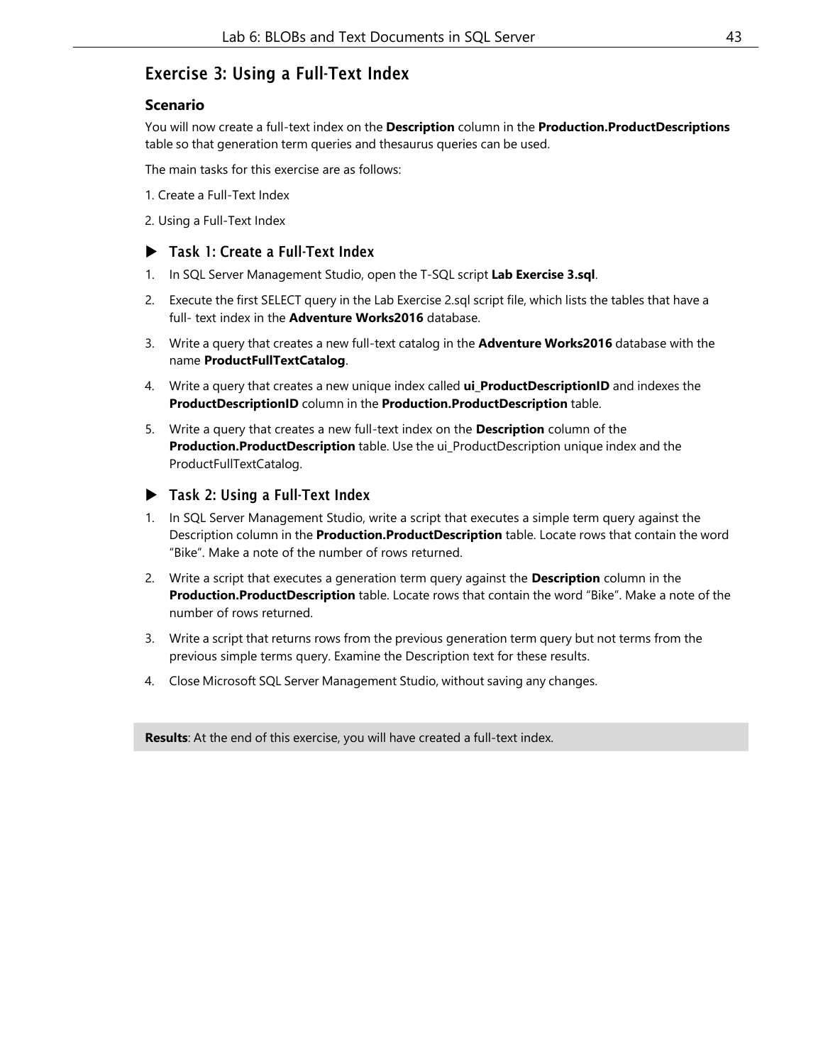## Exercise 3: Using a Full-Text Index

### Scenario

You will now create a full-text index on the **Description** column in the **Production.ProductDescriptions** table so that generation term queries and thesaurus queries can be used.

The main tasks for this exercise are as follows:

1. Create a Full-Text Index

2. Using a Full-Text Index

### ▶ Task 1: Create a Full-Text Index

1. In SQL Server Management Studio, open the T-SQL script **Lab Exercise 3.sql**.
2. Execute the first SELECT query in the Lab Exercise 2.sql script file, which lists the tables that have a full- text index in the **Adventure Works2016** database.
3. Write a query that creates a new full-text catalog in the **Adventure Works2016** database with the name **ProductFullTextCatalog**.
4. Write a query that creates a new unique index called **ui_ProductDescriptionID** and indexes the **ProductDescriptionID** column in the **Production.ProductDescription** table.
5. Write a query that creates a new full-text index on the **Description** column of the **Production.ProductDescription** table. Use the ui_ProductDescription unique index and the ProductFullTextCatalog.

### ▶ Task 2: Using a Full-Text Index

1. In SQL Server Management Studio, write a script that executes a simple term query against the Description column in the **Production.ProductDescription** table. Locate rows that contain the word "Bike". Make a note of the number of rows returned.
2. Write a script that executes a generation term query against the **Description** column in the **Production.ProductDescription** table. Locate rows that contain the word "Bike". Make a note of the number of rows returned.
3. Write a script that returns rows from the previous generation term query but not terms from the previous simple terms query. Examine the Description text for these results.
4. Close Microsoft SQL Server Management Studio, without saving any changes.

**Results**: At the end of this exercise, you will have created a full-text index.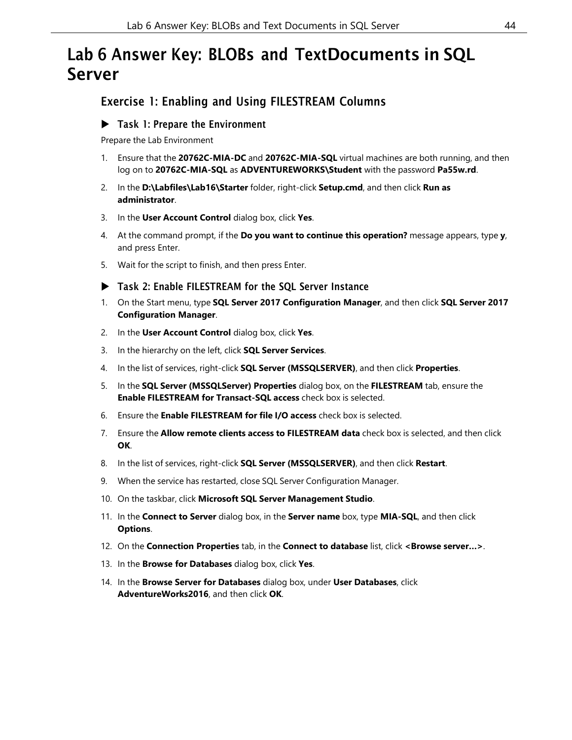# Lab 6 Answer Key: BLOBs and TextDocuments in SQL Server

## Exercise 1: Enabling and Using FILESTREAM Columns

### ▶ Task 1: Prepare the Environment

Prepare the Lab Environment

1. Ensure that the **20762C-MIA-DC** and **20762C-MIA-SQL** virtual machines are both running, and then log on to **20762C-MIA-SQL** as **ADVENTUREWORKS\Student** with the password **Pa55w.rd**.
2. In the **D:\Labfiles\Lab16\Starter** folder, right-click **Setup.cmd**, and then click **Run as administrator**.
3. In the **User Account Control** dialog box, click **Yes**.
4. At the command prompt, if the **Do you want to continue this operation?** message appears, type **y**, and press Enter.
5. Wait for the script to finish, and then press Enter.

### ▶ Task 2: Enable FILESTREAM for the SQL Server Instance

1. On the Start menu, type **SQL Server 2017 Configuration Manager**, and then click **SQL Server 2017 Configuration Manager**.
2. In the **User Account Control** dialog box, click **Yes**.
3. In the hierarchy on the left, click **SQL Server Services**.
4. In the list of services, right-click **SQL Server (MSSQLSERVER)**, and then click **Properties**.
5. In the **SQL Server (MSSQLServer) Properties** dialog box, on the **FILESTREAM** tab, ensure the **Enable FILESTREAM for Transact-SQL access** check box is selected.
6. Ensure the **Enable FILESTREAM for file I/O access** check box is selected.
7. Ensure the **Allow remote clients access to FILESTREAM data** check box is selected, and then click **OK**.
8. In the list of services, right-click **SQL Server (MSSQLSERVER)**, and then click **Restart**.
9. When the service has restarted, close SQL Server Configuration Manager.
10. On the taskbar, click **Microsoft SQL Server Management Studio**.
11. In the **Connect to Server** dialog box, in the **Server name** box, type **MIA-SQL**, and then click **Options**.
12. On the **Connection Properties** tab, in the **Connect to database** list, click **<Browse server…>**.
13. In the **Browse for Databases** dialog box, click **Yes**.
14. In the **Browse Server for Databases** dialog box, under **User Databases**, click **AdventureWorks2016**, and then click **OK**.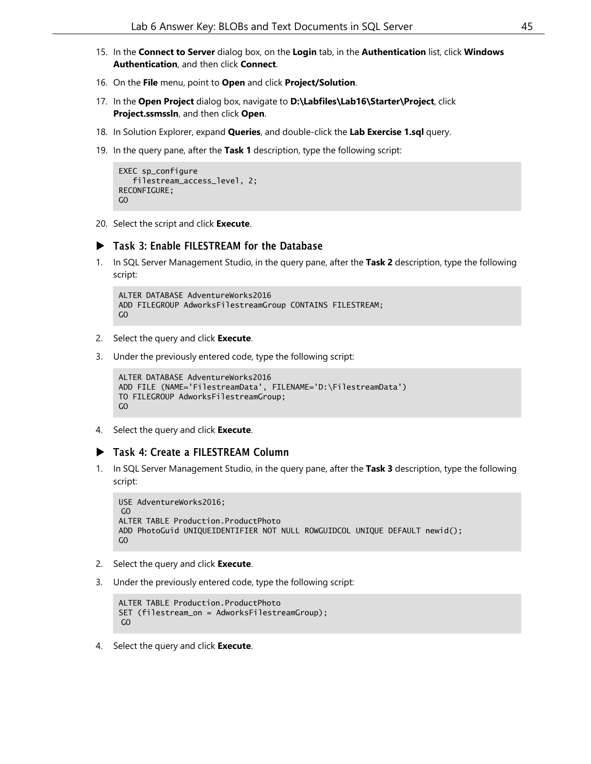15. In the **Connect to Server** dialog box, on the **Login** tab, in the **Authentication** list, click **Windows Authentication**, and then click **Connect**.
16. On the **File** menu, point to **Open** and click **Project/Solution**.
17. In the **Open Project** dialog box, navigate to **D:\Labfiles\Lab16\Starter\Project**, click **Project.ssmssln**, and then click **Open**.
18. In Solution Explorer, expand **Queries**, and double-click the **Lab Exercise 1.sql** query.
19. In the query pane, after the **Task 1** description, type the following script:

```
EXEC sp_configure
   filestream_access_level, 2;
RECONFIGURE;
GO
```

20. Select the script and click **Execute**.

### ▶ Task 3: Enable FILESTREAM for the Database

1. In SQL Server Management Studio, in the query pane, after the **Task 2** description, type the following script:

```
ALTER DATABASE AdventureWorks2016
ADD FILEGROUP AdworksFilestreamGroup CONTAINS FILESTREAM;
GO
```

2. Select the query and click **Execute**.
3. Under the previously entered code, type the following script:

```
ALTER DATABASE AdventureWorks2016
ADD FILE (NAME='FilestreamData', FILENAME='D:\FilestreamData')
TO FILEGROUP AdworksFilestreamGroup;
GO
```

4. Select the query and click **Execute**.

### ▶ Task 4: Create a FILESTREAM Column

1. In SQL Server Management Studio, in the query pane, after the **Task 3** description, type the following script:

```
USE AdventureWorks2016;
 GO
ALTER TABLE Production.ProductPhoto
ADD PhotoGuid UNIQUEIDENTIFIER NOT NULL ROWGUIDCOL UNIQUE DEFAULT newid();
GO
```

2. Select the query and click **Execute**.
3. Under the previously entered code, type the following script:

```
ALTER TABLE Production.ProductPhoto
SET (filestream_on = AdworksFilestreamGroup);
 GO
```

4. Select the query and click **Execute**.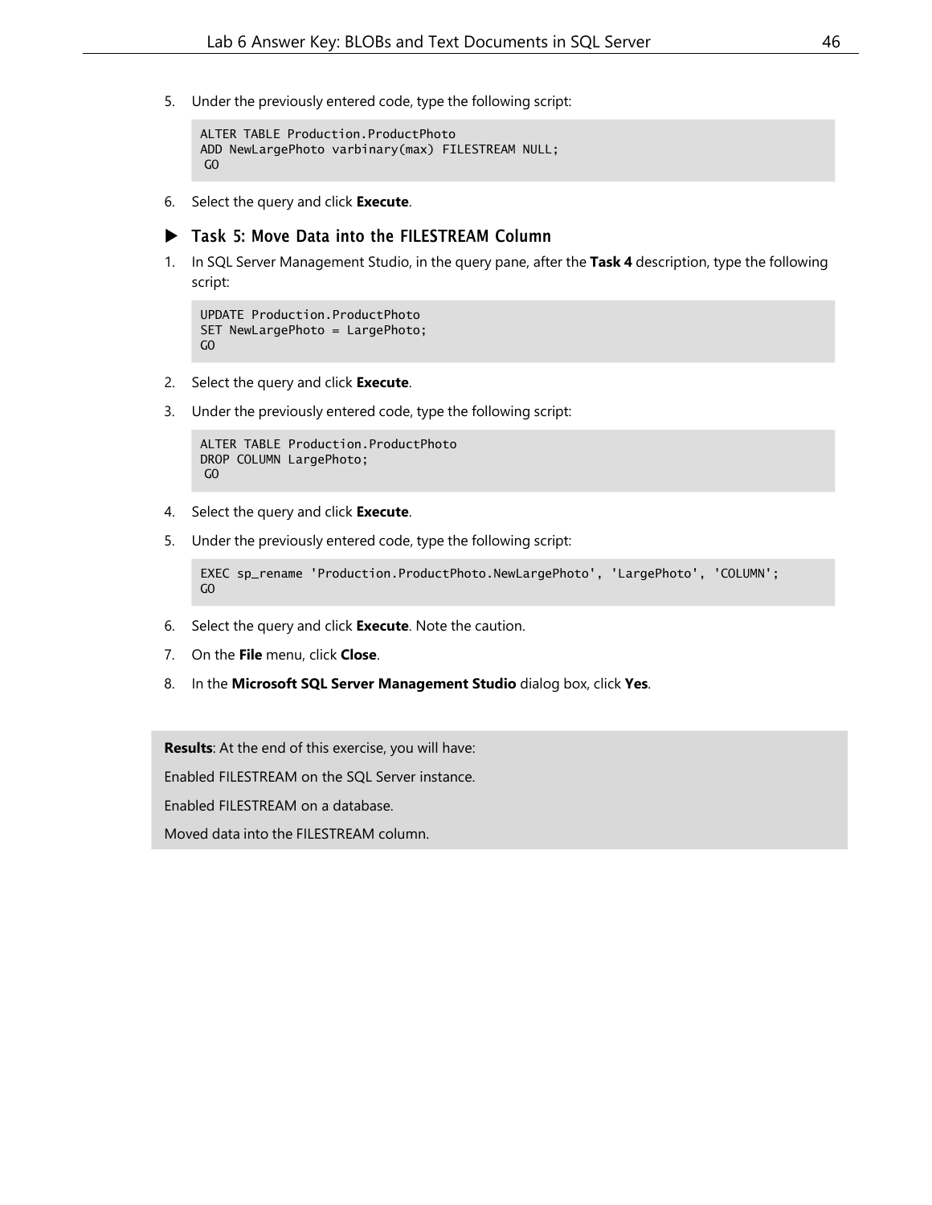5. Under the previously entered code, type the following script:

```
ALTER TABLE Production.ProductPhoto
ADD NewLargePhoto varbinary(max) FILESTREAM NULL;
 GO
```

6. Select the query and click **Execute**.

### ▶ Task 5: Move Data into the FILESTREAM Column

1. In SQL Server Management Studio, in the query pane, after the **Task 4** description, type the following script:

```
UPDATE Production.ProductPhoto
SET NewLargePhoto = LargePhoto;
GO
```

2. Select the query and click **Execute**.
3. Under the previously entered code, type the following script:

```
ALTER TABLE Production.ProductPhoto
DROP COLUMN LargePhoto;
 GO
```

4. Select the query and click **Execute**.
5. Under the previously entered code, type the following script:

```
EXEC sp_rename 'Production.ProductPhoto.NewLargePhoto', 'LargePhoto', 'COLUMN';
GO
```

6. Select the query and click **Execute**. Note the caution.
7. On the **File** menu, click **Close**.
8. In the **Microsoft SQL Server Management Studio** dialog box, click **Yes**.

**Results**: At the end of this exercise, you will have:

Enabled FILESTREAM on the SQL Server instance.

Enabled FILESTREAM on a database.

Moved data into the FILESTREAM column.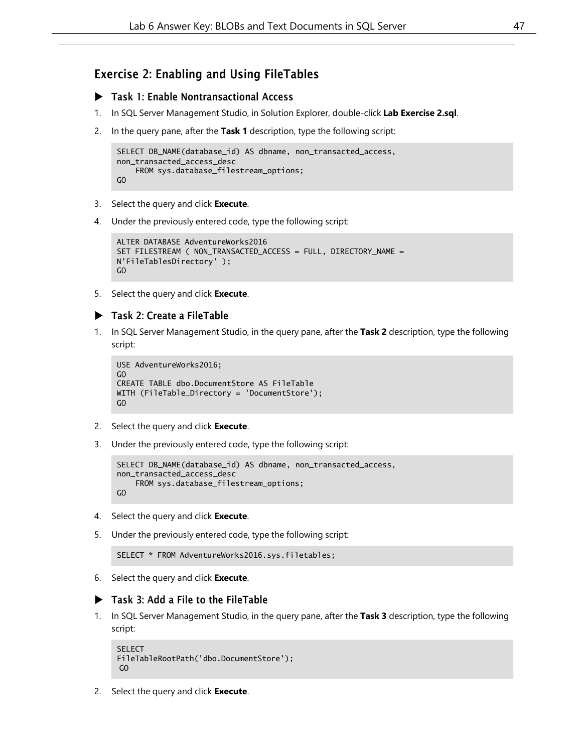## Exercise 2: Enabling and Using FileTables

### ▶ Task 1: Enable Nontransactional Access

1. In SQL Server Management Studio, in Solution Explorer, double-click **Lab Exercise 2.sql**.
2. In the query pane, after the **Task 1** description, type the following script:

```
SELECT DB_NAME(database_id) AS dbname, non_transacted_access,
non_transacted_access_desc
    FROM sys.database_filestream_options;
GO
```

3. Select the query and click **Execute**.
4. Under the previously entered code, type the following script:

```
ALTER DATABASE AdventureWorks2016
SET FILESTREAM ( NON_TRANSACTED_ACCESS = FULL, DIRECTORY_NAME =
N'FileTablesDirectory' );
GO
```

5. Select the query and click **Execute**.

### ▶ Task 2: Create a FileTable

1. In SQL Server Management Studio, in the query pane, after the **Task 2** description, type the following script:

```
USE AdventureWorks2016;
GO
CREATE TABLE dbo.DocumentStore AS FileTable
WITH (FileTable_Directory = 'DocumentStore');
GO
```

2. Select the query and click **Execute**.
3. Under the previously entered code, type the following script:

```
SELECT DB_NAME(database_id) AS dbname, non_transacted_access,
non_transacted_access_desc
    FROM sys.database_filestream_options;
GO
```

4. Select the query and click **Execute**.
5. Under the previously entered code, type the following script:

```
SELECT * FROM AdventureWorks2016.sys.filetables;
```

6. Select the query and click **Execute**.

### ▶ Task 3: Add a File to the FileTable

1. In SQL Server Management Studio, in the query pane, after the **Task 3** description, type the following script:

```
SELECT
FileTableRootPath('dbo.DocumentStore');
 GO
```

2. Select the query and click **Execute**.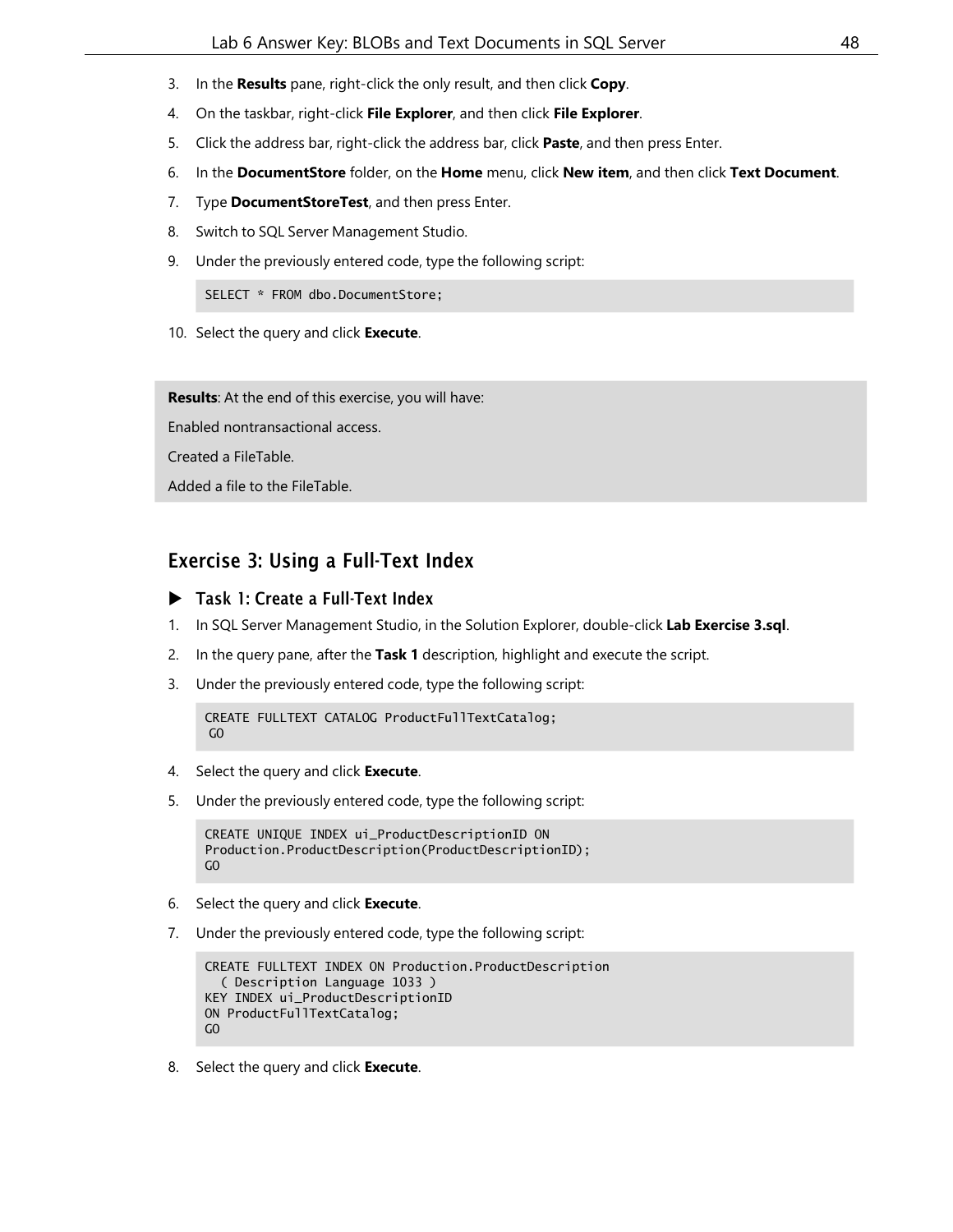3. In the **Results** pane, right-click the only result, and then click **Copy**.
4. On the taskbar, right-click **File Explorer**, and then click **File Explorer**.
5. Click the address bar, right-click the address bar, click **Paste**, and then press Enter.
6. In the **DocumentStore** folder, on the **Home** menu, click **New item**, and then click **Text Document**.
7. Type **DocumentStoreTest**, and then press Enter.
8. Switch to SQL Server Management Studio.
9. Under the previously entered code, type the following script:

```
SELECT * FROM dbo.DocumentStore;
```

10. Select the query and click **Execute**.

**Results**: At the end of this exercise, you will have:

Enabled nontransactional access.

Created a FileTable.

Added a file to the FileTable.

## Exercise 3: Using a Full-Text Index

### ▶ Task 1: Create a Full-Text Index

1. In SQL Server Management Studio, in the Solution Explorer, double-click **Lab Exercise 3.sql**.
2. In the query pane, after the **Task 1** description, highlight and execute the script.
3. Under the previously entered code, type the following script:

```
CREATE FULLTEXT CATALOG ProductFullTextCatalog;
 GO
```

4. Select the query and click **Execute**.
5. Under the previously entered code, type the following script:

```
CREATE UNIQUE INDEX ui_ProductDescriptionID ON
Production.ProductDescription(ProductDescriptionID);
GO
```

6. Select the query and click **Execute**.
7. Under the previously entered code, type the following script:

```
CREATE FULLTEXT INDEX ON Production.ProductDescription
  ( Description Language 1033 )
KEY INDEX ui_ProductDescriptionID
ON ProductFullTextCatalog;
GO
```

8. Select the query and click **Execute**.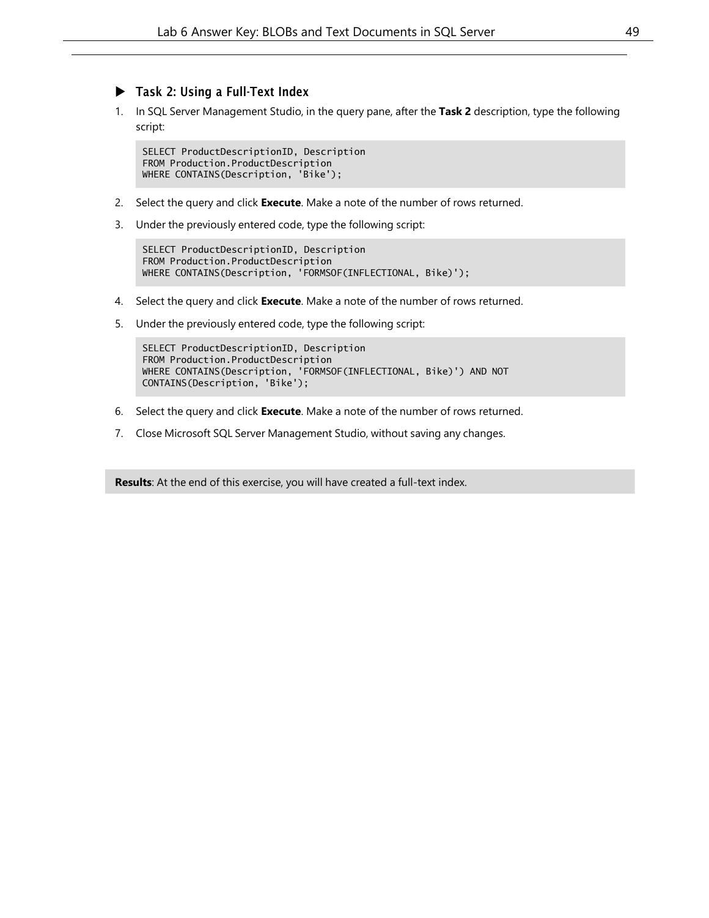### ▶ Task 2: Using a Full-Text Index

1. In SQL Server Management Studio, in the query pane, after the **Task 2** description, type the following script:

```
SELECT ProductDescriptionID, Description
FROM Production.ProductDescription
WHERE CONTAINS(Description, 'Bike');
```

2. Select the query and click **Execute**. Make a note of the number of rows returned.

3. Under the previously entered code, type the following script:

```
SELECT ProductDescriptionID, Description
FROM Production.ProductDescription
WHERE CONTAINS(Description, 'FORMSOF(INFLECTIONAL, Bike)');
```

4. Select the query and click **Execute**. Make a note of the number of rows returned.

5. Under the previously entered code, type the following script:

```
SELECT ProductDescriptionID, Description
FROM Production.ProductDescription
WHERE CONTAINS(Description, 'FORMSOF(INFLECTIONAL, Bike)') AND NOT
CONTAINS(Description, 'Bike');
```

6. Select the query and click **Execute**. Make a note of the number of rows returned.

7. Close Microsoft SQL Server Management Studio, without saving any changes.

**Results**: At the end of this exercise, you will have created a full-text index.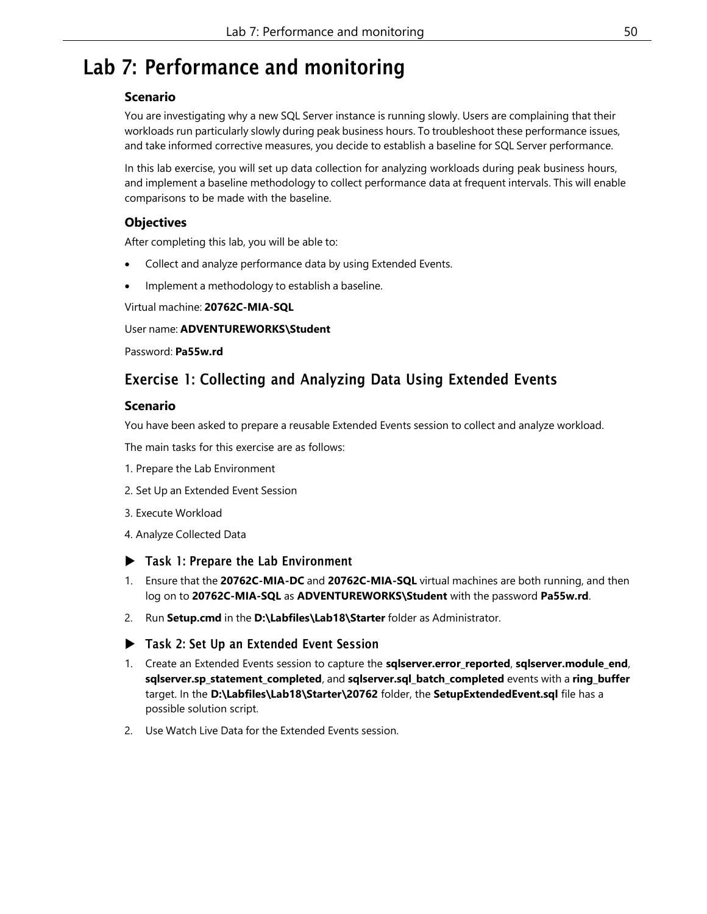# Lab 7: Performance and monitoring

### Scenario

You are investigating why a new SQL Server instance is running slowly. Users are complaining that their workloads run particularly slowly during peak business hours. To troubleshoot these performance issues, and take informed corrective measures, you decide to establish a baseline for SQL Server performance.

In this lab exercise, you will set up data collection for analyzing workloads during peak business hours, and implement a baseline methodology to collect performance data at frequent intervals. This will enable comparisons to be made with the baseline.

### Objectives

After completing this lab, you will be able to:

- Collect and analyze performance data by using Extended Events.
- Implement a methodology to establish a baseline.

Virtual machine: **20762C-MIA-SQL**

User name: **ADVENTUREWORKS\Student**

Password: **Pa55w.rd**

## Exercise 1: Collecting and Analyzing Data Using Extended Events

### Scenario

You have been asked to prepare a reusable Extended Events session to collect and analyze workload.

The main tasks for this exercise are as follows:

1. Prepare the Lab Environment
2. Set Up an Extended Event Session
3. Execute Workload
4. Analyze Collected Data

### ▶ Task 1: Prepare the Lab Environment

1. Ensure that the **20762C-MIA-DC** and **20762C-MIA-SQL** virtual machines are both running, and then log on to **20762C-MIA-SQL** as **ADVENTUREWORKS\Student** with the password **Pa55w.rd**.
2. Run **Setup.cmd** in the **D:\Labfiles\Lab18\Starter** folder as Administrator.

### ▶ Task 2: Set Up an Extended Event Session

1. Create an Extended Events session to capture the **sqlserver.error_reported**, **sqlserver.module_end**, **sqlserver.sp_statement_completed**, and **sqlserver.sql_batch_completed** events with a **ring_buffer** target. In the **D:\Labfiles\Lab18\Starter\20762** folder, the **SetupExtendedEvent.sql** file has a possible solution script.
2. Use Watch Live Data for the Extended Events session.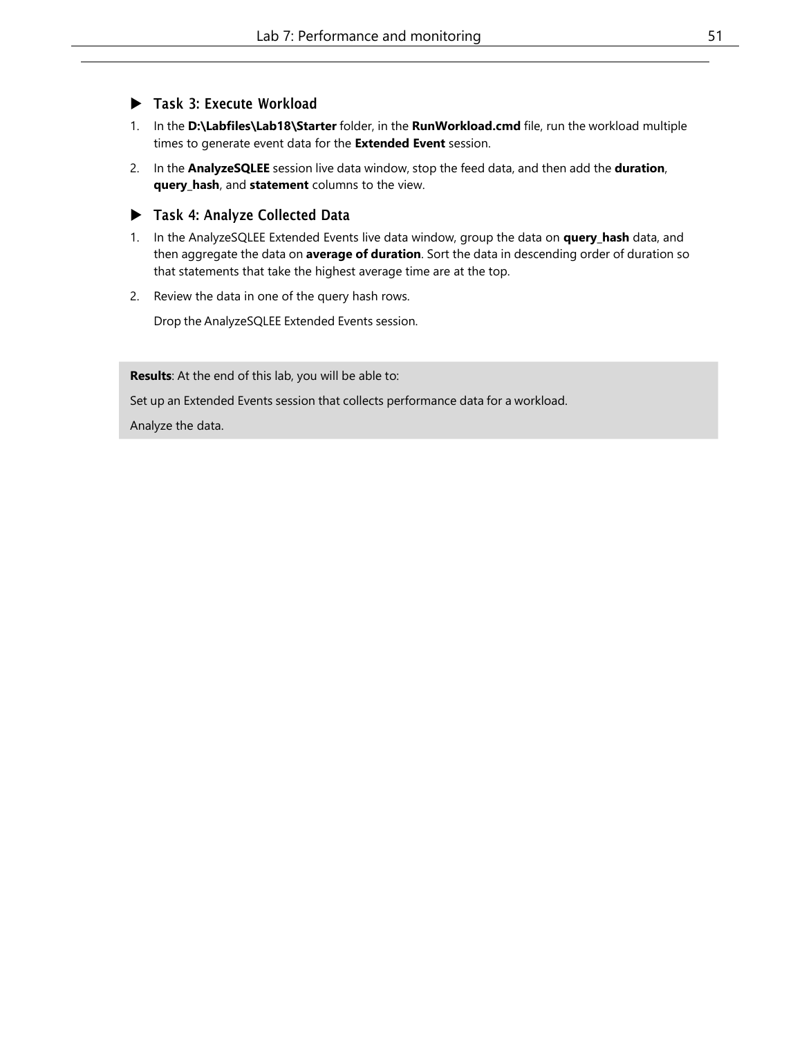### ▶ Task 3: Execute Workload

1. In the **D:\Labfiles\Lab18\Starter** folder, in the **RunWorkload.cmd** file, run the workload multiple times to generate event data for the **Extended Event** session.
2. In the **AnalyzeSQLEE** session live data window, stop the feed data, and then add the **duration**, **query_hash**, and **statement** columns to the view.

### ▶ Task 4: Analyze Collected Data

1. In the AnalyzeSQLEE Extended Events live data window, group the data on **query_hash** data, and then aggregate the data on **average of duration**. Sort the data in descending order of duration so that statements that take the highest average time are at the top.
2. Review the data in one of the query hash rows.

   Drop the AnalyzeSQLEE Extended Events session.

**Results**: At the end of this lab, you will be able to:

Set up an Extended Events session that collects performance data for a workload.

Analyze the data.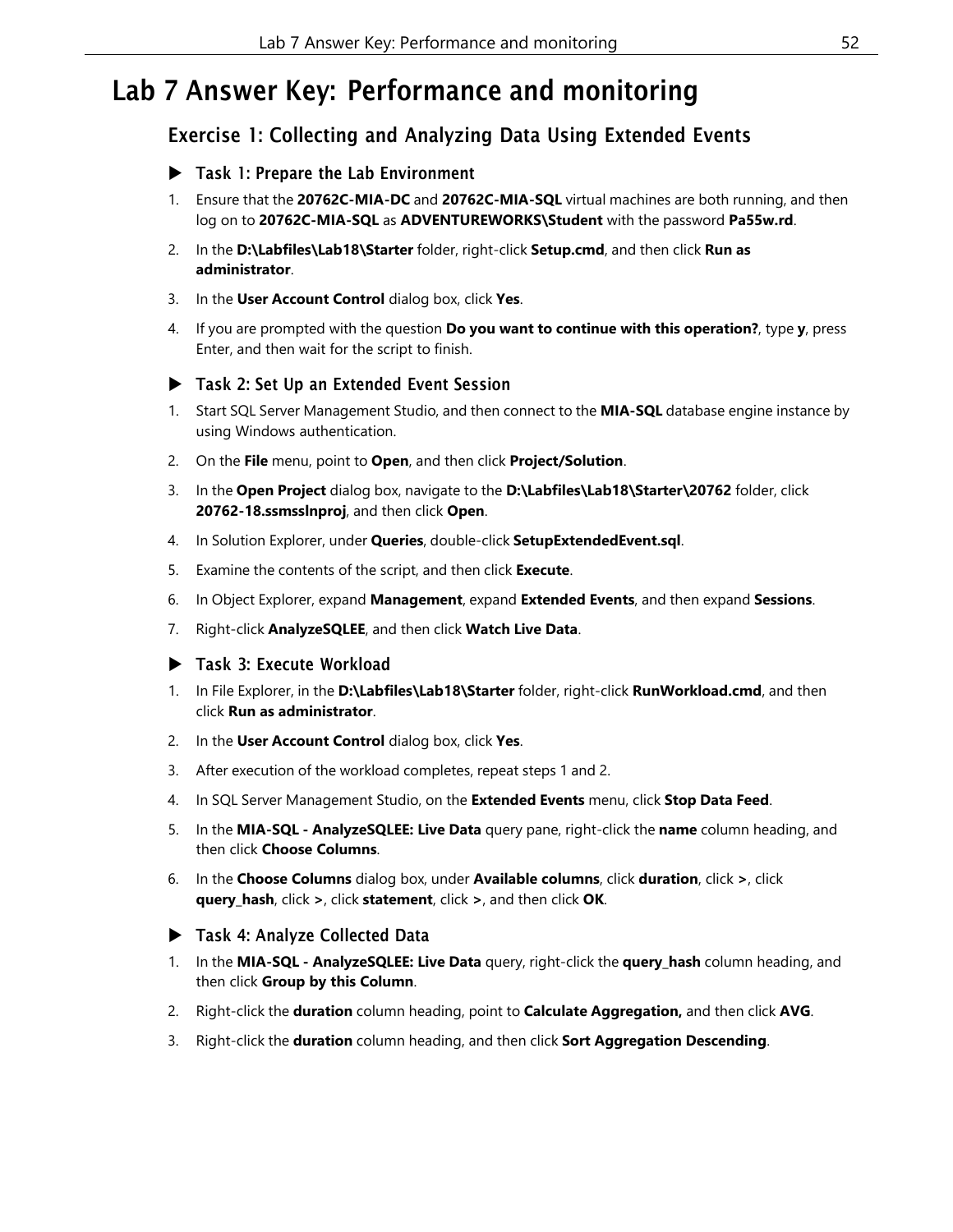# Lab 7 Answer Key: Performance and monitoring

## Exercise 1: Collecting and Analyzing Data Using Extended Events

### ▶ Task 1: Prepare the Lab Environment

1. Ensure that the **20762C-MIA-DC** and **20762C-MIA-SQL** virtual machines are both running, and then log on to **20762C-MIA-SQL** as **ADVENTUREWORKS\Student** with the password **Pa55w.rd**.
2. In the **D:\Labfiles\Lab18\Starter** folder, right-click **Setup.cmd**, and then click **Run as administrator**.
3. In the **User Account Control** dialog box, click **Yes**.
4. If you are prompted with the question **Do you want to continue with this operation?**, type **y**, press Enter, and then wait for the script to finish.

### ▶ Task 2: Set Up an Extended Event Session

1. Start SQL Server Management Studio, and then connect to the **MIA-SQL** database engine instance by using Windows authentication.
2. On the **File** menu, point to **Open**, and then click **Project/Solution**.
3. In the **Open Project** dialog box, navigate to the **D:\Labfiles\Lab18\Starter\20762** folder, click **20762-18.ssmsslnproj**, and then click **Open**.
4. In Solution Explorer, under **Queries**, double-click **SetupExtendedEvent.sql**.
5. Examine the contents of the script, and then click **Execute**.
6. In Object Explorer, expand **Management**, expand **Extended Events**, and then expand **Sessions**.
7. Right-click **AnalyzeSQLEE**, and then click **Watch Live Data**.

### ▶ Task 3: Execute Workload

1. In File Explorer, in the **D:\Labfiles\Lab18\Starter** folder, right-click **RunWorkload.cmd**, and then click **Run as administrator**.
2. In the **User Account Control** dialog box, click **Yes**.
3. After execution of the workload completes, repeat steps 1 and 2.
4. In SQL Server Management Studio, on the **Extended Events** menu, click **Stop Data Feed**.
5. In the **MIA-SQL - AnalyzeSQLEE: Live Data** query pane, right-click the **name** column heading, and then click **Choose Columns**.
6. In the **Choose Columns** dialog box, under **Available columns**, click **duration**, click **>**, click **query_hash**, click **>**, click **statement**, click **>**, and then click **OK**.

### ▶ Task 4: Analyze Collected Data

1. In the **MIA-SQL - AnalyzeSQLEE: Live Data** query, right-click the **query_hash** column heading, and then click **Group by this Column**.
2. Right-click the **duration** column heading, point to **Calculate Aggregation,** and then click **AVG**.
3. Right-click the **duration** column heading, and then click **Sort Aggregation Descending**.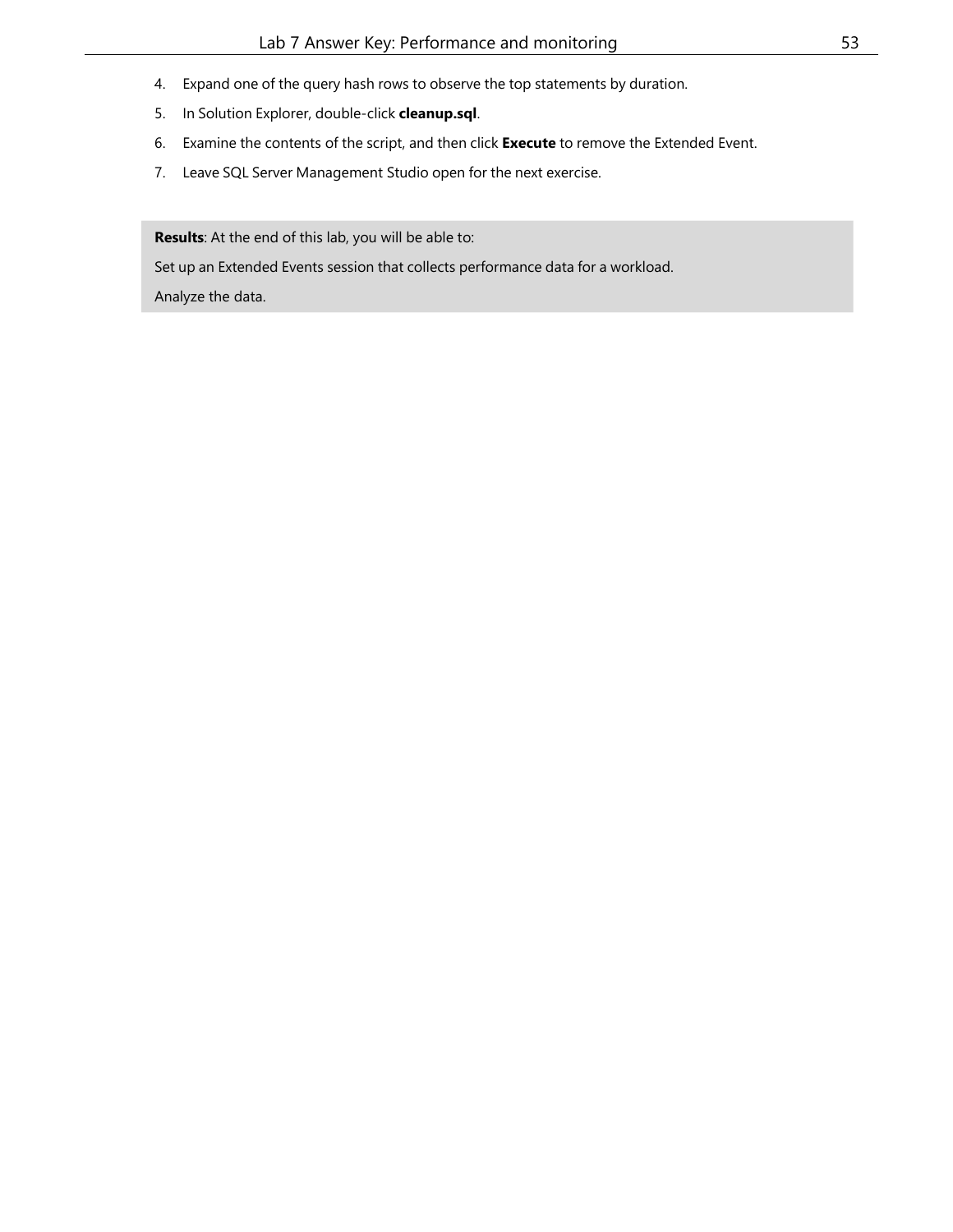4. Expand one of the query hash rows to observe the top statements by duration.
5. In Solution Explorer, double-click **cleanup.sql**.
6. Examine the contents of the script, and then click **Execute** to remove the Extended Event.
7. Leave SQL Server Management Studio open for the next exercise.

**Results**: At the end of this lab, you will be able to:

Set up an Extended Events session that collects performance data for a workload.

Analyze the data.